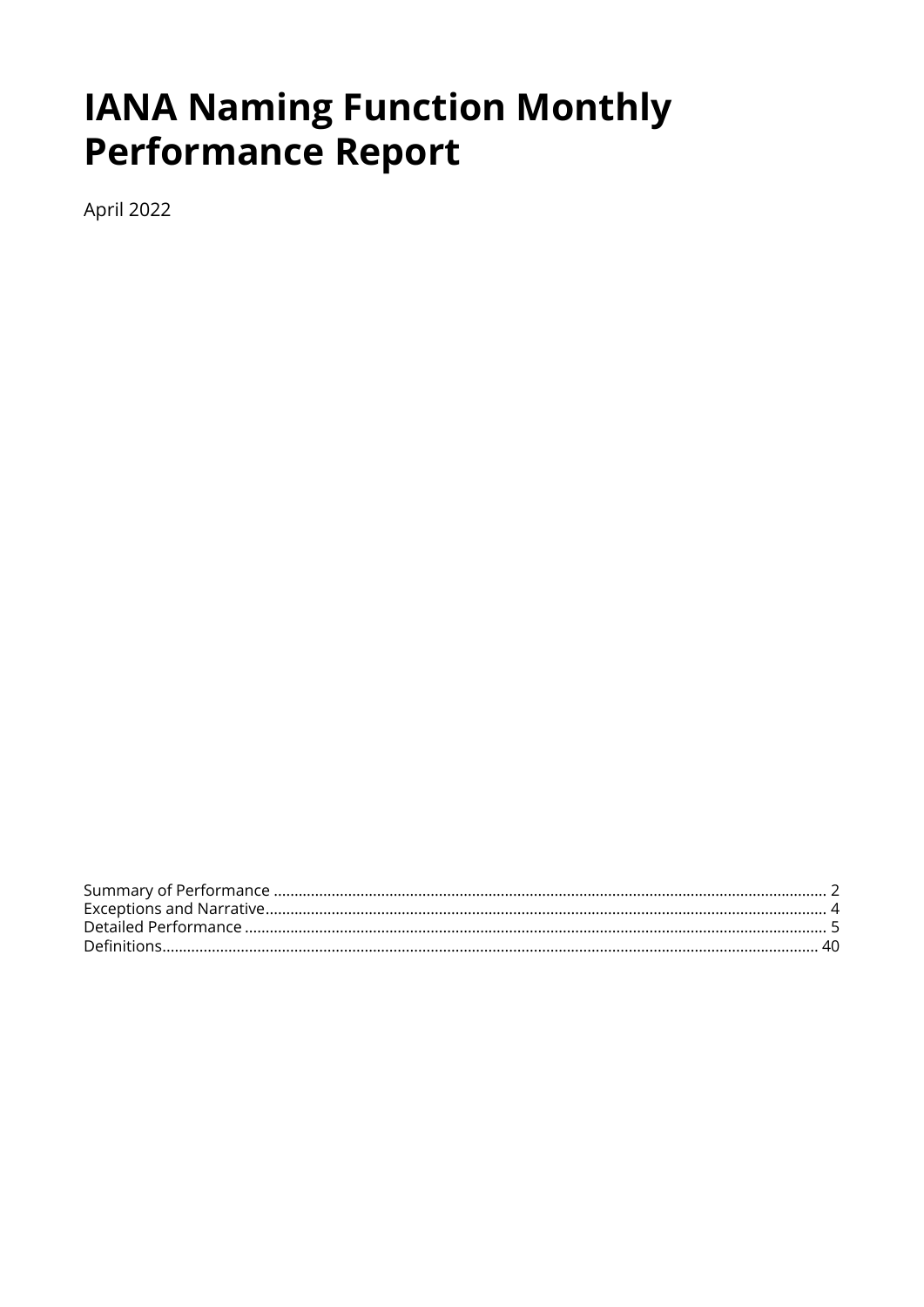# IANA Naming Function Monthly Performance Report

April 2022

Summary of Performance .................................................................................................................................... 2
Exceptions and Narrative...................................................................................................................................... 4
Detailed Performance ........................................................................................................................................... 5
Definitions............................................................................................................................................................. 40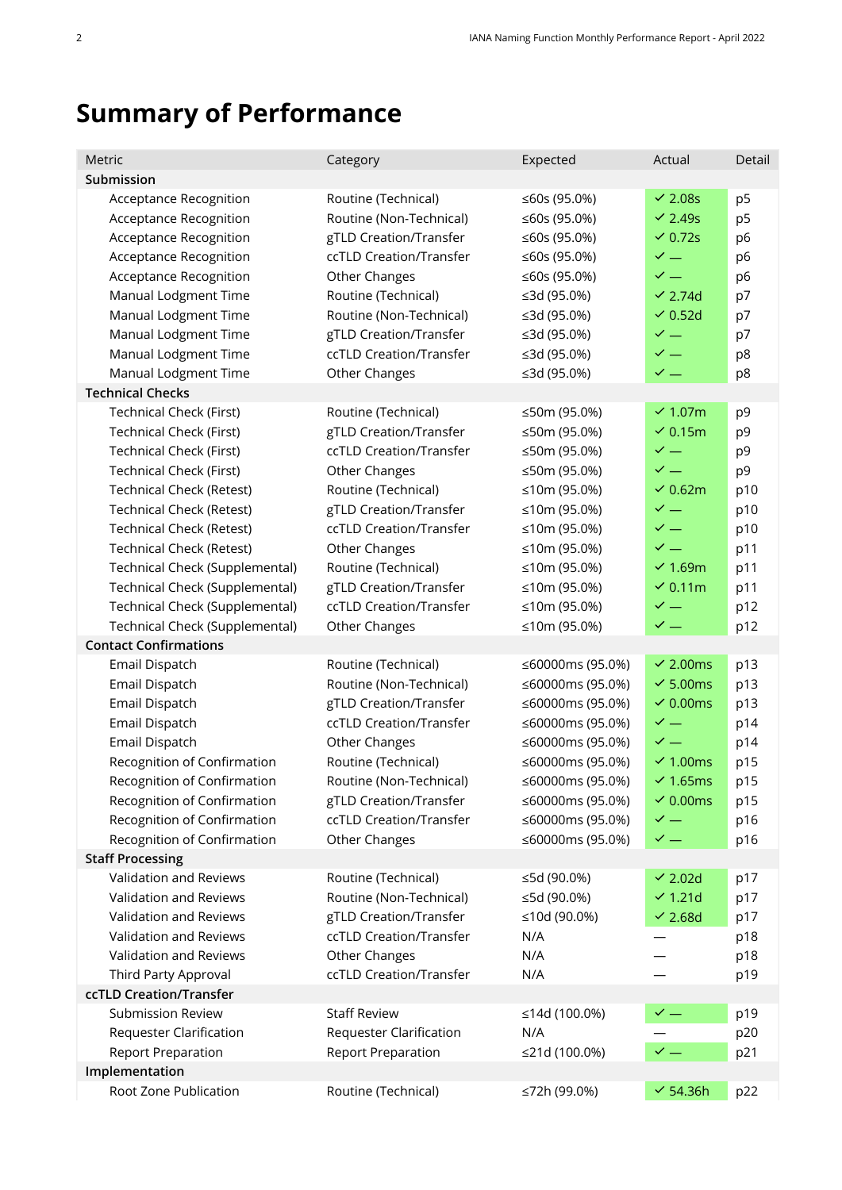# Summary of Performance

| Metric | Category | Expected | Actual | Detail |
|---|---|---|---|---|
| **Submission** | | | | |
| Acceptance Recognition | Routine (Technical) | ≤60s (95.0%) | ✓ 2.08s | p5 |
| Acceptance Recognition | Routine (Non-Technical) | ≤60s (95.0%) | ✓ 2.49s | p5 |
| Acceptance Recognition | gTLD Creation/Transfer | ≤60s (95.0%) | ✓ 0.72s | p6 |
| Acceptance Recognition | ccTLD Creation/Transfer | ≤60s (95.0%) | ✓ — | p6 |
| Acceptance Recognition | Other Changes | ≤60s (95.0%) | ✓ — | p6 |
| Manual Lodgment Time | Routine (Technical) | ≤3d (95.0%) | ✓ 2.74d | p7 |
| Manual Lodgment Time | Routine (Non-Technical) | ≤3d (95.0%) | ✓ 0.52d | p7 |
| Manual Lodgment Time | gTLD Creation/Transfer | ≤3d (95.0%) | ✓ — | p7 |
| Manual Lodgment Time | ccTLD Creation/Transfer | ≤3d (95.0%) | ✓ — | p8 |
| Manual Lodgment Time | Other Changes | ≤3d (95.0%) | ✓ — | p8 |
| **Technical Checks** | | | | |
| Technical Check (First) | Routine (Technical) | ≤50m (95.0%) | ✓ 1.07m | p9 |
| Technical Check (First) | gTLD Creation/Transfer | ≤50m (95.0%) | ✓ 0.15m | p9 |
| Technical Check (First) | ccTLD Creation/Transfer | ≤50m (95.0%) | ✓ — | p9 |
| Technical Check (First) | Other Changes | ≤50m (95.0%) | ✓ — | p9 |
| Technical Check (Retest) | Routine (Technical) | ≤10m (95.0%) | ✓ 0.62m | p10 |
| Technical Check (Retest) | gTLD Creation/Transfer | ≤10m (95.0%) | ✓ — | p10 |
| Technical Check (Retest) | ccTLD Creation/Transfer | ≤10m (95.0%) | ✓ — | p10 |
| Technical Check (Retest) | Other Changes | ≤10m (95.0%) | ✓ — | p11 |
| Technical Check (Supplemental) | Routine (Technical) | ≤10m (95.0%) | ✓ 1.69m | p11 |
| Technical Check (Supplemental) | gTLD Creation/Transfer | ≤10m (95.0%) | ✓ 0.11m | p11 |
| Technical Check (Supplemental) | ccTLD Creation/Transfer | ≤10m (95.0%) | ✓ — | p12 |
| Technical Check (Supplemental) | Other Changes | ≤10m (95.0%) | ✓ — | p12 |
| **Contact Confirmations** | | | | |
| Email Dispatch | Routine (Technical) | ≤60000ms (95.0%) | ✓ 2.00ms | p13 |
| Email Dispatch | Routine (Non-Technical) | ≤60000ms (95.0%) | ✓ 5.00ms | p13 |
| Email Dispatch | gTLD Creation/Transfer | ≤60000ms (95.0%) | ✓ 0.00ms | p13 |
| Email Dispatch | ccTLD Creation/Transfer | ≤60000ms (95.0%) | ✓ — | p14 |
| Email Dispatch | Other Changes | ≤60000ms (95.0%) | ✓ — | p14 |
| Recognition of Confirmation | Routine (Technical) | ≤60000ms (95.0%) | ✓ 1.00ms | p15 |
| Recognition of Confirmation | Routine (Non-Technical) | ≤60000ms (95.0%) | ✓ 1.65ms | p15 |
| Recognition of Confirmation | gTLD Creation/Transfer | ≤60000ms (95.0%) | ✓ 0.00ms | p15 |
| Recognition of Confirmation | ccTLD Creation/Transfer | ≤60000ms (95.0%) | ✓ — | p16 |
| Recognition of Confirmation | Other Changes | ≤60000ms (95.0%) | ✓ — | p16 |
| **Staff Processing** | | | | |
| Validation and Reviews | Routine (Technical) | ≤5d (90.0%) | ✓ 2.02d | p17 |
| Validation and Reviews | Routine (Non-Technical) | ≤5d (90.0%) | ✓ 1.21d | p17 |
| Validation and Reviews | gTLD Creation/Transfer | ≤10d (90.0%) | ✓ 2.68d | p17 |
| Validation and Reviews | ccTLD Creation/Transfer | N/A | — | p18 |
| Validation and Reviews | Other Changes | N/A | — | p18 |
| Third Party Approval | ccTLD Creation/Transfer | N/A | — | p19 |
| **ccTLD Creation/Transfer** | | | | |
| Submission Review | Staff Review | ≤14d (100.0%) | ✓ — | p19 |
| Requester Clarification | Requester Clarification | N/A | — | p20 |
| Report Preparation | Report Preparation | ≤21d (100.0%) | ✓ — | p21 |
| **Implementation** | | | | |
| Root Zone Publication | Routine (Technical) | ≤72h (99.0%) | ✓ 54.36h | p22 |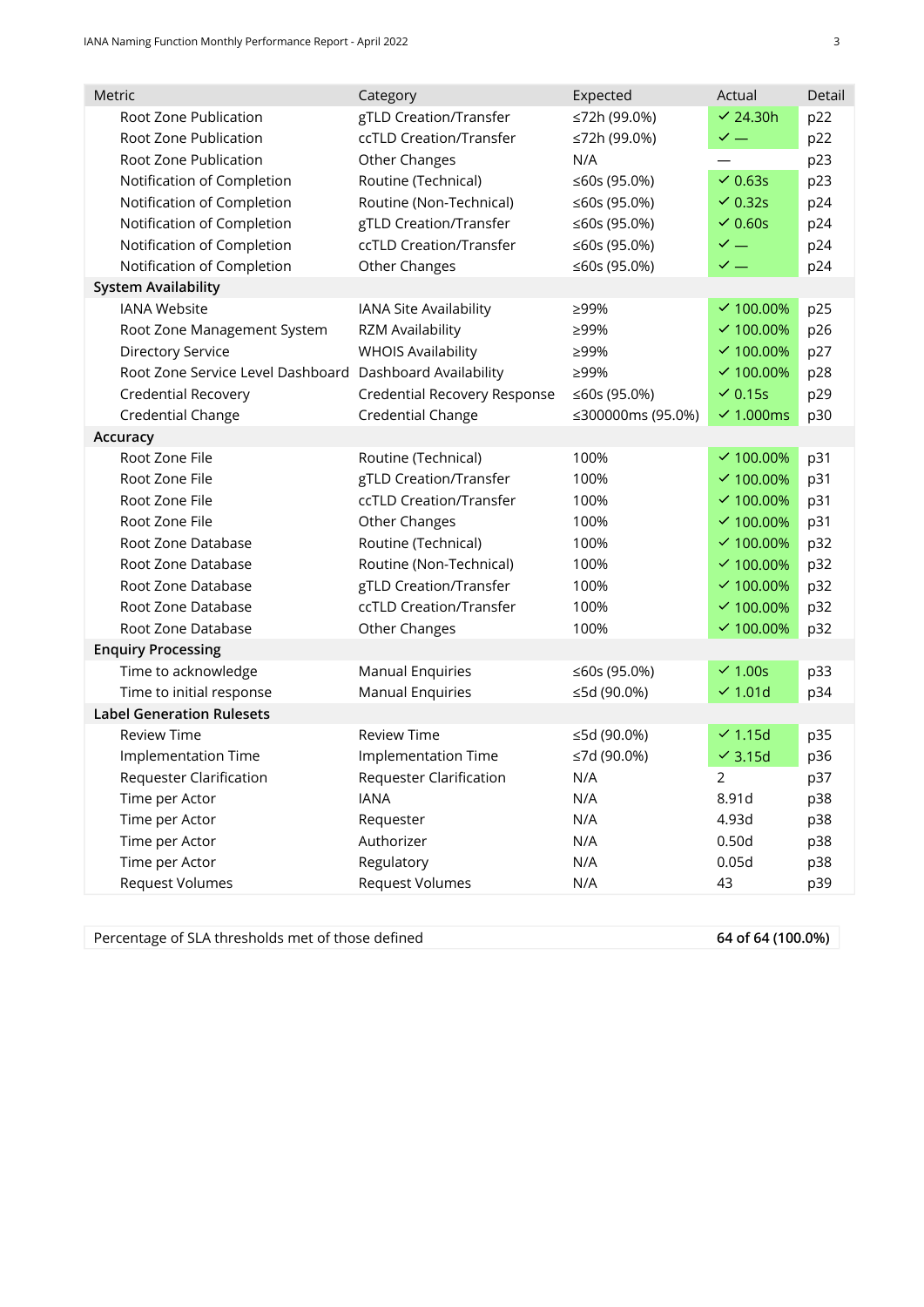| Metric | Category | Expected | Actual | Detail |
|---|---|---|---|---|
| Root Zone Publication | gTLD Creation/Transfer | ≤72h (99.0%) | ✓ 24.30h | p22 |
| Root Zone Publication | ccTLD Creation/Transfer | ≤72h (99.0%) | ✓ — | p22 |
| Root Zone Publication | Other Changes | N/A | — | p23 |
| Notification of Completion | Routine (Technical) | ≤60s (95.0%) | ✓ 0.63s | p23 |
| Notification of Completion | Routine (Non-Technical) | ≤60s (95.0%) | ✓ 0.32s | p24 |
| Notification of Completion | gTLD Creation/Transfer | ≤60s (95.0%) | ✓ 0.60s | p24 |
| Notification of Completion | ccTLD Creation/Transfer | ≤60s (95.0%) | ✓ — | p24 |
| Notification of Completion | Other Changes | ≤60s (95.0%) | ✓ — | p24 |
| **System Availability** | | | | |
| IANA Website | IANA Site Availability | ≥99% | ✓ 100.00% | p25 |
| Root Zone Management System | RZM Availability | ≥99% | ✓ 100.00% | p26 |
| Directory Service | WHOIS Availability | ≥99% | ✓ 100.00% | p27 |
| Root Zone Service Level Dashboard | Dashboard Availability | ≥99% | ✓ 100.00% | p28 |
| Credential Recovery | Credential Recovery Response | ≤60s (95.0%) | ✓ 0.15s | p29 |
| Credential Change | Credential Change | ≤300000ms (95.0%) | ✓ 1.000ms | p30 |
| **Accuracy** | | | | |
| Root Zone File | Routine (Technical) | 100% | ✓ 100.00% | p31 |
| Root Zone File | gTLD Creation/Transfer | 100% | ✓ 100.00% | p31 |
| Root Zone File | ccTLD Creation/Transfer | 100% | ✓ 100.00% | p31 |
| Root Zone File | Other Changes | 100% | ✓ 100.00% | p31 |
| Root Zone Database | Routine (Technical) | 100% | ✓ 100.00% | p32 |
| Root Zone Database | Routine (Non-Technical) | 100% | ✓ 100.00% | p32 |
| Root Zone Database | gTLD Creation/Transfer | 100% | ✓ 100.00% | p32 |
| Root Zone Database | ccTLD Creation/Transfer | 100% | ✓ 100.00% | p32 |
| Root Zone Database | Other Changes | 100% | ✓ 100.00% | p32 |
| **Enquiry Processing** | | | | |
| Time to acknowledge | Manual Enquiries | ≤60s (95.0%) | ✓ 1.00s | p33 |
| Time to initial response | Manual Enquiries | ≤5d (90.0%) | ✓ 1.01d | p34 |
| **Label Generation Rulesets** | | | | |
| Review Time | Review Time | ≤5d (90.0%) | ✓ 1.15d | p35 |
| Implementation Time | Implementation Time | ≤7d (90.0%) | ✓ 3.15d | p36 |
| Requester Clarification | Requester Clarification | N/A | 2 | p37 |
| Time per Actor | IANA | N/A | 8.91d | p38 |
| Time per Actor | Requester | N/A | 4.93d | p38 |
| Time per Actor | Authorizer | N/A | 0.50d | p38 |
| Time per Actor | Regulatory | N/A | 0.05d | p38 |
| Request Volumes | Request Volumes | N/A | 43 | p39 |

| Percentage of SLA thresholds met of those defined | **64 of 64 (100.0%)** |
|---|---|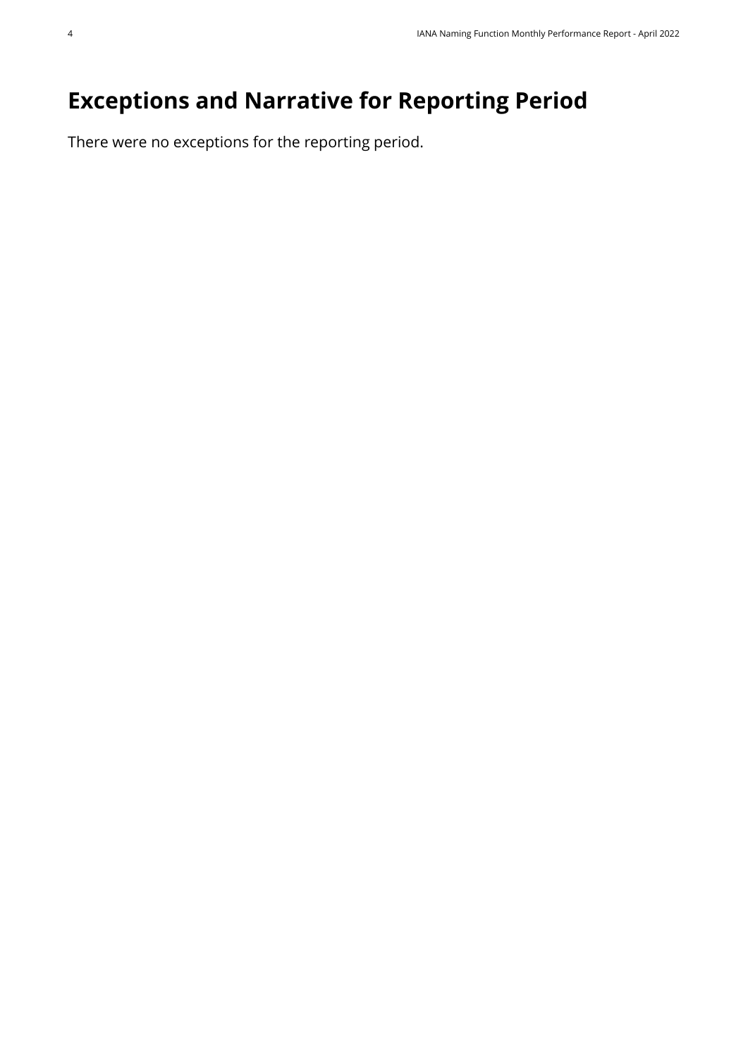# Exceptions and Narrative for Reporting Period

There were no exceptions for the reporting period.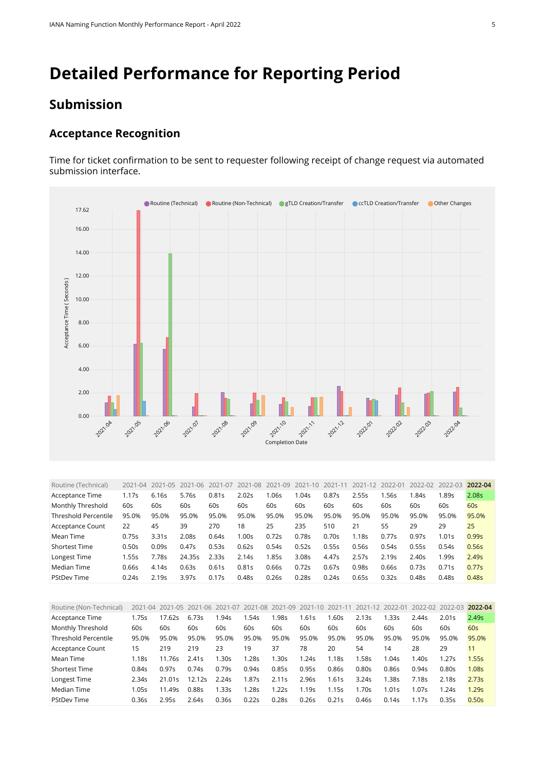# Detailed Performance for Reporting Period

## Submission

### Acceptance Recognition

Time for ticket confirmation to be sent to requester following receipt of change request via automated submission interface.

| Routine (Technical) | 2021-04 | 2021-05 | 2021-06 | 2021-07 | 2021-08 | 2021-09 | 2021-10 | 2021-11 | 2021-12 | 2022-01 | 2022-02 | 2022-03 | **2022-04** |
|---|---|---|---|---|---|---|---|---|---|---|---|---|---|
| Acceptance Time | 1.17s | 6.16s | 5.76s | 0.81s | 2.02s | 1.06s | 1.04s | 0.87s | 2.55s | 1.56s | 1.84s | 1.89s | 2.08s |
| Monthly Threshold | 60s | 60s | 60s | 60s | 60s | 60s | 60s | 60s | 60s | 60s | 60s | 60s | 60s |
| Threshold Percentile | 95.0% | 95.0% | 95.0% | 95.0% | 95.0% | 95.0% | 95.0% | 95.0% | 95.0% | 95.0% | 95.0% | 95.0% | 95.0% |
| Acceptance Count | 22 | 45 | 39 | 270 | 18 | 25 | 235 | 510 | 21 | 55 | 29 | 29 | 25 |
| Mean Time | 0.75s | 3.31s | 2.08s | 0.64s | 1.00s | 0.72s | 0.78s | 0.70s | 1.18s | 0.77s | 0.97s | 1.01s | 0.99s |
| Shortest Time | 0.50s | 0.09s | 0.47s | 0.53s | 0.62s | 0.54s | 0.52s | 0.55s | 0.56s | 0.54s | 0.55s | 0.54s | 0.56s |
| Longest Time | 1.55s | 7.78s | 24.35s | 2.33s | 2.14s | 1.85s | 3.08s | 4.47s | 2.57s | 2.19s | 2.40s | 1.99s | 2.49s |
| Median Time | 0.66s | 4.14s | 0.63s | 0.61s | 0.81s | 0.66s | 0.72s | 0.67s | 0.98s | 0.66s | 0.73s | 0.71s | 0.77s |
| PStDev Time | 0.24s | 2.19s | 3.97s | 0.17s | 0.48s | 0.26s | 0.28s | 0.24s | 0.65s | 0.32s | 0.48s | 0.48s | 0.48s |

| Routine (Non-Technical) | 2021-04 | 2021-05 | 2021-06 | 2021-07 | 2021-08 | 2021-09 | 2021-10 | 2021-11 | 2021-12 | 2022-01 | 2022-02 | 2022-03 | **2022-04** |
|---|---|---|---|---|---|---|---|---|---|---|---|---|---|
| Acceptance Time | 1.75s | 17.62s | 6.73s | 1.94s | 1.54s | 1.98s | 1.61s | 1.60s | 2.13s | 1.33s | 2.44s | 2.01s | 2.49s |
| Monthly Threshold | 60s | 60s | 60s | 60s | 60s | 60s | 60s | 60s | 60s | 60s | 60s | 60s | 60s |
| Threshold Percentile | 95.0% | 95.0% | 95.0% | 95.0% | 95.0% | 95.0% | 95.0% | 95.0% | 95.0% | 95.0% | 95.0% | 95.0% | 95.0% |
| Acceptance Count | 15 | 219 | 219 | 23 | 19 | 37 | 78 | 20 | 54 | 14 | 28 | 29 | 11 |
| Mean Time | 1.18s | 11.76s | 2.41s | 1.30s | 1.28s | 1.30s | 1.24s | 1.18s | 1.58s | 1.04s | 1.40s | 1.27s | 1.55s |
| Shortest Time | 0.84s | 0.97s | 0.74s | 0.79s | 0.94s | 0.85s | 0.95s | 0.86s | 0.80s | 0.86s | 0.94s | 0.80s | 1.08s |
| Longest Time | 2.34s | 21.01s | 12.12s | 2.24s | 1.87s | 2.11s | 2.96s | 1.61s | 3.24s | 1.38s | 7.18s | 2.18s | 2.73s |
| Median Time | 1.05s | 11.49s | 0.88s | 1.33s | 1.28s | 1.22s | 1.19s | 1.15s | 1.70s | 1.01s | 1.07s | 1.24s | 1.29s |
| PStDev Time | 0.36s | 2.95s | 2.64s | 0.36s | 0.22s | 0.28s | 0.26s | 0.21s | 0.46s | 0.14s | 1.17s | 0.35s | 0.50s |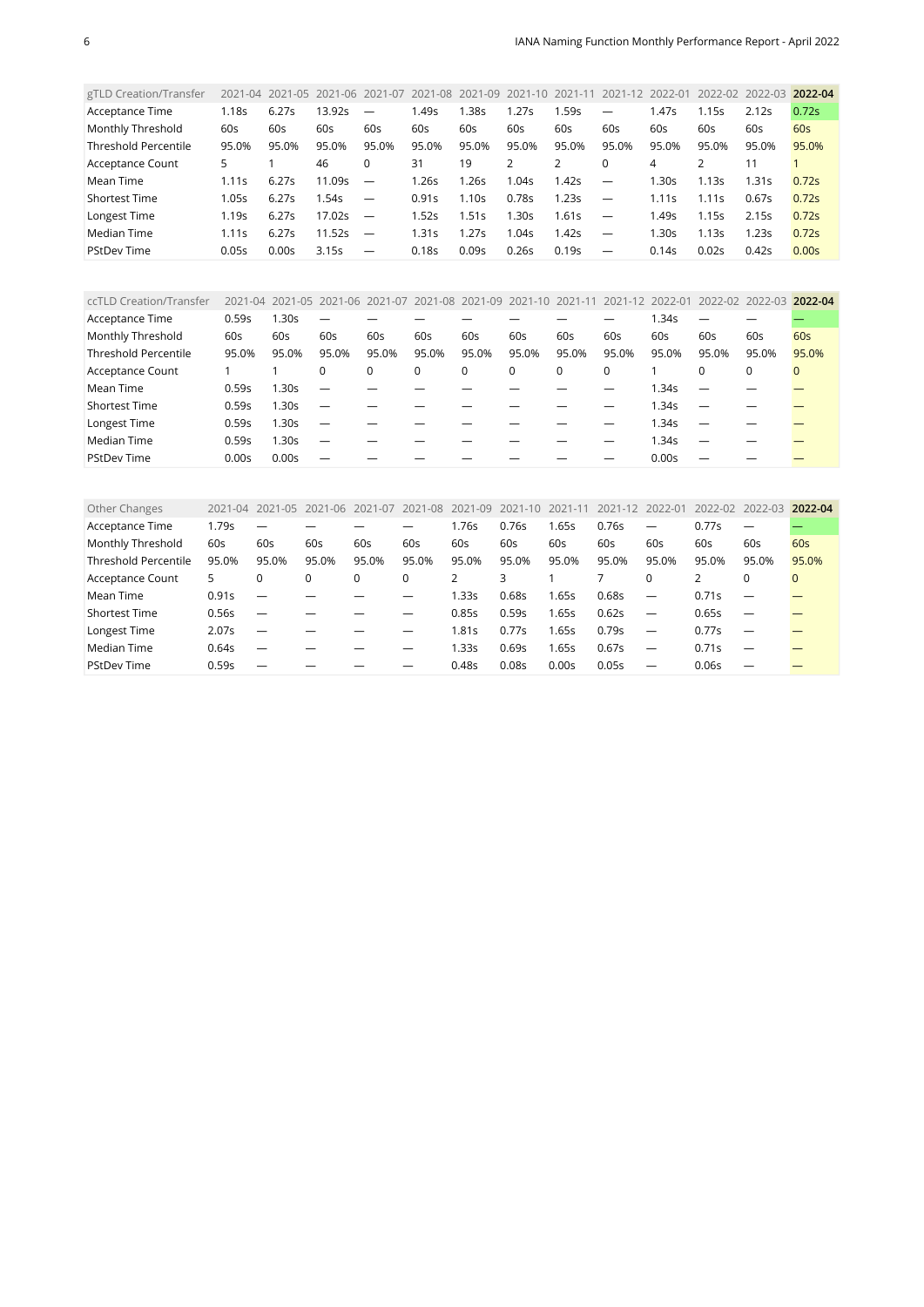| gTLD Creation/Transfer | 2021-04 | 2021-05 | 2021-06 | 2021-07 | 2021-08 | 2021-09 | 2021-10 | 2021-11 | 2021-12 | 2022-01 | 2022-02 | 2022-03 | **2022-04** |
|---|---|---|---|---|---|---|---|---|---|---|---|---|---|
| Acceptance Time | 1.18s | 6.27s | 13.92s | — | 1.49s | 1.38s | 1.27s | 1.59s | — | 1.47s | 1.15s | 2.12s | 0.72s |
| Monthly Threshold | 60s | 60s | 60s | 60s | 60s | 60s | 60s | 60s | 60s | 60s | 60s | 60s | 60s |
| Threshold Percentile | 95.0% | 95.0% | 95.0% | 95.0% | 95.0% | 95.0% | 95.0% | 95.0% | 95.0% | 95.0% | 95.0% | 95.0% | 95.0% |
| Acceptance Count | 5 | 1 | 46 | 0 | 31 | 19 | 2 | 2 | 0 | 4 | 2 | 11 | 1 |
| Mean Time | 1.11s | 6.27s | 11.09s | — | 1.26s | 1.26s | 1.04s | 1.42s | — | 1.30s | 1.13s | 1.31s | 0.72s |
| Shortest Time | 1.05s | 6.27s | 1.54s | — | 0.91s | 1.10s | 0.78s | 1.23s | — | 1.11s | 1.11s | 0.67s | 0.72s |
| Longest Time | 1.19s | 6.27s | 17.02s | — | 1.52s | 1.51s | 1.30s | 1.61s | — | 1.49s | 1.15s | 2.15s | 0.72s |
| Median Time | 1.11s | 6.27s | 11.52s | — | 1.31s | 1.27s | 1.04s | 1.42s | — | 1.30s | 1.13s | 1.23s | 0.72s |
| PStdDev Time | 0.05s | 0.00s | 3.15s | — | 0.18s | 0.09s | 0.26s | 0.19s | — | 0.14s | 0.02s | 0.42s | 0.00s |

| ccTLD Creation/Transfer | 2021-04 | 2021-05 | 2021-06 | 2021-07 | 2021-08 | 2021-09 | 2021-10 | 2021-11 | 2021-12 | 2022-01 | 2022-02 | 2022-03 | **2022-04** |
|---|---|---|---|---|---|---|---|---|---|---|---|---|---|
| Acceptance Time | 0.59s | 1.30s | — | — | — | — | — | — | — | 1.34s | — | — | — |
| Monthly Threshold | 60s | 60s | 60s | 60s | 60s | 60s | 60s | 60s | 60s | 60s | 60s | 60s | 60s |
| Threshold Percentile | 95.0% | 95.0% | 95.0% | 95.0% | 95.0% | 95.0% | 95.0% | 95.0% | 95.0% | 95.0% | 95.0% | 95.0% | 95.0% |
| Acceptance Count | 1 | 1 | 0 | 0 | 0 | 0 | 0 | 0 | 0 | 1 | 0 | 0 | 0 |
| Mean Time | 0.59s | 1.30s | — | — | — | — | — | — | — | 1.34s | — | — | — |
| Shortest Time | 0.59s | 1.30s | — | — | — | — | — | — | — | 1.34s | — | — | — |
| Longest Time | 0.59s | 1.30s | — | — | — | — | — | — | — | 1.34s | — | — | — |
| Median Time | 0.59s | 1.30s | — | — | — | — | — | — | — | 1.34s | — | — | — |
| PStdDev Time | 0.00s | 0.00s | — | — | — | — | — | — | — | 0.00s | — | — | — |

| Other Changes | 2021-04 | 2021-05 | 2021-06 | 2021-07 | 2021-08 | 2021-09 | 2021-10 | 2021-11 | 2021-12 | 2022-01 | 2022-02 | 2022-03 | **2022-04** |
|---|---|---|---|---|---|---|---|---|---|---|---|---|---|
| Acceptance Time | 1.79s | — | — | — | — | 1.76s | 0.76s | 1.65s | 0.76s | — | 0.77s | — | — |
| Monthly Threshold | 60s | 60s | 60s | 60s | 60s | 60s | 60s | 60s | 60s | 60s | 60s | 60s | 60s |
| Threshold Percentile | 95.0% | 95.0% | 95.0% | 95.0% | 95.0% | 95.0% | 95.0% | 95.0% | 95.0% | 95.0% | 95.0% | 95.0% | 95.0% |
| Acceptance Count | 5 | 0 | 0 | 0 | 0 | 2 | 3 | 1 | 7 | 0 | 2 | 0 | 0 |
| Mean Time | 0.91s | — | — | — | — | 1.33s | 0.68s | 1.65s | 0.68s | — | 0.71s | — | — |
| Shortest Time | 0.56s | — | — | — | — | 0.85s | 0.59s | 1.65s | 0.62s | — | 0.65s | — | — |
| Longest Time | 2.07s | — | — | — | — | 1.81s | 0.77s | 1.65s | 0.79s | — | 0.77s | — | — |
| Median Time | 0.64s | — | — | — | — | 1.33s | 0.69s | 1.65s | 0.67s | — | 0.71s | — | — |
| PStdDev Time | 0.59s | — | — | — | — | 0.48s | 0.08s | 0.00s | 0.05s | — | 0.06s | — | — |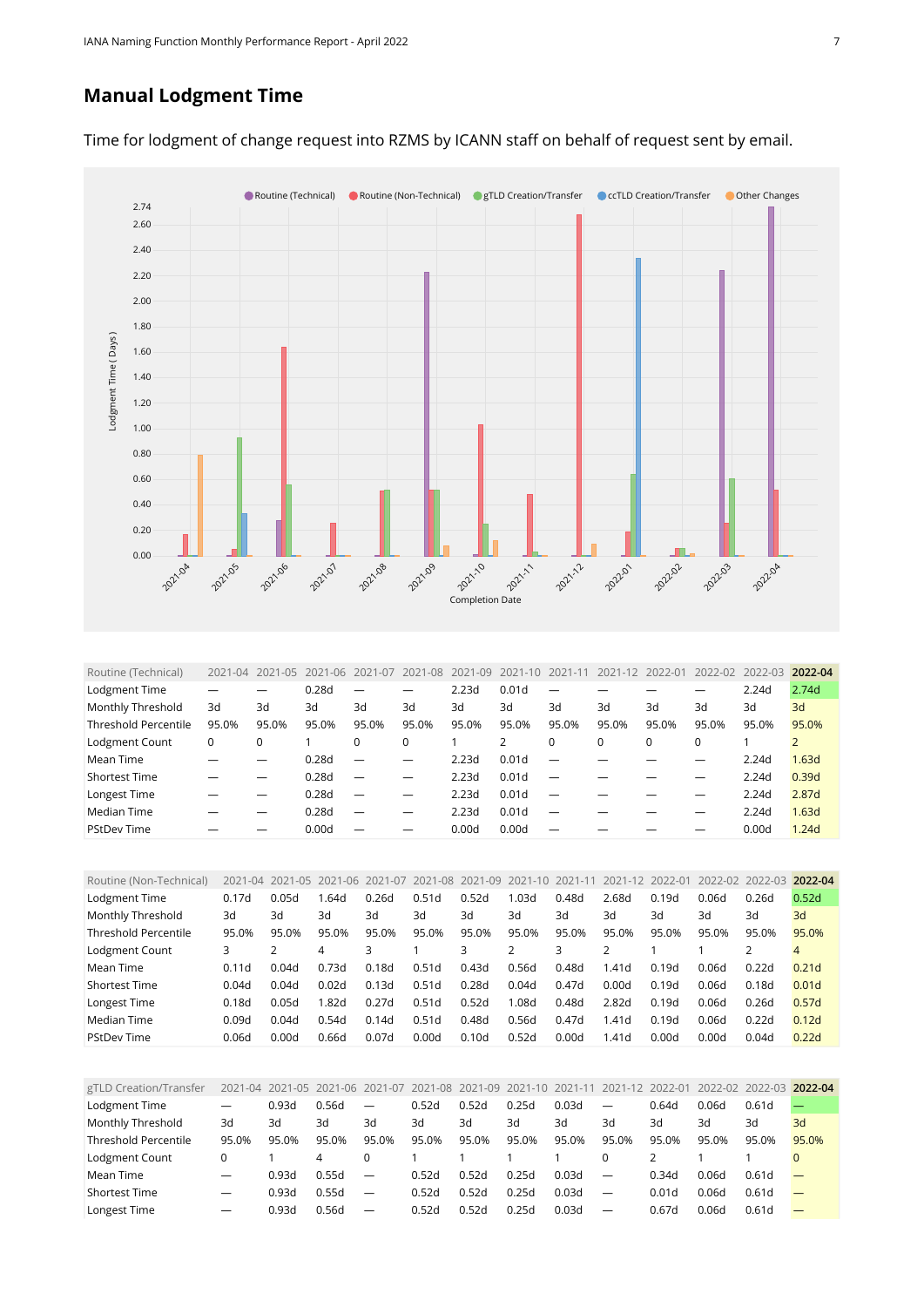## Manual Lodgment Time

Time for lodgment of change request into RZMS by ICANN staff on behalf of request sent by email.

| Routine (Technical) | 2021-04 | 2021-05 | 2021-06 | 2021-07 | 2021-08 | 2021-09 | 2021-10 | 2021-11 | 2021-12 | 2022-01 | 2022-02 | 2022-03 | **2022-04** |
|---|---|---|---|---|---|---|---|---|---|---|---|---|---|
| Lodgment Time | — | — | 0.28d | — | — | 2.23d | 0.01d | — | — | — | — | 2.24d | 2.74d |
| Monthly Threshold | 3d | 3d | 3d | 3d | 3d | 3d | 3d | 3d | 3d | 3d | 3d | 3d | 3d |
| Threshold Percentile | 95.0% | 95.0% | 95.0% | 95.0% | 95.0% | 95.0% | 95.0% | 95.0% | 95.0% | 95.0% | 95.0% | 95.0% | 95.0% |
| Lodgment Count | 0 | 0 | 1 | 0 | 0 | 1 | 2 | 0 | 0 | 0 | 0 | 1 | 2 |
| Mean Time | — | — | 0.28d | — | — | 2.23d | 0.01d | — | — | — | — | 2.24d | 1.63d |
| Shortest Time | — | — | 0.28d | — | — | 2.23d | 0.01d | — | — | — | — | 2.24d | 0.39d |
| Longest Time | — | — | 0.28d | — | — | 2.23d | 0.01d | — | — | — | — | 2.24d | 2.87d |
| Median Time | — | — | 0.28d | — | — | 2.23d | 0.01d | — | — | — | — | 2.24d | 1.63d |
| PStdDev Time | — | — | 0.00d | — | — | 0.00d | 0.00d | — | — | — | — | 0.00d | 1.24d |

| Routine (Non-Technical) | 2021-04 | 2021-05 | 2021-06 | 2021-07 | 2021-08 | 2021-09 | 2021-10 | 2021-11 | 2021-12 | 2022-01 | 2022-02 | 2022-03 | **2022-04** |
|---|---|---|---|---|---|---|---|---|---|---|---|---|---|
| Lodgment Time | 0.17d | 0.05d | 1.64d | 0.26d | 0.51d | 0.52d | 1.03d | 0.48d | 2.68d | 0.19d | 0.06d | 0.26d | 0.52d |
| Monthly Threshold | 3d | 3d | 3d | 3d | 3d | 3d | 3d | 3d | 3d | 3d | 3d | 3d | 3d |
| Threshold Percentile | 95.0% | 95.0% | 95.0% | 95.0% | 95.0% | 95.0% | 95.0% | 95.0% | 95.0% | 95.0% | 95.0% | 95.0% | 95.0% |
| Lodgment Count | 3 | 2 | 4 | 3 | 1 | 3 | 2 | 3 | 2 | 1 | 1 | 2 | 4 |
| Mean Time | 0.11d | 0.04d | 0.73d | 0.18d | 0.51d | 0.43d | 0.56d | 0.48d | 1.41d | 0.19d | 0.06d | 0.22d | 0.21d |
| Shortest Time | 0.04d | 0.04d | 0.02d | 0.13d | 0.51d | 0.28d | 0.04d | 0.47d | 0.00d | 0.19d | 0.06d | 0.18d | 0.01d |
| Longest Time | 0.18d | 0.05d | 1.82d | 0.27d | 0.51d | 0.52d | 1.08d | 0.48d | 2.82d | 0.19d | 0.06d | 0.26d | 0.57d |
| Median Time | 0.09d | 0.04d | 0.54d | 0.14d | 0.51d | 0.48d | 0.56d | 0.47d | 1.41d | 0.19d | 0.06d | 0.22d | 0.12d |
| PStdDev Time | 0.06d | 0.00d | 0.66d | 0.07d | 0.00d | 0.10d | 0.52d | 0.00d | 1.41d | 0.00d | 0.00d | 0.04d | 0.22d |

| gTLD Creation/Transfer | 2021-04 | 2021-05 | 2021-06 | 2021-07 | 2021-08 | 2021-09 | 2021-10 | 2021-11 | 2021-12 | 2022-01 | 2022-02 | 2022-03 | **2022-04** |
|---|---|---|---|---|---|---|---|---|---|---|---|---|---|
| Lodgment Time | — | 0.93d | 0.56d | — | 0.52d | 0.52d | 0.25d | 0.03d | — | 0.64d | 0.06d | 0.61d | — |
| Monthly Threshold | 3d | 3d | 3d | 3d | 3d | 3d | 3d | 3d | 3d | 3d | 3d | 3d | 3d |
| Threshold Percentile | 95.0% | 95.0% | 95.0% | 95.0% | 95.0% | 95.0% | 95.0% | 95.0% | 95.0% | 95.0% | 95.0% | 95.0% | 95.0% |
| Lodgment Count | 0 | 1 | 4 | 0 | 1 | 1 | 1 | 1 | 0 | 2 | 1 | 1 | 0 |
| Mean Time | — | 0.93d | 0.55d | — | 0.52d | 0.52d | 0.25d | 0.03d | — | 0.34d | 0.06d | 0.61d | — |
| Shortest Time | — | 0.93d | 0.55d | — | 0.52d | 0.52d | 0.25d | 0.03d | — | 0.01d | 0.06d | 0.61d | — |
| Longest Time | — | 0.93d | 0.56d | — | 0.52d | 0.52d | 0.25d | 0.03d | — | 0.67d | 0.06d | 0.61d | — |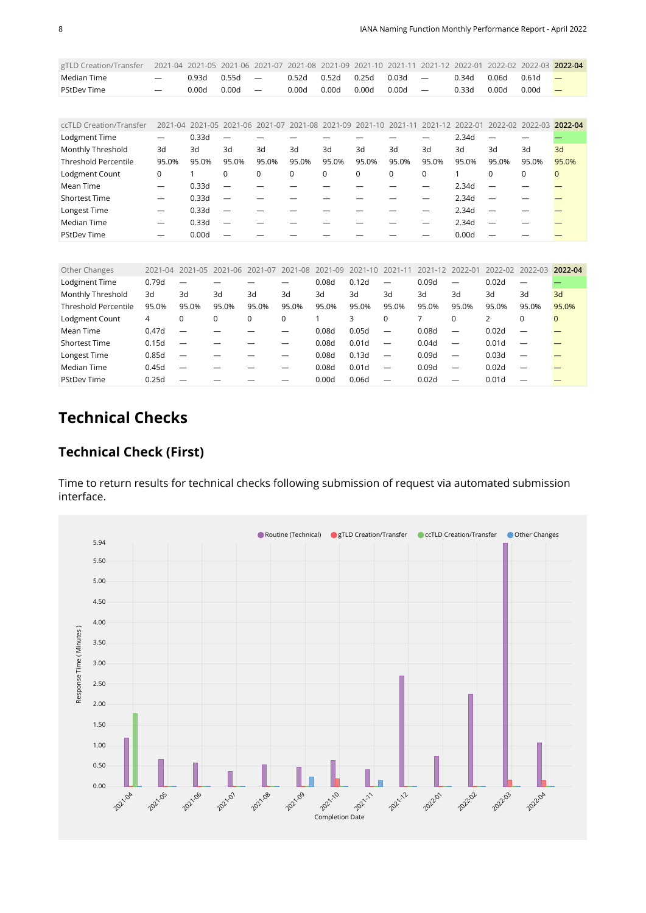| gTLD Creation/Transfer | 2021-04 | 2021-05 | 2021-06 | 2021-07 | 2021-08 | 2021-09 | 2021-10 | 2021-11 | 2021-12 | 2022-01 | 2022-02 | 2022-03 | **2022-04** |
|---|---|---|---|---|---|---|---|---|---|---|---|---|---|
| Median Time | — | 0.93d | 0.55d | — | 0.52d | 0.52d | 0.25d | 0.03d | — | 0.34d | 0.06d | 0.61d | — |
| PStdev Time | — | 0.00d | 0.00d | — | 0.00d | 0.00d | 0.00d | 0.00d | — | 0.33d | 0.00d | 0.00d | — |

| ccTLD Creation/Transfer | 2021-04 | 2021-05 | 2021-06 | 2021-07 | 2021-08 | 2021-09 | 2021-10 | 2021-11 | 2021-12 | 2022-01 | 2022-02 | 2022-03 | **2022-04** |
|---|---|---|---|---|---|---|---|---|---|---|---|---|---|
| Lodgment Time | — | 0.33d | — | — | — | — | — | — | — | 2.34d | — | — | — |
| Monthly Threshold | 3d | 3d | 3d | 3d | 3d | 3d | 3d | 3d | 3d | 3d | 3d | 3d | 3d |
| Threshold Percentile | 95.0% | 95.0% | 95.0% | 95.0% | 95.0% | 95.0% | 95.0% | 95.0% | 95.0% | 95.0% | 95.0% | 95.0% | 95.0% |
| Lodgment Count | 0 | 1 | 0 | 0 | 0 | 0 | 0 | 0 | 0 | 1 | 0 | 0 | 0 |
| Mean Time | — | 0.33d | — | — | — | — | — | — | — | 2.34d | — | — | — |
| Shortest Time | — | 0.33d | — | — | — | — | — | — | — | 2.34d | — | — | — |
| Longest Time | — | 0.33d | — | — | — | — | — | — | — | 2.34d | — | — | — |
| Median Time | — | 0.33d | — | — | — | — | — | — | — | 2.34d | — | — | — |
| PStdev Time | — | 0.00d | — | — | — | — | — | — | — | 0.00d | — | — | — |

| Other Changes | 2021-04 | 2021-05 | 2021-06 | 2021-07 | 2021-08 | 2021-09 | 2021-10 | 2021-11 | 2021-12 | 2022-01 | 2022-02 | 2022-03 | **2022-04** |
|---|---|---|---|---|---|---|---|---|---|---|---|---|---|
| Lodgment Time | 0.79d | — | — | — | — | 0.08d | 0.12d | — | 0.09d | — | 0.02d | — | — |
| Monthly Threshold | 3d | 3d | 3d | 3d | 3d | 3d | 3d | 3d | 3d | 3d | 3d | 3d | 3d |
| Threshold Percentile | 95.0% | 95.0% | 95.0% | 95.0% | 95.0% | 95.0% | 95.0% | 95.0% | 95.0% | 95.0% | 95.0% | 95.0% | 95.0% |
| Lodgment Count | 4 | 0 | 0 | 0 | 0 | 1 | 3 | 0 | 7 | 0 | 2 | 0 | 0 |
| Mean Time | 0.47d | — | — | — | — | 0.08d | 0.05d | — | 0.08d | — | 0.02d | — | — |
| Shortest Time | 0.15d | — | — | — | — | 0.08d | 0.01d | — | 0.04d | — | 0.01d | — | — |
| Longest Time | 0.85d | — | — | — | — | 0.08d | 0.13d | — | 0.09d | — | 0.03d | — | — |
| Median Time | 0.45d | — | — | — | — | 0.08d | 0.01d | — | 0.09d | — | 0.02d | — | — |
| PStdev Time | 0.25d | — | — | — | — | 0.00d | 0.06d | — | 0.02d | — | 0.01d | — | — |

# Technical Checks

## Technical Check (First)

Time to return results for technical checks following submission of request via automated submission interface.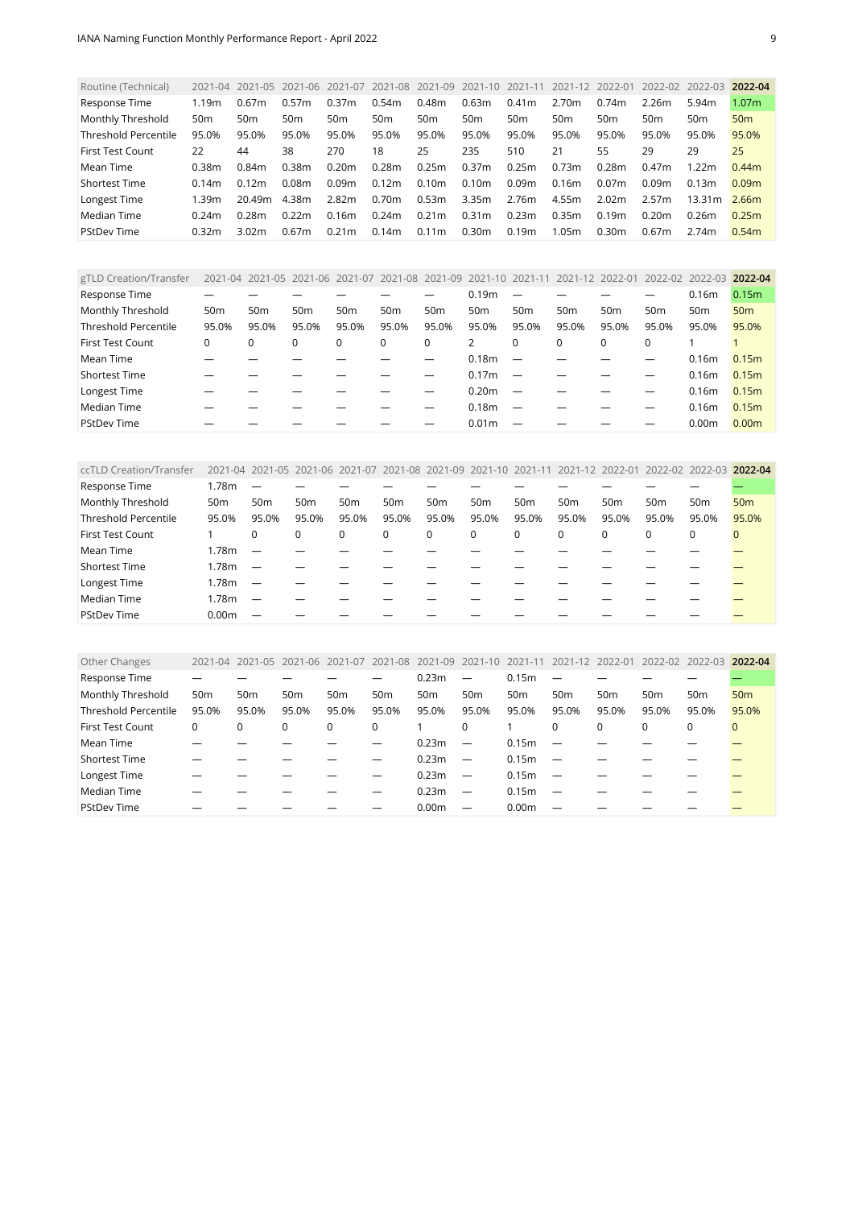| Routine (Technical) | 2021-04 | 2021-05 | 2021-06 | 2021-07 | 2021-08 | 2021-09 | 2021-10 | 2021-11 | 2021-12 | 2022-01 | 2022-02 | 2022-03 | **2022-04** |
|---|---|---|---|---|---|---|---|---|---|---|---|---|---|
| Response Time | 1.19m | 0.67m | 0.57m | 0.37m | 0.54m | 0.48m | 0.63m | 0.41m | 2.70m | 0.74m | 2.26m | 5.94m | 1.07m |
| Monthly Threshold | 50m | 50m | 50m | 50m | 50m | 50m | 50m | 50m | 50m | 50m | 50m | 50m | 50m |
| Threshold Percentile | 95.0% | 95.0% | 95.0% | 95.0% | 95.0% | 95.0% | 95.0% | 95.0% | 95.0% | 95.0% | 95.0% | 95.0% | 95.0% |
| First Test Count | 22 | 44 | 38 | 270 | 18 | 25 | 235 | 510 | 21 | 55 | 29 | 29 | 25 |
| Mean Time | 0.38m | 0.84m | 0.38m | 0.20m | 0.28m | 0.25m | 0.37m | 0.25m | 0.73m | 0.28m | 0.47m | 1.22m | 0.44m |
| Shortest Time | 0.14m | 0.12m | 0.08m | 0.09m | 0.12m | 0.10m | 0.10m | 0.09m | 0.16m | 0.07m | 0.09m | 0.13m | 0.09m |
| Longest Time | 1.39m | 20.49m | 4.38m | 2.82m | 0.70m | 0.53m | 3.35m | 2.76m | 4.55m | 2.02m | 2.57m | 13.31m | 2.66m |
| Median Time | 0.24m | 0.28m | 0.22m | 0.16m | 0.24m | 0.21m | 0.31m | 0.23m | 0.35m | 0.19m | 0.20m | 0.26m | 0.25m |
| PStDev Time | 0.32m | 3.02m | 0.67m | 0.21m | 0.14m | 0.11m | 0.30m | 0.19m | 1.05m | 0.30m | 0.67m | 2.74m | 0.54m |

| gTLD Creation/Transfer | 2021-04 | 2021-05 | 2021-06 | 2021-07 | 2021-08 | 2021-09 | 2021-10 | 2021-11 | 2021-12 | 2022-01 | 2022-02 | 2022-03 | **2022-04** |
|---|---|---|---|---|---|---|---|---|---|---|---|---|---|
| Response Time | — | — | — | — | — | — | 0.19m | — | — | — | — | 0.16m | 0.15m |
| Monthly Threshold | 50m | 50m | 50m | 50m | 50m | 50m | 50m | 50m | 50m | 50m | 50m | 50m | 50m |
| Threshold Percentile | 95.0% | 95.0% | 95.0% | 95.0% | 95.0% | 95.0% | 95.0% | 95.0% | 95.0% | 95.0% | 95.0% | 95.0% | 95.0% |
| First Test Count | 0 | 0 | 0 | 0 | 0 | 0 | 2 | 0 | 0 | 0 | 0 | 1 | 1 |
| Mean Time | — | — | — | — | — | — | 0.18m | — | — | — | — | 0.16m | 0.15m |
| Shortest Time | — | — | — | — | — | — | 0.17m | — | — | — | — | 0.16m | 0.15m |
| Longest Time | — | — | — | — | — | — | 0.20m | — | — | — | — | 0.16m | 0.15m |
| Median Time | — | — | — | — | — | — | 0.18m | — | — | — | — | 0.16m | 0.15m |
| PStDev Time | — | — | — | — | — | — | 0.01m | — | — | — | — | 0.00m | 0.00m |

| ccTLD Creation/Transfer | 2021-04 | 2021-05 | 2021-06 | 2021-07 | 2021-08 | 2021-09 | 2021-10 | 2021-11 | 2021-12 | 2022-01 | 2022-02 | 2022-03 | **2022-04** |
|---|---|---|---|---|---|---|---|---|---|---|---|---|---|
| Response Time | 1.78m | — | — | — | — | — | — | — | — | — | — | — | — |
| Monthly Threshold | 50m | 50m | 50m | 50m | 50m | 50m | 50m | 50m | 50m | 50m | 50m | 50m | 50m |
| Threshold Percentile | 95.0% | 95.0% | 95.0% | 95.0% | 95.0% | 95.0% | 95.0% | 95.0% | 95.0% | 95.0% | 95.0% | 95.0% | 95.0% |
| First Test Count | 1 | 0 | 0 | 0 | 0 | 0 | 0 | 0 | 0 | 0 | 0 | 0 | 0 |
| Mean Time | 1.78m | — | — | — | — | — | — | — | — | — | — | — | — |
| Shortest Time | 1.78m | — | — | — | — | — | — | — | — | — | — | — | — |
| Longest Time | 1.78m | — | — | — | — | — | — | — | — | — | — | — | — |
| Median Time | 1.78m | — | — | — | — | — | — | — | — | — | — | — | — |
| PStDev Time | 0.00m | — | — | — | — | — | — | — | — | — | — | — | — |

| Other Changes | 2021-04 | 2021-05 | 2021-06 | 2021-07 | 2021-08 | 2021-09 | 2021-10 | 2021-11 | 2021-12 | 2022-01 | 2022-02 | 2022-03 | **2022-04** |
|---|---|---|---|---|---|---|---|---|---|---|---|---|---|
| Response Time | — | — | — | — | — | 0.23m | — | 0.15m | — | — | — | — | — |
| Monthly Threshold | 50m | 50m | 50m | 50m | 50m | 50m | 50m | 50m | 50m | 50m | 50m | 50m | 50m |
| Threshold Percentile | 95.0% | 95.0% | 95.0% | 95.0% | 95.0% | 95.0% | 95.0% | 95.0% | 95.0% | 95.0% | 95.0% | 95.0% | 95.0% |
| First Test Count | 0 | 0 | 0 | 0 | 0 | 1 | 0 | 1 | 0 | 0 | 0 | 0 | 0 |
| Mean Time | — | — | — | — | — | 0.23m | — | 0.15m | — | — | — | — | — |
| Shortest Time | — | — | — | — | — | 0.23m | — | 0.15m | — | — | — | — | — |
| Longest Time | — | — | — | — | — | 0.23m | — | 0.15m | — | — | — | — | — |
| Median Time | — | — | — | — | — | 0.23m | — | 0.15m | — | — | — | — | — |
| PStDev Time | — | — | — | — | — | 0.00m | — | 0.00m | — | — | — | — | — |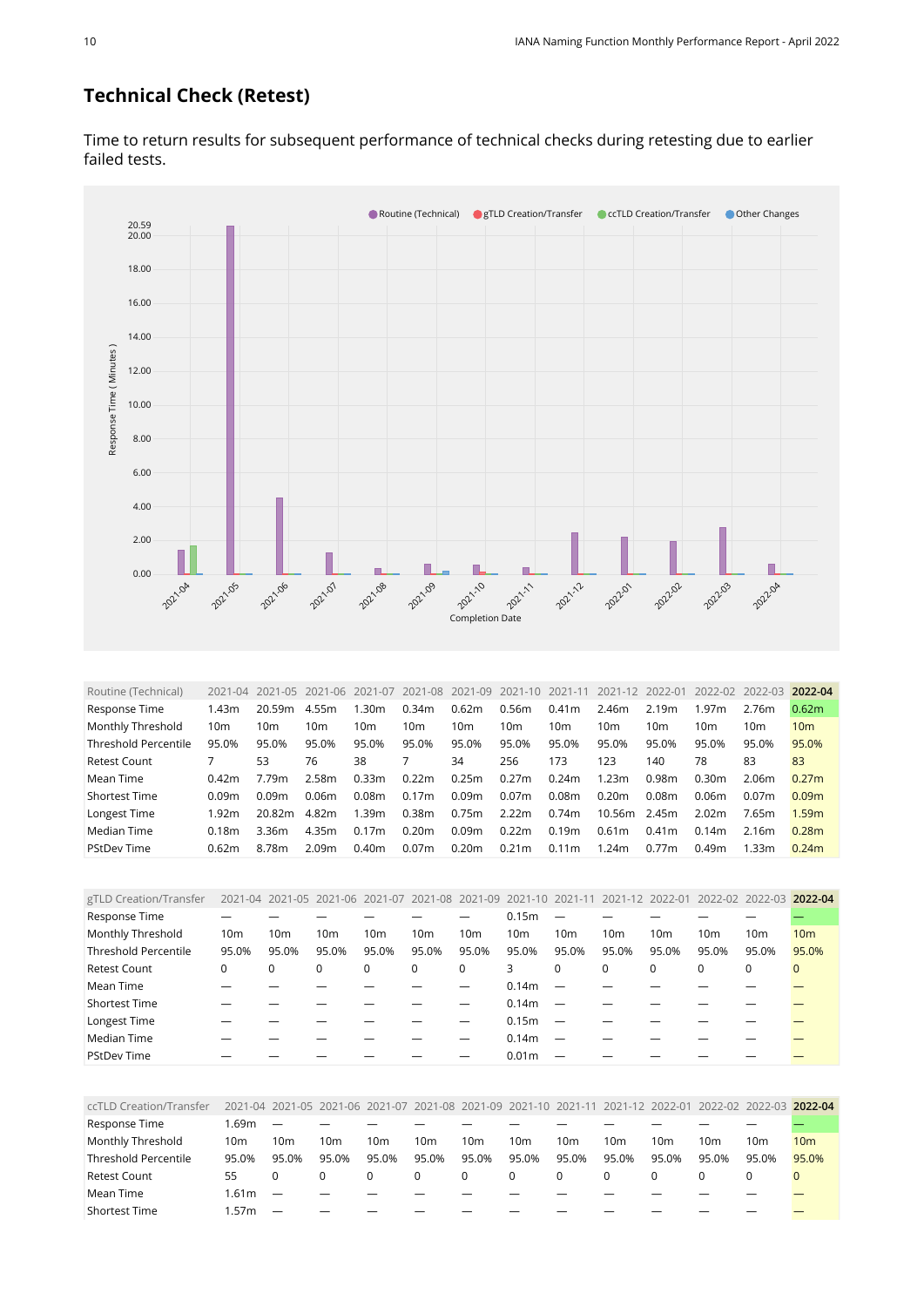## Technical Check (Retest)

Time to return results for subsequent performance of technical checks during retesting due to earlier failed tests.

| Routine (Technical) | 2021-04 | 2021-05 | 2021-06 | 2021-07 | 2021-08 | 2021-09 | 2021-10 | 2021-11 | 2021-12 | 2022-01 | 2022-02 | 2022-03 | **2022-04** |
|---|---|---|---|---|---|---|---|---|---|---|---|---|---|
| Response Time | 1.43m | 20.59m | 4.55m | 1.30m | 0.34m | 0.62m | 0.56m | 0.41m | 2.46m | 2.19m | 1.97m | 2.76m | 0.62m |
| Monthly Threshold | 10m | 10m | 10m | 10m | 10m | 10m | 10m | 10m | 10m | 10m | 10m | 10m | 10m |
| Threshold Percentile | 95.0% | 95.0% | 95.0% | 95.0% | 95.0% | 95.0% | 95.0% | 95.0% | 95.0% | 95.0% | 95.0% | 95.0% | 95.0% |
| Retest Count | 7 | 53 | 76 | 38 | 7 | 34 | 256 | 173 | 123 | 140 | 78 | 83 | 83 |
| Mean Time | 0.42m | 7.79m | 2.58m | 0.33m | 0.22m | 0.25m | 0.27m | 0.24m | 1.23m | 0.98m | 0.30m | 2.06m | 0.27m |
| Shortest Time | 0.09m | 0.09m | 0.06m | 0.08m | 0.17m | 0.09m | 0.07m | 0.08m | 0.20m | 0.08m | 0.06m | 0.07m | 0.09m |
| Longest Time | 1.92m | 20.82m | 4.82m | 1.39m | 0.38m | 0.75m | 2.22m | 0.74m | 10.56m | 2.45m | 2.02m | 7.65m | 1.59m |
| Median Time | 0.18m | 3.36m | 4.35m | 0.17m | 0.20m | 0.09m | 0.22m | 0.19m | 0.61m | 0.41m | 0.14m | 2.16m | 0.28m |
| PStdDev Time | 0.62m | 8.78m | 2.09m | 0.40m | 0.07m | 0.20m | 0.21m | 0.11m | 1.24m | 0.77m | 0.49m | 1.33m | 0.24m |

| gTLD Creation/Transfer | 2021-04 | 2021-05 | 2021-06 | 2021-07 | 2021-08 | 2021-09 | 2021-10 | 2021-11 | 2021-12 | 2022-01 | 2022-02 | 2022-03 | **2022-04** |
|---|---|---|---|---|---|---|---|---|---|---|---|---|---|
| Response Time | — | — | — | — | — | — | 0.15m | — | — | — | — | — | — |
| Monthly Threshold | 10m | 10m | 10m | 10m | 10m | 10m | 10m | 10m | 10m | 10m | 10m | 10m | 10m |
| Threshold Percentile | 95.0% | 95.0% | 95.0% | 95.0% | 95.0% | 95.0% | 95.0% | 95.0% | 95.0% | 95.0% | 95.0% | 95.0% | 95.0% |
| Retest Count | 0 | 0 | 0 | 0 | 0 | 0 | 3 | 0 | 0 | 0 | 0 | 0 | 0 |
| Mean Time | — | — | — | — | — | — | 0.14m | — | — | — | — | — | — |
| Shortest Time | — | — | — | — | — | — | 0.14m | — | — | — | — | — | — |
| Longest Time | — | — | — | — | — | — | 0.15m | — | — | — | — | — | — |
| Median Time | — | — | — | — | — | — | 0.14m | — | — | — | — | — | — |
| PStdDev Time | — | — | — | — | — | — | 0.01m | — | — | — | — | — | — |

| ccTLD Creation/Transfer | 2021-04 | 2021-05 | 2021-06 | 2021-07 | 2021-08 | 2021-09 | 2021-10 | 2021-11 | 2021-12 | 2022-01 | 2022-02 | 2022-03 | **2022-04** |
|---|---|---|---|---|---|---|---|---|---|---|---|---|---|
| Response Time | 1.69m | — | — | — | — | — | — | — | — | — | — | — | — |
| Monthly Threshold | 10m | 10m | 10m | 10m | 10m | 10m | 10m | 10m | 10m | 10m | 10m | 10m | 10m |
| Threshold Percentile | 95.0% | 95.0% | 95.0% | 95.0% | 95.0% | 95.0% | 95.0% | 95.0% | 95.0% | 95.0% | 95.0% | 95.0% | 95.0% |
| Retest Count | 55 | 0 | 0 | 0 | 0 | 0 | 0 | 0 | 0 | 0 | 0 | 0 | 0 |
| Mean Time | 1.61m | — | — | — | — | — | — | — | — | — | — | — | — |
| Shortest Time | 1.57m | — | — | — | — | — | — | — | — | — | — | — | — |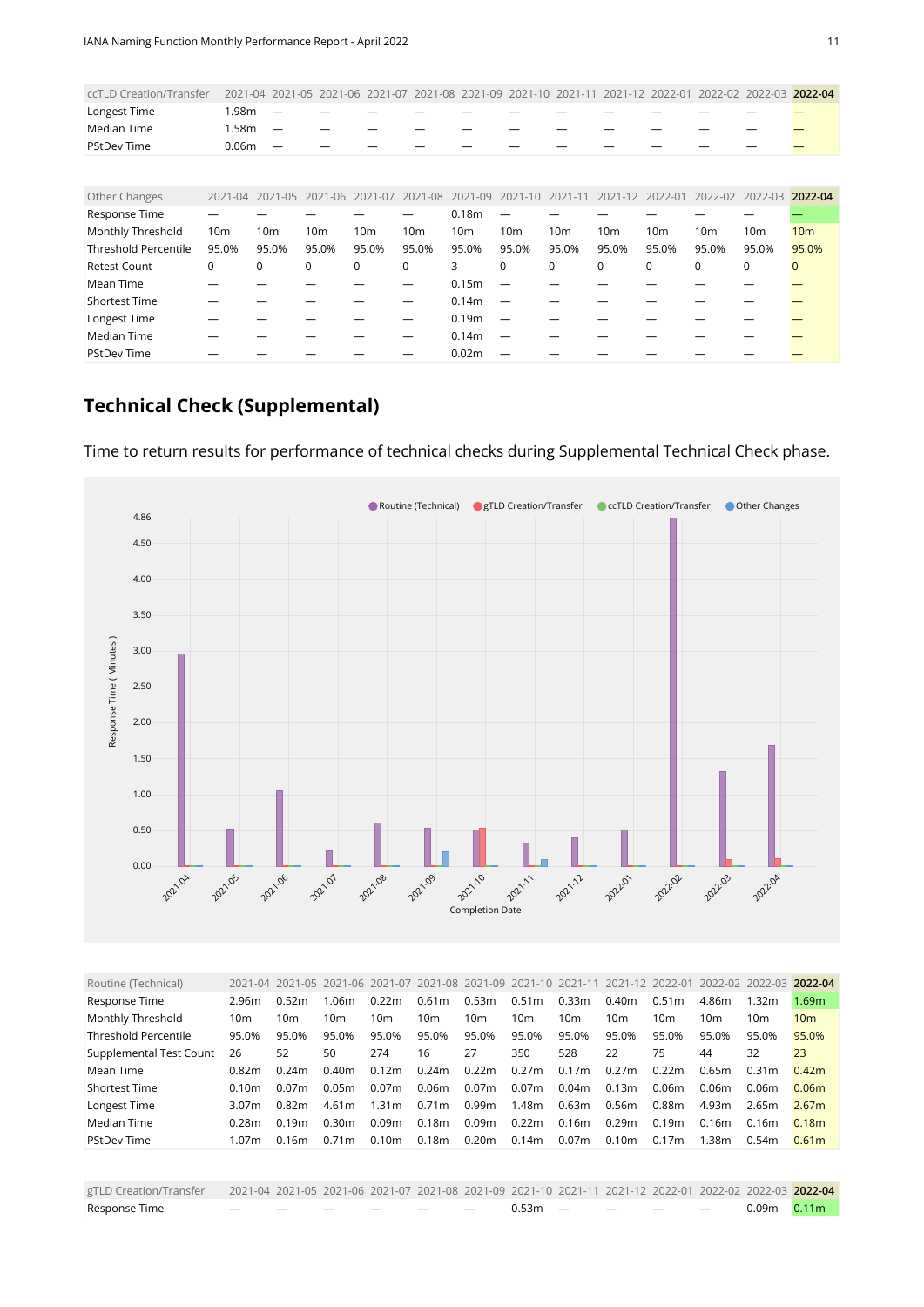| ccTLD Creation/Transfer | 2021-04 | 2021-05 | 2021-06 | 2021-07 | 2021-08 | 2021-09 | 2021-10 | 2021-11 | 2021-12 | 2022-01 | 2022-02 | 2022-03 | **2022-04** |
|---|---|---|---|---|---|---|---|---|---|---|---|---|---|
| Longest Time | 1.98m | — | — | — | — | — | — | — | — | — | — | — | — |
| Median Time | 1.58m | — | — | — | — | — | — | — | — | — | — | — | — |
| PStDev Time | 0.06m | — | — | — | — | — | — | — | — | — | — | — | — |

| Other Changes | 2021-04 | 2021-05 | 2021-06 | 2021-07 | 2021-08 | 2021-09 | 2021-10 | 2021-11 | 2021-12 | 2022-01 | 2022-02 | 2022-03 | **2022-04** |
|---|---|---|---|---|---|---|---|---|---|---|---|---|---|
| Response Time | — | — | — | — | — | 0.18m | — | — | — | — | — | — | — |
| Monthly Threshold | 10m | 10m | 10m | 10m | 10m | 10m | 10m | 10m | 10m | 10m | 10m | 10m | 10m |
| Threshold Percentile | 95.0% | 95.0% | 95.0% | 95.0% | 95.0% | 95.0% | 95.0% | 95.0% | 95.0% | 95.0% | 95.0% | 95.0% | 95.0% |
| Retest Count | 0 | 0 | 0 | 0 | 0 | 3 | 0 | 0 | 0 | 0 | 0 | 0 | 0 |
| Mean Time | — | — | — | — | — | 0.15m | — | — | — | — | — | — | — |
| Shortest Time | — | — | — | — | — | 0.14m | — | — | — | — | — | — | — |
| Longest Time | — | — | — | — | — | 0.19m | — | — | — | — | — | — | — |
| Median Time | — | — | — | — | — | 0.14m | — | — | — | — | — | — | — |
| PStDev Time | — | — | — | — | — | 0.02m | — | — | — | — | — | — | — |

## Technical Check (Supplemental)

Time to return results for performance of technical checks during Supplemental Technical Check phase.

| Routine (Technical) | 2021-04 | 2021-05 | 2021-06 | 2021-07 | 2021-08 | 2021-09 | 2021-10 | 2021-11 | 2021-12 | 2022-01 | 2022-02 | 2022-03 | **2022-04** |
|---|---|---|---|---|---|---|---|---|---|---|---|---|---|
| Response Time | 2.96m | 0.52m | 1.06m | 0.22m | 0.61m | 0.53m | 0.51m | 0.33m | 0.40m | 0.51m | 4.86m | 1.32m | 1.69m |
| Monthly Threshold | 10m | 10m | 10m | 10m | 10m | 10m | 10m | 10m | 10m | 10m | 10m | 10m | 10m |
| Threshold Percentile | 95.0% | 95.0% | 95.0% | 95.0% | 95.0% | 95.0% | 95.0% | 95.0% | 95.0% | 95.0% | 95.0% | 95.0% | 95.0% |
| Supplemental Test Count | 26 | 52 | 50 | 274 | 16 | 27 | 350 | 528 | 22 | 75 | 44 | 32 | 23 |
| Mean Time | 0.82m | 0.24m | 0.40m | 0.12m | 0.24m | 0.22m | 0.27m | 0.17m | 0.27m | 0.22m | 0.65m | 0.31m | 0.42m |
| Shortest Time | 0.10m | 0.07m | 0.05m | 0.07m | 0.06m | 0.07m | 0.07m | 0.04m | 0.13m | 0.06m | 0.06m | 0.06m | 0.06m |
| Longest Time | 3.07m | 0.82m | 4.61m | 1.31m | 0.71m | 0.99m | 1.48m | 0.63m | 0.56m | 0.88m | 4.93m | 2.65m | 2.67m |
| Median Time | 0.28m | 0.19m | 0.30m | 0.09m | 0.18m | 0.09m | 0.22m | 0.16m | 0.29m | 0.19m | 0.16m | 0.16m | 0.18m |
| PStDev Time | 1.07m | 0.16m | 0.71m | 0.10m | 0.18m | 0.20m | 0.14m | 0.07m | 0.10m | 0.17m | 1.38m | 0.54m | 0.61m |

| gTLD Creation/Transfer | 2021-04 | 2021-05 | 2021-06 | 2021-07 | 2021-08 | 2021-09 | 2021-10 | 2021-11 | 2021-12 | 2022-01 | 2022-02 | 2022-03 | **2022-04** |
|---|---|---|---|---|---|---|---|---|---|---|---|---|---|
| Response Time | — | — | — | — | — | — | 0.53m | — | — | — | — | 0.09m | 0.11m |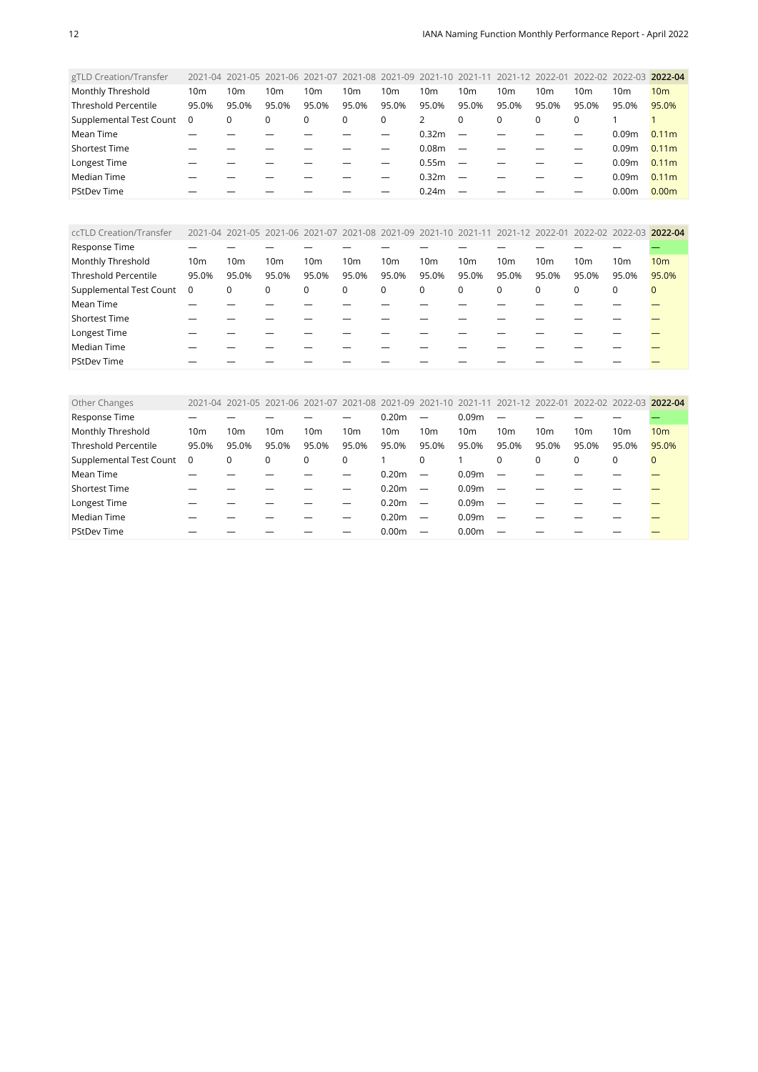| gTLD Creation/Transfer | 2021-04 | 2021-05 | 2021-06 | 2021-07 | 2021-08 | 2021-09 | 2021-10 | 2021-11 | 2021-12 | 2022-01 | 2022-02 | 2022-03 | **2022-04** |
|---|---|---|---|---|---|---|---|---|---|---|---|---|---|
| Monthly Threshold | 10m | 10m | 10m | 10m | 10m | 10m | 10m | 10m | 10m | 10m | 10m | 10m | 10m |
| Threshold Percentile | 95.0% | 95.0% | 95.0% | 95.0% | 95.0% | 95.0% | 95.0% | 95.0% | 95.0% | 95.0% | 95.0% | 95.0% | 95.0% |
| Supplemental Test Count | 0 | 0 | 0 | 0 | 0 | 0 | 2 | 0 | 0 | 0 | 0 | 1 | 1 |
| Mean Time | — | — | — | — | — | — | 0.32m | — | — | — | — | 0.09m | 0.11m |
| Shortest Time | — | — | — | — | — | — | 0.08m | — | — | — | — | 0.09m | 0.11m |
| Longest Time | — | — | — | — | — | — | 0.55m | — | — | — | — | 0.09m | 0.11m |
| Median Time | — | — | — | — | — | — | 0.32m | — | — | — | — | 0.09m | 0.11m |
| PStDev Time | — | — | — | — | — | — | 0.24m | — | — | — | — | 0.00m | 0.00m |

| ccTLD Creation/Transfer | 2021-04 | 2021-05 | 2021-06 | 2021-07 | 2021-08 | 2021-09 | 2021-10 | 2021-11 | 2021-12 | 2022-01 | 2022-02 | 2022-03 | **2022-04** |
|---|---|---|---|---|---|---|---|---|---|---|---|---|---|
| Response Time | — | — | — | — | — | — | — | — | — | — | — | — | — |
| Monthly Threshold | 10m | 10m | 10m | 10m | 10m | 10m | 10m | 10m | 10m | 10m | 10m | 10m | 10m |
| Threshold Percentile | 95.0% | 95.0% | 95.0% | 95.0% | 95.0% | 95.0% | 95.0% | 95.0% | 95.0% | 95.0% | 95.0% | 95.0% | 95.0% |
| Supplemental Test Count | 0 | 0 | 0 | 0 | 0 | 0 | 0 | 0 | 0 | 0 | 0 | 0 | 0 |
| Mean Time | — | — | — | — | — | — | — | — | — | — | — | — | — |
| Shortest Time | — | — | — | — | — | — | — | — | — | — | — | — | — |
| Longest Time | — | — | — | — | — | — | — | — | — | — | — | — | — |
| Median Time | — | — | — | — | — | — | — | — | — | — | — | — | — |
| PStDev Time | — | — | — | — | — | — | — | — | — | — | — | — | — |

| Other Changes | 2021-04 | 2021-05 | 2021-06 | 2021-07 | 2021-08 | 2021-09 | 2021-10 | 2021-11 | 2021-12 | 2022-01 | 2022-02 | 2022-03 | **2022-04** |
|---|---|---|---|---|---|---|---|---|---|---|---|---|---|
| Response Time | — | — | — | — | — | 0.20m | — | 0.09m | — | — | — | — | — |
| Monthly Threshold | 10m | 10m | 10m | 10m | 10m | 10m | 10m | 10m | 10m | 10m | 10m | 10m | 10m |
| Threshold Percentile | 95.0% | 95.0% | 95.0% | 95.0% | 95.0% | 95.0% | 95.0% | 95.0% | 95.0% | 95.0% | 95.0% | 95.0% | 95.0% |
| Supplemental Test Count | 0 | 0 | 0 | 0 | 0 | 1 | 0 | 1 | 0 | 0 | 0 | 0 | 0 |
| Mean Time | — | — | — | — | — | 0.20m | — | 0.09m | — | — | — | — | — |
| Shortest Time | — | — | — | — | — | 0.20m | — | 0.09m | — | — | — | — | — |
| Longest Time | — | — | — | — | — | 0.20m | — | 0.09m | — | — | — | — | — |
| Median Time | — | — | — | — | — | 0.20m | — | 0.09m | — | — | — | — | — |
| PStDev Time | — | — | — | — | — | 0.00m | — | 0.00m | — | — | — | — | — |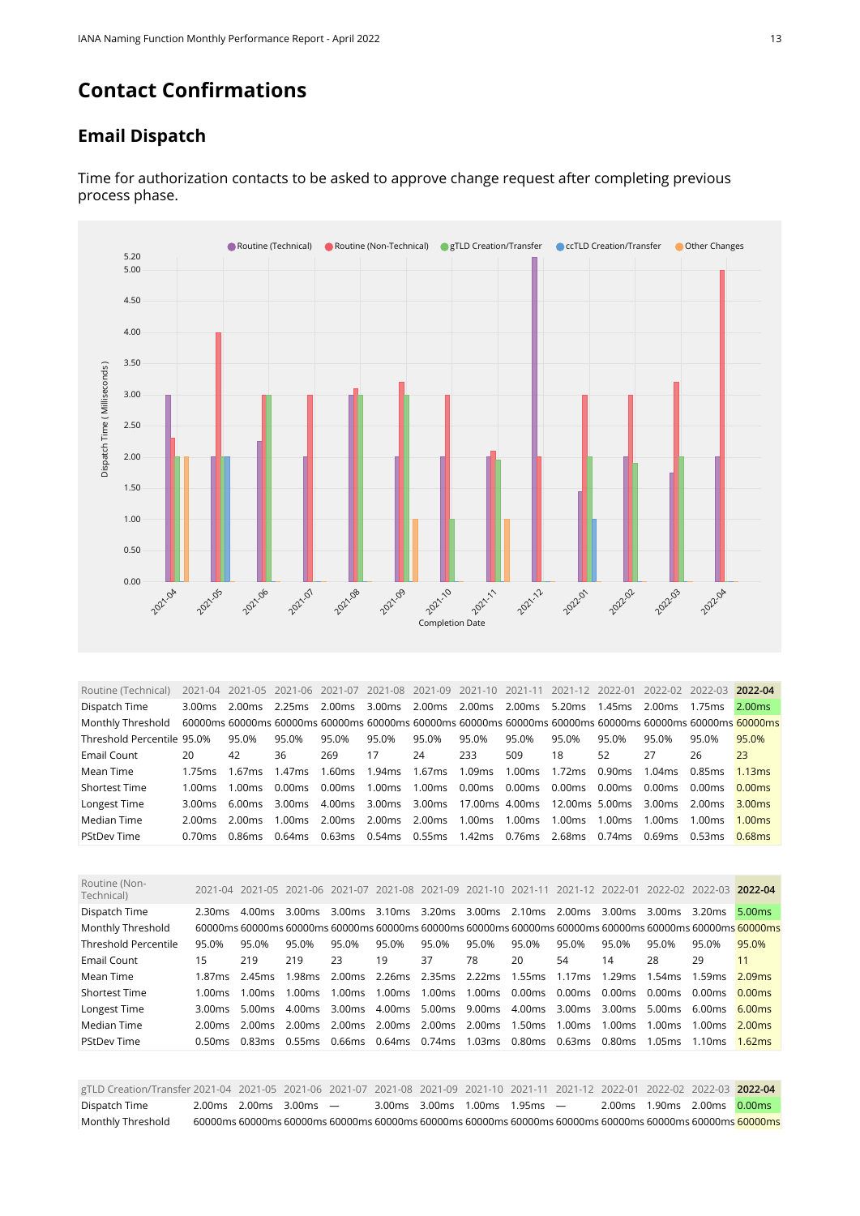# Contact Confirmations

## Email Dispatch

Time for authorization contacts to be asked to approve change request after completing previous process phase.

| Routine (Technical) | 2021-04 | 2021-05 | 2021-06 | 2021-07 | 2021-08 | 2021-09 | 2021-10 | 2021-11 | 2021-12 | 2022-01 | 2022-02 | 2022-03 | **2022-04** |
|---|---|---|---|---|---|---|---|---|---|---|---|---|---|
| Dispatch Time | 3.00ms | 2.00ms | 2.25ms | 2.00ms | 3.00ms | 2.00ms | 2.00ms | 2.00ms | 5.20ms | 1.45ms | 2.00ms | 1.75ms | 2.00ms |
| Monthly Threshold | 60000ms | 60000ms | 60000ms | 60000ms | 60000ms | 60000ms | 60000ms | 60000ms | 60000ms | 60000ms | 60000ms | 60000ms | 60000ms |
| Threshold Percentile | 95.0% | 95.0% | 95.0% | 95.0% | 95.0% | 95.0% | 95.0% | 95.0% | 95.0% | 95.0% | 95.0% | 95.0% | 95.0% |
| Email Count | 20 | 42 | 36 | 269 | 17 | 24 | 233 | 509 | 18 | 52 | 27 | 26 | 23 |
| Mean Time | 1.75ms | 1.67ms | 1.47ms | 1.60ms | 1.94ms | 1.67ms | 1.09ms | 1.00ms | 1.72ms | 0.90ms | 1.04ms | 0.85ms | 1.13ms |
| Shortest Time | 1.00ms | 1.00ms | 0.00ms | 0.00ms | 1.00ms | 1.00ms | 0.00ms | 0.00ms | 0.00ms | 0.00ms | 0.00ms | 0.00ms | 0.00ms |
| Longest Time | 3.00ms | 6.00ms | 3.00ms | 4.00ms | 3.00ms | 3.00ms | 17.00ms | 4.00ms | 12.00ms | 5.00ms | 3.00ms | 2.00ms | 3.00ms |
| Median Time | 2.00ms | 2.00ms | 1.00ms | 2.00ms | 2.00ms | 2.00ms | 1.00ms | 1.00ms | 1.00ms | 1.00ms | 1.00ms | 1.00ms | 1.00ms |
| PStDev Time | 0.70ms | 0.86ms | 0.64ms | 0.63ms | 0.54ms | 0.55ms | 1.42ms | 0.76ms | 2.68ms | 0.74ms | 0.69ms | 0.53ms | 0.68ms |

| Routine (Non-Technical) | 2021-04 | 2021-05 | 2021-06 | 2021-07 | 2021-08 | 2021-09 | 2021-10 | 2021-11 | 2021-12 | 2022-01 | 2022-02 | 2022-03 | **2022-04** |
|---|---|---|---|---|---|---|---|---|---|---|---|---|---|
| Dispatch Time | 2.30ms | 4.00ms | 3.00ms | 3.00ms | 3.10ms | 3.20ms | 3.00ms | 2.10ms | 2.00ms | 3.00ms | 3.00ms | 3.20ms | 5.00ms |
| Monthly Threshold | 60000ms | 60000ms | 60000ms | 60000ms | 60000ms | 60000ms | 60000ms | 60000ms | 60000ms | 60000ms | 60000ms | 60000ms | 60000ms |
| Threshold Percentile | 95.0% | 95.0% | 95.0% | 95.0% | 95.0% | 95.0% | 95.0% | 95.0% | 95.0% | 95.0% | 95.0% | 95.0% | 95.0% |
| Email Count | 15 | 219 | 219 | 23 | 19 | 37 | 78 | 20 | 54 | 14 | 28 | 29 | 11 |
| Mean Time | 1.87ms | 2.45ms | 1.98ms | 2.00ms | 2.26ms | 2.35ms | 2.22ms | 1.55ms | 1.17ms | 1.29ms | 1.54ms | 1.59ms | 2.09ms |
| Shortest Time | 1.00ms | 1.00ms | 1.00ms | 1.00ms | 1.00ms | 1.00ms | 1.00ms | 0.00ms | 0.00ms | 0.00ms | 0.00ms | 0.00ms | 0.00ms |
| Longest Time | 3.00ms | 5.00ms | 4.00ms | 3.00ms | 4.00ms | 5.00ms | 9.00ms | 4.00ms | 3.00ms | 3.00ms | 5.00ms | 6.00ms | 6.00ms |
| Median Time | 2.00ms | 2.00ms | 2.00ms | 2.00ms | 2.00ms | 2.00ms | 2.00ms | 1.50ms | 1.00ms | 1.00ms | 1.00ms | 1.00ms | 2.00ms |
| PStDev Time | 0.50ms | 0.83ms | 0.55ms | 0.66ms | 0.64ms | 0.74ms | 1.03ms | 0.80ms | 0.63ms | 0.80ms | 1.05ms | 1.10ms | 1.62ms |

| gTLD Creation/Transfer | 2021-04 | 2021-05 | 2021-06 | 2021-07 | 2021-08 | 2021-09 | 2021-10 | 2021-11 | 2021-12 | 2022-01 | 2022-02 | 2022-03 | **2022-04** |
|---|---|---|---|---|---|---|---|---|---|---|---|---|---|
| Dispatch Time | 2.00ms | 2.00ms | 3.00ms | — | 3.00ms | 3.00ms | 1.00ms | 1.95ms | — | 2.00ms | 1.90ms | 2.00ms | 0.00ms |
| Monthly Threshold | 60000ms | 60000ms | 60000ms | 60000ms | 60000ms | 60000ms | 60000ms | 60000ms | 60000ms | 60000ms | 60000ms | 60000ms | 60000ms |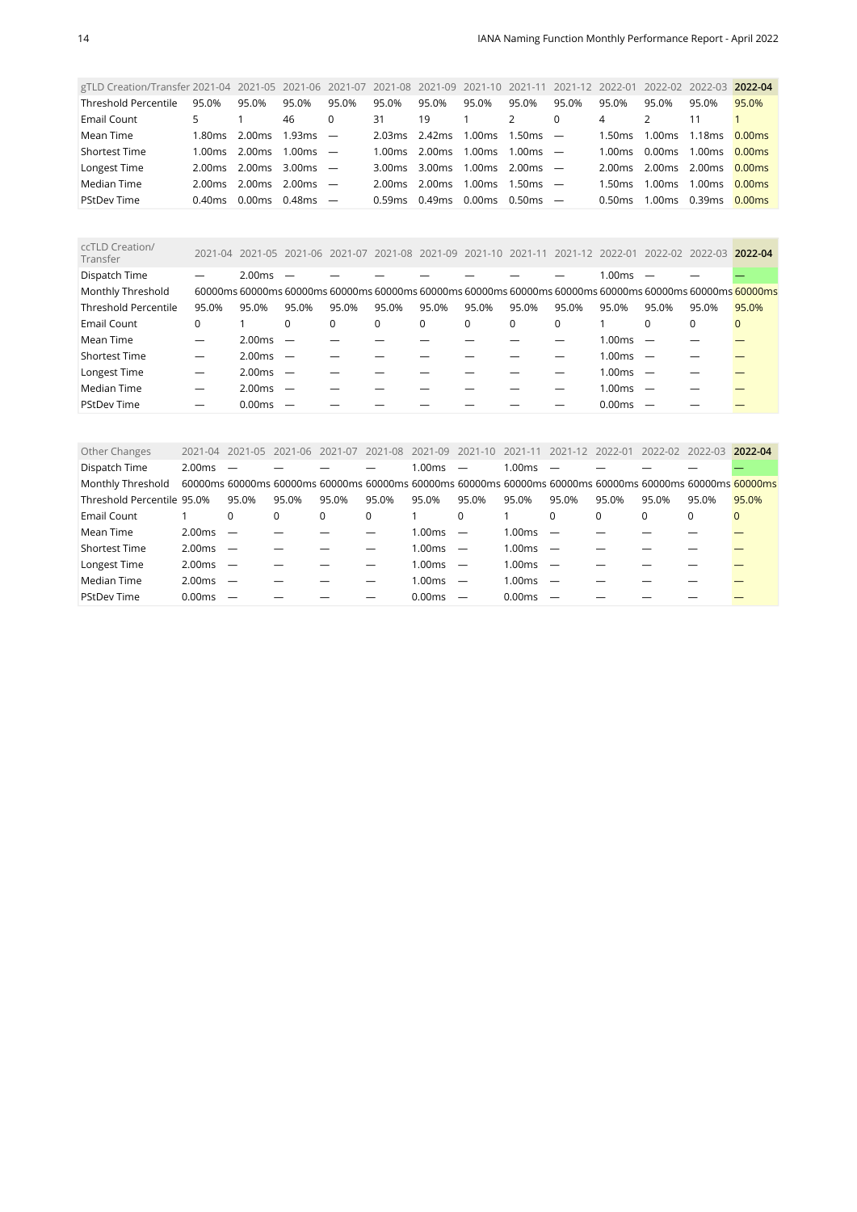| gTLD Creation/Transfer | 2021-04 | 2021-05 | 2021-06 | 2021-07 | 2021-08 | 2021-09 | 2021-10 | 2021-11 | 2021-12 | 2022-01 | 2022-02 | 2022-03 | **2022-04** |
|---|---|---|---|---|---|---|---|---|---|---|---|---|---|
| Threshold Percentile | 95.0% | 95.0% | 95.0% | 95.0% | 95.0% | 95.0% | 95.0% | 95.0% | 95.0% | 95.0% | 95.0% | 95.0% | 95.0% |
| Email Count | 5 | 1 | 46 | 0 | 31 | 19 | 1 | 2 | 0 | 4 | 2 | 11 | 1 |
| Mean Time | 1.80ms | 2.00ms | 1.93ms | — | 2.03ms | 2.42ms | 1.00ms | 1.50ms | — | 1.50ms | 1.00ms | 1.18ms | 0.00ms |
| Shortest Time | 1.00ms | 2.00ms | 1.00ms | — | 1.00ms | 2.00ms | 1.00ms | 1.00ms | — | 1.00ms | 0.00ms | 1.00ms | 0.00ms |
| Longest Time | 2.00ms | 2.00ms | 3.00ms | — | 3.00ms | 3.00ms | 1.00ms | 2.00ms | — | 2.00ms | 2.00ms | 2.00ms | 0.00ms |
| Median Time | 2.00ms | 2.00ms | 2.00ms | — | 2.00ms | 2.00ms | 1.00ms | 1.50ms | — | 1.50ms | 1.00ms | 1.00ms | 0.00ms |
| PStDev Time | 0.40ms | 0.00ms | 0.48ms | — | 0.59ms | 0.49ms | 0.00ms | 0.50ms | — | 0.50ms | 1.00ms | 0.39ms | 0.00ms |

| ccTLD Creation/ Transfer | 2021-04 | 2021-05 | 2021-06 | 2021-07 | 2021-08 | 2021-09 | 2021-10 | 2021-11 | 2021-12 | 2022-01 | 2022-02 | 2022-03 | **2022-04** |
|---|---|---|---|---|---|---|---|---|---|---|---|---|---|
| Dispatch Time | — | 2.00ms | — | — | — | — | — | — | — | 1.00ms | — | — | — |
| Monthly Threshold | 60000ms | 60000ms | 60000ms | 60000ms | 60000ms | 60000ms | 60000ms | 60000ms | 60000ms | 60000ms | 60000ms | 60000ms | 60000ms |
| Threshold Percentile | 95.0% | 95.0% | 95.0% | 95.0% | 95.0% | 95.0% | 95.0% | 95.0% | 95.0% | 95.0% | 95.0% | 95.0% | 95.0% |
| Email Count | 0 | 1 | 0 | 0 | 0 | 0 | 0 | 0 | 0 | 1 | 0 | 0 | 0 |
| Mean Time | — | 2.00ms | — | — | — | — | — | — | — | 1.00ms | — | — | — |
| Shortest Time | — | 2.00ms | — | — | — | — | — | — | — | 1.00ms | — | — | — |
| Longest Time | — | 2.00ms | — | — | — | — | — | — | — | 1.00ms | — | — | — |
| Median Time | — | 2.00ms | — | — | — | — | — | — | — | 1.00ms | — | — | — |
| PStDev Time | — | 0.00ms | — | — | — | — | — | — | — | 0.00ms | — | — | — |

| Other Changes | 2021-04 | 2021-05 | 2021-06 | 2021-07 | 2021-08 | 2021-09 | 2021-10 | 2021-11 | 2021-12 | 2022-01 | 2022-02 | 2022-03 | **2022-04** |
|---|---|---|---|---|---|---|---|---|---|---|---|---|---|
| Dispatch Time | 2.00ms | — | — | — | — | 1.00ms | — | 1.00ms | — | — | — | — | — |
| Monthly Threshold | 60000ms | 60000ms | 60000ms | 60000ms | 60000ms | 60000ms | 60000ms | 60000ms | 60000ms | 60000ms | 60000ms | 60000ms | 60000ms |
| Threshold Percentile | 95.0% | 95.0% | 95.0% | 95.0% | 95.0% | 95.0% | 95.0% | 95.0% | 95.0% | 95.0% | 95.0% | 95.0% | 95.0% |
| Email Count | 1 | 0 | 0 | 0 | 0 | 1 | 0 | 1 | 0 | 0 | 0 | 0 | 0 |
| Mean Time | 2.00ms | — | — | — | — | 1.00ms | — | 1.00ms | — | — | — | — | — |
| Shortest Time | 2.00ms | — | — | — | — | 1.00ms | — | 1.00ms | — | — | — | — | — |
| Longest Time | 2.00ms | — | — | — | — | 1.00ms | — | 1.00ms | — | — | — | — | — |
| Median Time | 2.00ms | — | — | — | — | 1.00ms | — | 1.00ms | — | — | — | — | — |
| PStDev Time | 0.00ms | — | — | — | — | 0.00ms | — | 0.00ms | — | — | — | — | — |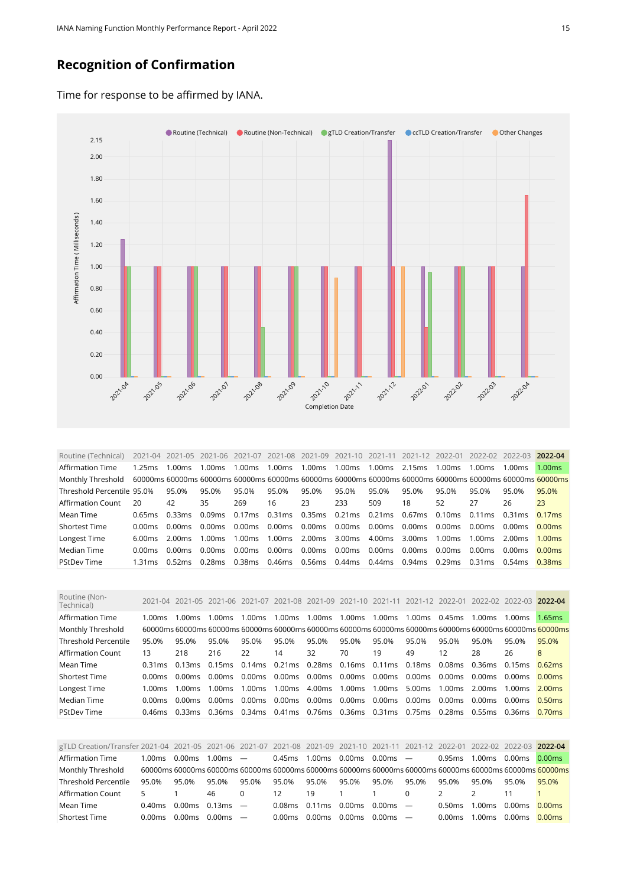## Recognition of Confirmation

Time for response to be affirmed by IANA.

| Routine (Technical) | 2021-04 | 2021-05 | 2021-06 | 2021-07 | 2021-08 | 2021-09 | 2021-10 | 2021-11 | 2021-12 | 2022-01 | 2022-02 | 2022-03 | **2022-04** |
|---|---|---|---|---|---|---|---|---|---|---|---|---|---|
| Affirmation Time | 1.25ms | 1.00ms | 1.00ms | 1.00ms | 1.00ms | 1.00ms | 1.00ms | 1.00ms | 2.15ms | 1.00ms | 1.00ms | 1.00ms | 1.00ms |
| Monthly Threshold | 60000ms | 60000ms | 60000ms | 60000ms | 60000ms | 60000ms | 60000ms | 60000ms | 60000ms | 60000ms | 60000ms | 60000ms | 60000ms |
| Threshold Percentile | 95.0% | 95.0% | 95.0% | 95.0% | 95.0% | 95.0% | 95.0% | 95.0% | 95.0% | 95.0% | 95.0% | 95.0% | 95.0% |
| Affirmation Count | 20 | 42 | 35 | 269 | 16 | 23 | 233 | 509 | 18 | 52 | 27 | 26 | 23 |
| Mean Time | 0.65ms | 0.33ms | 0.09ms | 0.17ms | 0.31ms | 0.35ms | 0.21ms | 0.21ms | 0.67ms | 0.10ms | 0.11ms | 0.31ms | 0.17ms |
| Shortest Time | 0.00ms | 0.00ms | 0.00ms | 0.00ms | 0.00ms | 0.00ms | 0.00ms | 0.00ms | 0.00ms | 0.00ms | 0.00ms | 0.00ms | 0.00ms |
| Longest Time | 6.00ms | 2.00ms | 1.00ms | 1.00ms | 1.00ms | 2.00ms | 3.00ms | 4.00ms | 3.00ms | 1.00ms | 1.00ms | 2.00ms | 1.00ms |
| Median Time | 0.00ms | 0.00ms | 0.00ms | 0.00ms | 0.00ms | 0.00ms | 0.00ms | 0.00ms | 0.00ms | 0.00ms | 0.00ms | 0.00ms | 0.00ms |
| PStDev Time | 1.31ms | 0.52ms | 0.28ms | 0.38ms | 0.46ms | 0.56ms | 0.44ms | 0.44ms | 0.94ms | 0.29ms | 0.31ms | 0.54ms | 0.38ms |

| Routine (Non-Technical) | 2021-04 | 2021-05 | 2021-06 | 2021-07 | 2021-08 | 2021-09 | 2021-10 | 2021-11 | 2021-12 | 2022-01 | 2022-02 | 2022-03 | **2022-04** |
|---|---|---|---|---|---|---|---|---|---|---|---|---|---|
| Affirmation Time | 1.00ms | 1.00ms | 1.00ms | 1.00ms | 1.00ms | 1.00ms | 1.00ms | 1.00ms | 1.00ms | 0.45ms | 1.00ms | 1.00ms | 1.65ms |
| Monthly Threshold | 60000ms | 60000ms | 60000ms | 60000ms | 60000ms | 60000ms | 60000ms | 60000ms | 60000ms | 60000ms | 60000ms | 60000ms | 60000ms |
| Threshold Percentile | 95.0% | 95.0% | 95.0% | 95.0% | 95.0% | 95.0% | 95.0% | 95.0% | 95.0% | 95.0% | 95.0% | 95.0% | 95.0% |
| Affirmation Count | 13 | 218 | 216 | 22 | 14 | 32 | 70 | 19 | 49 | 12 | 28 | 26 | 8 |
| Mean Time | 0.31ms | 0.13ms | 0.15ms | 0.14ms | 0.21ms | 0.28ms | 0.16ms | 0.11ms | 0.18ms | 0.08ms | 0.36ms | 0.15ms | 0.62ms |
| Shortest Time | 0.00ms | 0.00ms | 0.00ms | 0.00ms | 0.00ms | 0.00ms | 0.00ms | 0.00ms | 0.00ms | 0.00ms | 0.00ms | 0.00ms | 0.00ms |
| Longest Time | 1.00ms | 1.00ms | 1.00ms | 1.00ms | 1.00ms | 4.00ms | 1.00ms | 1.00ms | 5.00ms | 1.00ms | 2.00ms | 1.00ms | 2.00ms |
| Median Time | 0.00ms | 0.00ms | 0.00ms | 0.00ms | 0.00ms | 0.00ms | 0.00ms | 0.00ms | 0.00ms | 0.00ms | 0.00ms | 0.00ms | 0.50ms |
| PStDev Time | 0.46ms | 0.33ms | 0.36ms | 0.34ms | 0.41ms | 0.76ms | 0.36ms | 0.31ms | 0.75ms | 0.28ms | 0.55ms | 0.36ms | 0.70ms |

| gTLD Creation/Transfer | 2021-04 | 2021-05 | 2021-06 | 2021-07 | 2021-08 | 2021-09 | 2021-10 | 2021-11 | 2021-12 | 2022-01 | 2022-02 | 2022-03 | **2022-04** |
|---|---|---|---|---|---|---|---|---|---|---|---|---|---|
| Affirmation Time | 1.00ms | 0.00ms | 1.00ms | — | 0.45ms | 1.00ms | 0.00ms | 0.00ms | — | 0.95ms | 1.00ms | 0.00ms | 0.00ms |
| Monthly Threshold | 60000ms | 60000ms | 60000ms | 60000ms | 60000ms | 60000ms | 60000ms | 60000ms | 60000ms | 60000ms | 60000ms | 60000ms | 60000ms |
| Threshold Percentile | 95.0% | 95.0% | 95.0% | 95.0% | 95.0% | 95.0% | 95.0% | 95.0% | 95.0% | 95.0% | 95.0% | 95.0% | 95.0% |
| Affirmation Count | 5 | 1 | 46 | 0 | 12 | 19 | 1 | 1 | 0 | 2 | 2 | 11 | 1 |
| Mean Time | 0.40ms | 0.00ms | 0.13ms | — | 0.08ms | 0.11ms | 0.00ms | 0.00ms | — | 0.50ms | 1.00ms | 0.00ms | 0.00ms |
| Shortest Time | 0.00ms | 0.00ms | 0.00ms | — | 0.00ms | 0.00ms | 0.00ms | 0.00ms | — | 0.00ms | 1.00ms | 0.00ms | 0.00ms |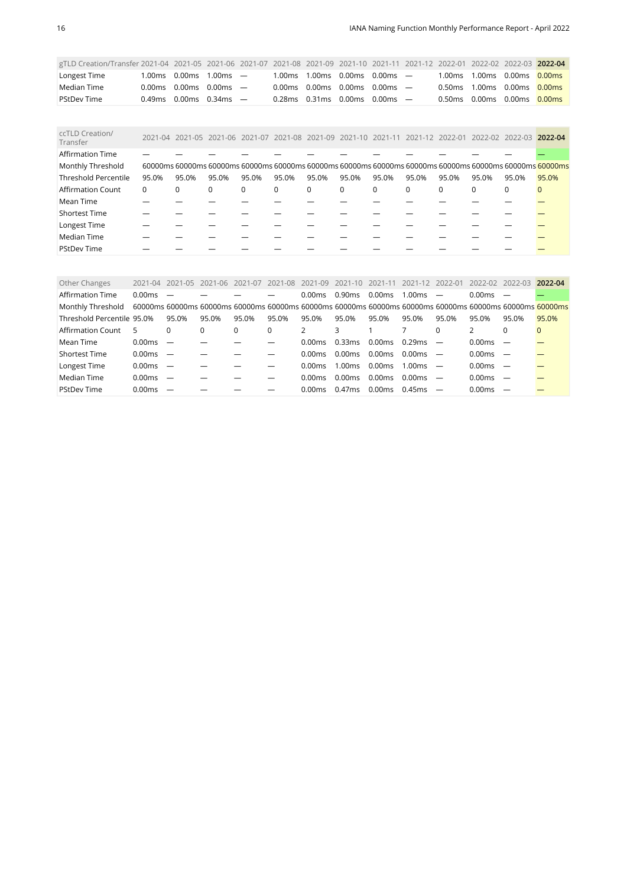| gTLD Creation/Transfer | 2021-04 | 2021-05 | 2021-06 | 2021-07 | 2021-08 | 2021-09 | 2021-10 | 2021-11 | 2021-12 | 2022-01 | 2022-02 | 2022-03 | **2022-04** |
|---|---|---|---|---|---|---|---|---|---|---|---|---|---|
| Longest Time | 1.00ms | 0.00ms | 1.00ms | — | 1.00ms | 1.00ms | 0.00ms | 0.00ms | — | 1.00ms | 1.00ms | 0.00ms | 0.00ms |
| Median Time | 0.00ms | 0.00ms | 0.00ms | — | 0.00ms | 0.00ms | 0.00ms | 0.00ms | — | 0.50ms | 1.00ms | 0.00ms | 0.00ms |
| PStDev Time | 0.49ms | 0.00ms | 0.34ms | — | 0.28ms | 0.31ms | 0.00ms | 0.00ms | — | 0.50ms | 0.00ms | 0.00ms | 0.00ms |

| ccTLD Creation/ Transfer | 2021-04 | 2021-05 | 2021-06 | 2021-07 | 2021-08 | 2021-09 | 2021-10 | 2021-11 | 2021-12 | 2022-01 | 2022-02 | 2022-03 | **2022-04** |
|---|---|---|---|---|---|---|---|---|---|---|---|---|---|
| Affirmation Time | — | — | — | — | — | — | — | — | — | — | — | — | — |
| Monthly Threshold | 60000ms | 60000ms | 60000ms | 60000ms | 60000ms | 60000ms | 60000ms | 60000ms | 60000ms | 60000ms | 60000ms | 60000ms | 60000ms |
| Threshold Percentile | 95.0% | 95.0% | 95.0% | 95.0% | 95.0% | 95.0% | 95.0% | 95.0% | 95.0% | 95.0% | 95.0% | 95.0% | 95.0% |
| Affirmation Count | 0 | 0 | 0 | 0 | 0 | 0 | 0 | 0 | 0 | 0 | 0 | 0 | 0 |
| Mean Time | — | — | — | — | — | — | — | — | — | — | — | — | — |
| Shortest Time | — | — | — | — | — | — | — | — | — | — | — | — | — |
| Longest Time | — | — | — | — | — | — | — | — | — | — | — | — | — |
| Median Time | — | — | — | — | — | — | — | — | — | — | — | — | — |
| PStDev Time | — | — | — | — | — | — | — | — | — | — | — | — | — |

| Other Changes | 2021-04 | 2021-05 | 2021-06 | 2021-07 | 2021-08 | 2021-09 | 2021-10 | 2021-11 | 2021-12 | 2022-01 | 2022-02 | 2022-03 | **2022-04** |
|---|---|---|---|---|---|---|---|---|---|---|---|---|---|
| Affirmation Time | 0.00ms | — | — | — | — | 0.00ms | 0.90ms | 0.00ms | 1.00ms | — | 0.00ms | — | — |
| Monthly Threshold | 60000ms | 60000ms | 60000ms | 60000ms | 60000ms | 60000ms | 60000ms | 60000ms | 60000ms | 60000ms | 60000ms | 60000ms | 60000ms |
| Threshold Percentile | 95.0% | 95.0% | 95.0% | 95.0% | 95.0% | 95.0% | 95.0% | 95.0% | 95.0% | 95.0% | 95.0% | 95.0% | 95.0% |
| Affirmation Count | 5 | 0 | 0 | 0 | 0 | 2 | 3 | 1 | 7 | 0 | 2 | 0 | 0 |
| Mean Time | 0.00ms | — | — | — | — | 0.00ms | 0.33ms | 0.00ms | 0.29ms | — | 0.00ms | — | — |
| Shortest Time | 0.00ms | — | — | — | — | 0.00ms | 0.00ms | 0.00ms | 0.00ms | — | 0.00ms | — | — |
| Longest Time | 0.00ms | — | — | — | — | 0.00ms | 1.00ms | 0.00ms | 1.00ms | — | 0.00ms | — | — |
| Median Time | 0.00ms | — | — | — | — | 0.00ms | 0.00ms | 0.00ms | 0.00ms | — | 0.00ms | — | — |
| PStDev Time | 0.00ms | — | — | — | — | 0.00ms | 0.47ms | 0.00ms | 0.45ms | — | 0.00ms | — | — |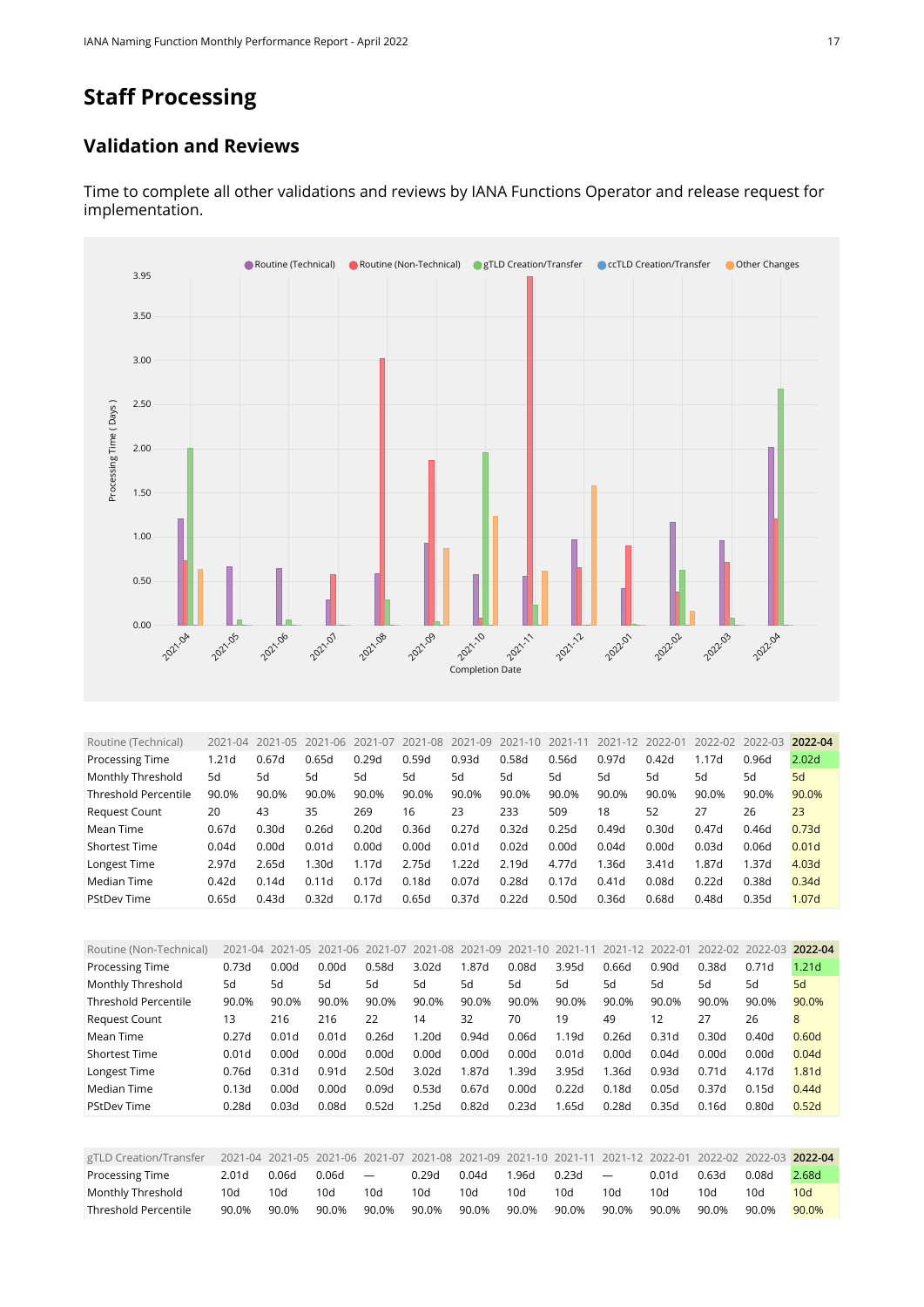# Staff Processing

## Validation and Reviews

Time to complete all other validations and reviews by IANA Functions Operator and release request for implementation.

| Routine (Technical) | 2021-04 | 2021-05 | 2021-06 | 2021-07 | 2021-08 | 2021-09 | 2021-10 | 2021-11 | 2021-12 | 2022-01 | 2022-02 | 2022-03 | **2022-04** |
|---|---|---|---|---|---|---|---|---|---|---|---|---|---|
| Processing Time | 1.21d | 0.67d | 0.65d | 0.29d | 0.59d | 0.93d | 0.58d | 0.56d | 0.97d | 0.42d | 1.17d | 0.96d | 2.02d |
| Monthly Threshold | 5d | 5d | 5d | 5d | 5d | 5d | 5d | 5d | 5d | 5d | 5d | 5d | 5d |
| Threshold Percentile | 90.0% | 90.0% | 90.0% | 90.0% | 90.0% | 90.0% | 90.0% | 90.0% | 90.0% | 90.0% | 90.0% | 90.0% | 90.0% |
| Request Count | 20 | 43 | 35 | 269 | 16 | 23 | 233 | 509 | 18 | 52 | 27 | 26 | 23 |
| Mean Time | 0.67d | 0.30d | 0.26d | 0.20d | 0.36d | 0.27d | 0.32d | 0.25d | 0.49d | 0.30d | 0.47d | 0.46d | 0.73d |
| Shortest Time | 0.04d | 0.00d | 0.01d | 0.00d | 0.00d | 0.01d | 0.02d | 0.00d | 0.04d | 0.00d | 0.03d | 0.06d | 0.01d |
| Longest Time | 2.97d | 2.65d | 1.30d | 1.17d | 2.75d | 1.22d | 2.19d | 4.77d | 1.36d | 3.41d | 1.87d | 1.37d | 4.03d |
| Median Time | 0.42d | 0.14d | 0.11d | 0.17d | 0.18d | 0.07d | 0.28d | 0.17d | 0.41d | 0.08d | 0.22d | 0.38d | 0.34d |
| PStDev Time | 0.65d | 0.43d | 0.32d | 0.17d | 0.65d | 0.37d | 0.22d | 0.50d | 0.36d | 0.68d | 0.48d | 0.35d | 1.07d |

| Routine (Non-Technical) | 2021-04 | 2021-05 | 2021-06 | 2021-07 | 2021-08 | 2021-09 | 2021-10 | 2021-11 | 2021-12 | 2022-01 | 2022-02 | 2022-03 | **2022-04** |
|---|---|---|---|---|---|---|---|---|---|---|---|---|---|
| Processing Time | 0.73d | 0.00d | 0.00d | 0.58d | 3.02d | 1.87d | 0.08d | 3.95d | 0.66d | 0.90d | 0.38d | 0.71d | 1.21d |
| Monthly Threshold | 5d | 5d | 5d | 5d | 5d | 5d | 5d | 5d | 5d | 5d | 5d | 5d | 5d |
| Threshold Percentile | 90.0% | 90.0% | 90.0% | 90.0% | 90.0% | 90.0% | 90.0% | 90.0% | 90.0% | 90.0% | 90.0% | 90.0% | 90.0% |
| Request Count | 13 | 216 | 216 | 22 | 14 | 32 | 70 | 19 | 49 | 12 | 27 | 26 | 8 |
| Mean Time | 0.27d | 0.01d | 0.01d | 0.26d | 1.20d | 0.94d | 0.06d | 1.19d | 0.26d | 0.31d | 0.30d | 0.40d | 0.60d |
| Shortest Time | 0.01d | 0.00d | 0.00d | 0.00d | 0.00d | 0.00d | 0.00d | 0.01d | 0.00d | 0.04d | 0.00d | 0.00d | 0.04d |
| Longest Time | 0.76d | 0.31d | 0.91d | 2.50d | 3.02d | 1.87d | 1.39d | 3.95d | 1.36d | 0.93d | 0.71d | 4.17d | 1.81d |
| Median Time | 0.13d | 0.00d | 0.00d | 0.09d | 0.53d | 0.67d | 0.00d | 0.22d | 0.18d | 0.05d | 0.37d | 0.15d | 0.44d |
| PStDev Time | 0.28d | 0.03d | 0.08d | 0.52d | 1.25d | 0.82d | 0.23d | 1.65d | 0.28d | 0.35d | 0.16d | 0.80d | 0.52d |

| gTLD Creation/Transfer | 2021-04 | 2021-05 | 2021-06 | 2021-07 | 2021-08 | 2021-09 | 2021-10 | 2021-11 | 2021-12 | 2022-01 | 2022-02 | 2022-03 | **2022-04** |
|---|---|---|---|---|---|---|---|---|---|---|---|---|---|
| Processing Time | 2.01d | 0.06d | 0.06d | — | 0.29d | 0.04d | 1.96d | 0.23d | — | 0.01d | 0.63d | 0.08d | 2.68d |
| Monthly Threshold | 10d | 10d | 10d | 10d | 10d | 10d | 10d | 10d | 10d | 10d | 10d | 10d | 10d |
| Threshold Percentile | 90.0% | 90.0% | 90.0% | 90.0% | 90.0% | 90.0% | 90.0% | 90.0% | 90.0% | 90.0% | 90.0% | 90.0% | 90.0% |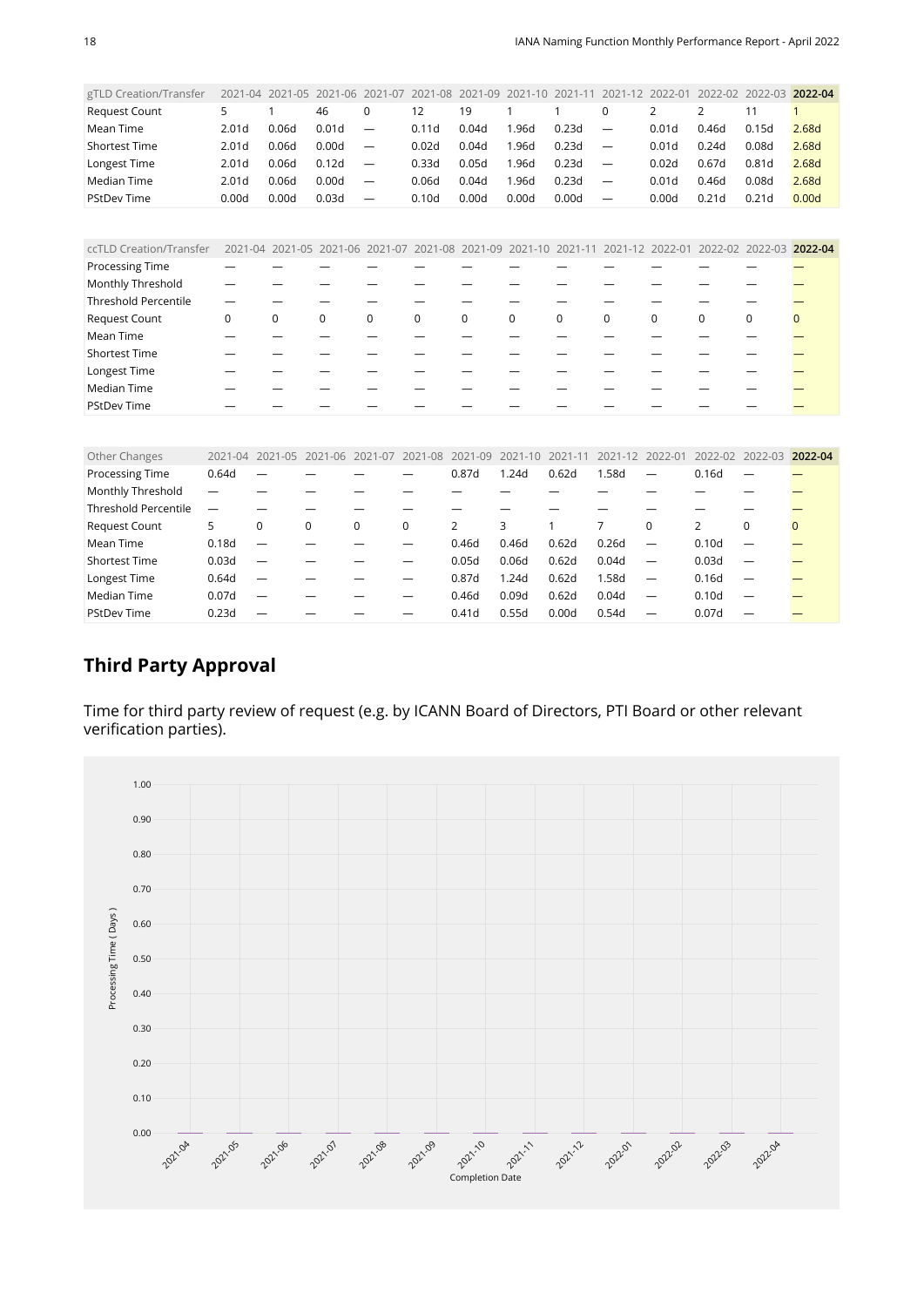| gTLD Creation/Transfer | 2021-04 | 2021-05 | 2021-06 | 2021-07 | 2021-08 | 2021-09 | 2021-10 | 2021-11 | 2021-12 | 2022-01 | 2022-02 | 2022-03 | **2022-04** |
|---|---|---|---|---|---|---|---|---|---|---|---|---|---|
| Request Count | 5 | 1 | 46 | 0 | 12 | 19 | 1 | 1 | 0 | 2 | 2 | 11 | 1 |
| Mean Time | 2.01d | 0.06d | 0.01d | — | 0.11d | 0.04d | 1.96d | 0.23d | — | 0.01d | 0.46d | 0.15d | 2.68d |
| Shortest Time | 2.01d | 0.06d | 0.00d | — | 0.02d | 0.04d | 1.96d | 0.23d | — | 0.01d | 0.24d | 0.08d | 2.68d |
| Longest Time | 2.01d | 0.06d | 0.12d | — | 0.33d | 0.05d | 1.96d | 0.23d | — | 0.02d | 0.67d | 0.81d | 2.68d |
| Median Time | 2.01d | 0.06d | 0.00d | — | 0.06d | 0.04d | 1.96d | 0.23d | — | 0.01d | 0.46d | 0.08d | 2.68d |
| PStDev Time | 0.00d | 0.00d | 0.03d | — | 0.10d | 0.00d | 0.00d | 0.00d | — | 0.00d | 0.21d | 0.21d | 0.00d |

| ccTLD Creation/Transfer | 2021-04 | 2021-05 | 2021-06 | 2021-07 | 2021-08 | 2021-09 | 2021-10 | 2021-11 | 2021-12 | 2022-01 | 2022-02 | 2022-03 | **2022-04** |
|---|---|---|---|---|---|---|---|---|---|---|---|---|---|
| Processing Time | — | — | — | — | — | — | — | — | — | — | — | — | — |
| Monthly Threshold | — | — | — | — | — | — | — | — | — | — | — | — | — |
| Threshold Percentile | — | — | — | — | — | — | — | — | — | — | — | — | — |
| Request Count | 0 | 0 | 0 | 0 | 0 | 0 | 0 | 0 | 0 | 0 | 0 | 0 | 0 |
| Mean Time | — | — | — | — | — | — | — | — | — | — | — | — | — |
| Shortest Time | — | — | — | — | — | — | — | — | — | — | — | — | — |
| Longest Time | — | — | — | — | — | — | — | — | — | — | — | — | — |
| Median Time | — | — | — | — | — | — | — | — | — | — | — | — | — |
| PStDev Time | — | — | — | — | — | — | — | — | — | — | — | — | — |

| Other Changes | 2021-04 | 2021-05 | 2021-06 | 2021-07 | 2021-08 | 2021-09 | 2021-10 | 2021-11 | 2021-12 | 2022-01 | 2022-02 | 2022-03 | **2022-04** |
|---|---|---|---|---|---|---|---|---|---|---|---|---|---|
| Processing Time | 0.64d | — | — | — | — | 0.87d | 1.24d | 0.62d | 1.58d | — | 0.16d | — | — |
| Monthly Threshold | — | — | — | — | — | — | — | — | — | — | — | — | — |
| Threshold Percentile | — | — | — | — | — | — | — | — | — | — | — | — | — |
| Request Count | 5 | 0 | 0 | 0 | 0 | 2 | 3 | 1 | 7 | 0 | 2 | 0 | 0 |
| Mean Time | 0.18d | — | — | — | — | 0.46d | 0.46d | 0.62d | 0.26d | — | 0.10d | — | — |
| Shortest Time | 0.03d | — | — | — | — | 0.05d | 0.06d | 0.62d | 0.04d | — | 0.03d | — | — |
| Longest Time | 0.64d | — | — | — | — | 0.87d | 1.24d | 0.62d | 1.58d | — | 0.16d | — | — |
| Median Time | 0.07d | — | — | — | — | 0.46d | 0.09d | 0.62d | 0.04d | — | 0.10d | — | — |
| PStDev Time | 0.23d | — | — | — | — | 0.41d | 0.55d | 0.00d | 0.54d | — | 0.07d | — | — |

## Third Party Approval

Time for third party review of request (e.g. by ICANN Board of Directors, PTI Board or other relevant verification parties).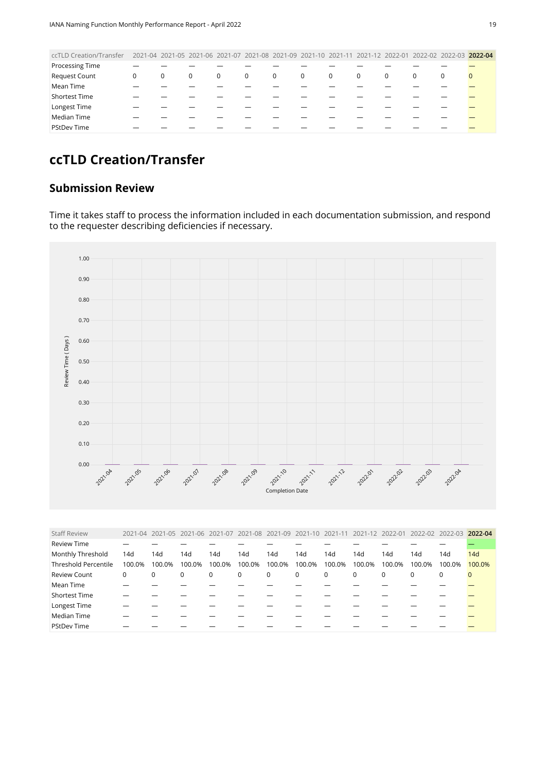| ccTLD Creation/Transfer | 2021-04 | 2021-05 | 2021-06 | 2021-07 | 2021-08 | 2021-09 | 2021-10 | 2021-11 | 2021-12 | 2022-01 | 2022-02 | 2022-03 | **2022-04** |
|---|---|---|---|---|---|---|---|---|---|---|---|---|---|
| Processing Time | — | — | — | — | — | — | — | — | — | — | — | — | — |
| Request Count | 0 | 0 | 0 | 0 | 0 | 0 | 0 | 0 | 0 | 0 | 0 | 0 | 0 |
| Mean Time | — | — | — | — | — | — | — | — | — | — | — | — | — |
| Shortest Time | — | — | — | — | — | — | — | — | — | — | — | — | — |
| Longest Time | — | — | — | — | — | — | — | — | — | — | — | — | — |
| Median Time | — | — | — | — | — | — | — | — | — | — | — | — | — |
| PStDev Time | — | — | — | — | — | — | — | — | — | — | — | — | — |

# ccTLD Creation/Transfer

## Submission Review

Time it takes staff to process the information included in each documentation submission, and respond to the requester describing deficiencies if necessary.

| Staff Review | 2021-04 | 2021-05 | 2021-06 | 2021-07 | 2021-08 | 2021-09 | 2021-10 | 2021-11 | 2021-12 | 2022-01 | 2022-02 | 2022-03 | **2022-04** |
|---|---|---|---|---|---|---|---|---|---|---|---|---|---|
| Review Time | — | — | — | — | — | — | — | — | — | — | — | — | — |
| Monthly Threshold | 14d | 14d | 14d | 14d | 14d | 14d | 14d | 14d | 14d | 14d | 14d | 14d | 14d |
| Threshold Percentile | 100.0% | 100.0% | 100.0% | 100.0% | 100.0% | 100.0% | 100.0% | 100.0% | 100.0% | 100.0% | 100.0% | 100.0% | 100.0% |
| Review Count | 0 | 0 | 0 | 0 | 0 | 0 | 0 | 0 | 0 | 0 | 0 | 0 | 0 |
| Mean Time | — | — | — | — | — | — | — | — | — | — | — | — | — |
| Shortest Time | — | — | — | — | — | — | — | — | — | — | — | — | — |
| Longest Time | — | — | — | — | — | — | — | — | — | — | — | — | — |
| Median Time | — | — | — | — | — | — | — | — | — | — | — | — | — |
| PStDev Time | — | — | — | — | — | — | — | — | — | — | — | — | — |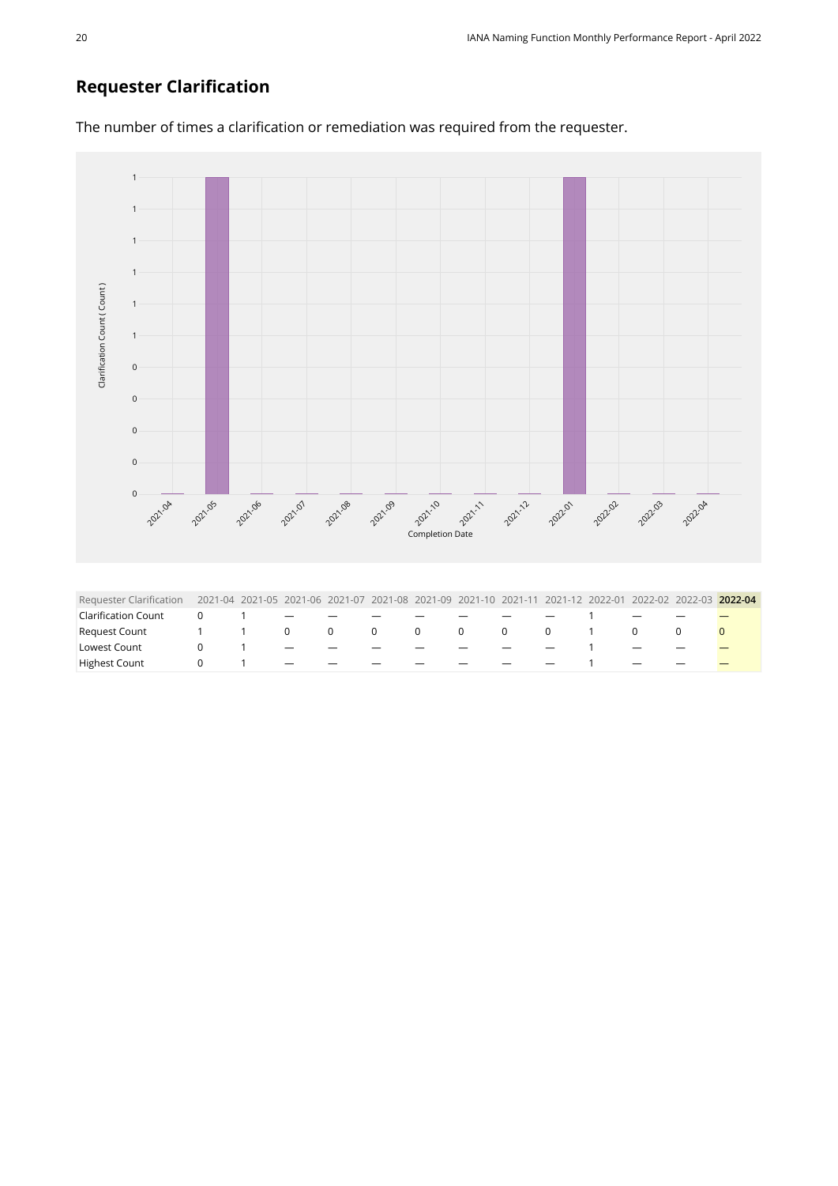## Requester Clarification

The number of times a clarification or remediation was required from the requester.

| Requester Clarification | 2021-04 | 2021-05 | 2021-06 | 2021-07 | 2021-08 | 2021-09 | 2021-10 | 2021-11 | 2021-12 | 2022-01 | 2022-02 | 2022-03 | **2022-04** |
|---|---|---|---|---|---|---|---|---|---|---|---|---|---|
| Clarification Count | 0 | 1 | — | — | — | — | — | — | — | 1 | — | — | — |
| Request Count | 1 | 1 | 0 | 0 | 0 | 0 | 0 | 0 | 0 | 1 | 0 | 0 | 0 |
| Lowest Count | 0 | 1 | — | — | — | — | — | — | — | 1 | — | — | — |
| Highest Count | 0 | 1 | — | — | — | — | — | — | — | 1 | — | — | — |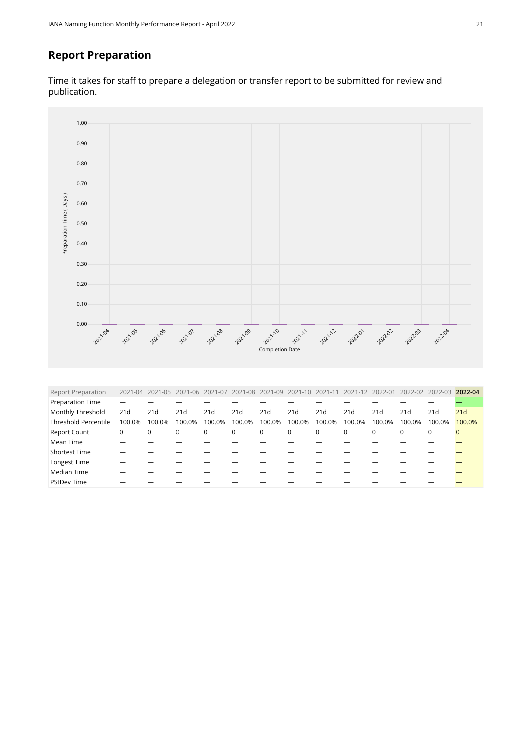## Report Preparation

Time it takes for staff to prepare a delegation or transfer report to be submitted for review and publication.

| Report Preparation | 2021-04 | 2021-05 | 2021-06 | 2021-07 | 2021-08 | 2021-09 | 2021-10 | 2021-11 | 2021-12 | 2022-01 | 2022-02 | 2022-03 | **2022-04** |
|---|---|---|---|---|---|---|---|---|---|---|---|---|---|
| Preparation Time | — | — | — | — | — | — | — | — | — | — | — | — | — |
| Monthly Threshold | 21d | 21d | 21d | 21d | 21d | 21d | 21d | 21d | 21d | 21d | 21d | 21d | 21d |
| Threshold Percentile | 100.0% | 100.0% | 100.0% | 100.0% | 100.0% | 100.0% | 100.0% | 100.0% | 100.0% | 100.0% | 100.0% | 100.0% | 100.0% |
| Report Count | 0 | 0 | 0 | 0 | 0 | 0 | 0 | 0 | 0 | 0 | 0 | 0 | 0 |
| Mean Time | — | — | — | — | — | — | — | — | — | — | — | — | — |
| Shortest Time | — | — | — | — | — | — | — | — | — | — | — | — | — |
| Longest Time | — | — | — | — | — | — | — | — | — | — | — | — | — |
| Median Time | — | — | — | — | — | — | — | — | — | — | — | — | — |
| PStDev Time | — | — | — | — | — | — | — | — | — | — | — | — | — |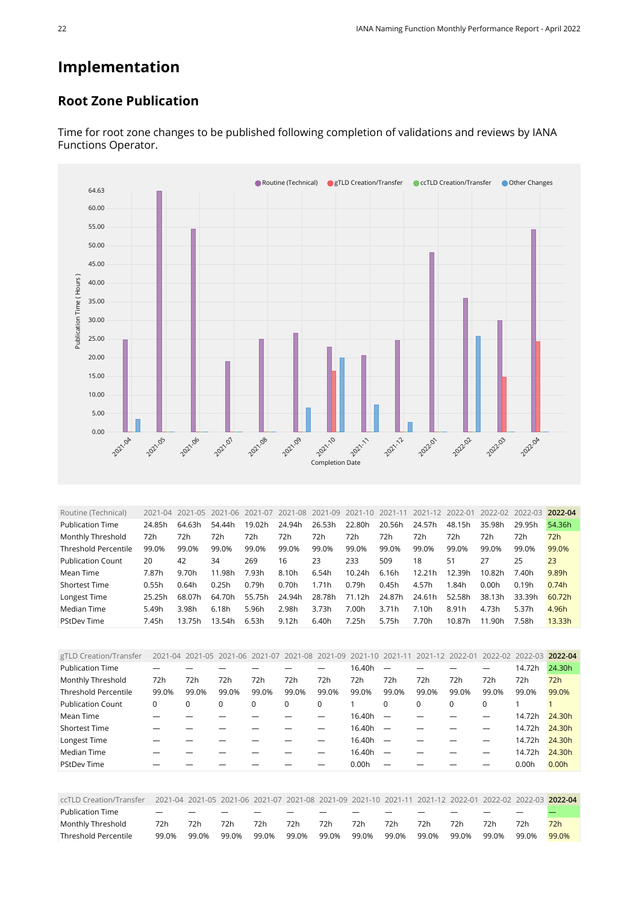# Implementation

## Root Zone Publication

Time for root zone changes to be published following completion of validations and reviews by IANA Functions Operator.

| Routine (Technical) | 2021-04 | 2021-05 | 2021-06 | 2021-07 | 2021-08 | 2021-09 | 2021-10 | 2021-11 | 2021-12 | 2022-01 | 2022-02 | 2022-03 | **2022-04** |
|---|---|---|---|---|---|---|---|---|---|---|---|---|---|
| Publication Time | 24.85h | 64.63h | 54.44h | 19.02h | 24.94h | 26.53h | 22.80h | 20.56h | 24.57h | 48.15h | 35.98h | 29.95h | 54.36h |
| Monthly Threshold | 72h | 72h | 72h | 72h | 72h | 72h | 72h | 72h | 72h | 72h | 72h | 72h | 72h |
| Threshold Percentile | 99.0% | 99.0% | 99.0% | 99.0% | 99.0% | 99.0% | 99.0% | 99.0% | 99.0% | 99.0% | 99.0% | 99.0% | 99.0% |
| Publication Count | 20 | 42 | 34 | 269 | 16 | 23 | 233 | 509 | 18 | 51 | 27 | 25 | 23 |
| Mean Time | 7.87h | 9.70h | 11.98h | 7.93h | 8.10h | 6.54h | 10.24h | 6.16h | 12.21h | 12.39h | 10.82h | 7.40h | 9.89h |
| Shortest Time | 0.55h | 0.64h | 0.25h | 0.79h | 0.70h | 1.71h | 0.79h | 0.45h | 4.57h | 1.84h | 0.00h | 0.19h | 0.74h |
| Longest Time | 25.25h | 68.07h | 64.70h | 55.75h | 24.94h | 28.78h | 71.12h | 24.87h | 24.61h | 52.58h | 38.13h | 33.39h | 60.72h |
| Median Time | 5.49h | 3.98h | 6.18h | 5.96h | 2.98h | 3.73h | 7.00h | 3.71h | 7.10h | 8.91h | 4.73h | 5.37h | 4.96h |
| PStDev Time | 7.45h | 13.75h | 13.54h | 6.53h | 9.12h | 6.40h | 7.25h | 5.75h | 7.70h | 10.87h | 11.90h | 7.58h | 13.33h |

| gTLD Creation/Transfer | 2021-04 | 2021-05 | 2021-06 | 2021-07 | 2021-08 | 2021-09 | 2021-10 | 2021-11 | 2021-12 | 2022-01 | 2022-02 | 2022-03 | **2022-04** |
|---|---|---|---|---|---|---|---|---|---|---|---|---|---|
| Publication Time | — | — | — | — | — | — | 16.40h | — | — | — | — | 14.72h | 24.30h |
| Monthly Threshold | 72h | 72h | 72h | 72h | 72h | 72h | 72h | 72h | 72h | 72h | 72h | 72h | 72h |
| Threshold Percentile | 99.0% | 99.0% | 99.0% | 99.0% | 99.0% | 99.0% | 99.0% | 99.0% | 99.0% | 99.0% | 99.0% | 99.0% | 99.0% |
| Publication Count | 0 | 0 | 0 | 0 | 0 | 0 | 1 | 0 | 0 | 0 | 0 | 1 | 1 |
| Mean Time | — | — | — | — | — | — | 16.40h | — | — | — | — | 14.72h | 24.30h |
| Shortest Time | — | — | — | — | — | — | 16.40h | — | — | — | — | 14.72h | 24.30h |
| Longest Time | — | — | — | — | — | — | 16.40h | — | — | — | — | 14.72h | 24.30h |
| Median Time | — | — | — | — | — | — | 16.40h | — | — | — | — | 14.72h | 24.30h |
| PStDev Time | — | — | — | — | — | — | 0.00h | — | — | — | — | 0.00h | 0.00h |

| ccTLD Creation/Transfer | 2021-04 | 2021-05 | 2021-06 | 2021-07 | 2021-08 | 2021-09 | 2021-10 | 2021-11 | 2021-12 | 2022-01 | 2022-02 | 2022-03 | **2022-04** |
|---|---|---|---|---|---|---|---|---|---|---|---|---|---|
| Publication Time | — | — | — | — | — | — | — | — | — | — | — | — | — |
| Monthly Threshold | 72h | 72h | 72h | 72h | 72h | 72h | 72h | 72h | 72h | 72h | 72h | 72h | 72h |
| Threshold Percentile | 99.0% | 99.0% | 99.0% | 99.0% | 99.0% | 99.0% | 99.0% | 99.0% | 99.0% | 99.0% | 99.0% | 99.0% | 99.0% |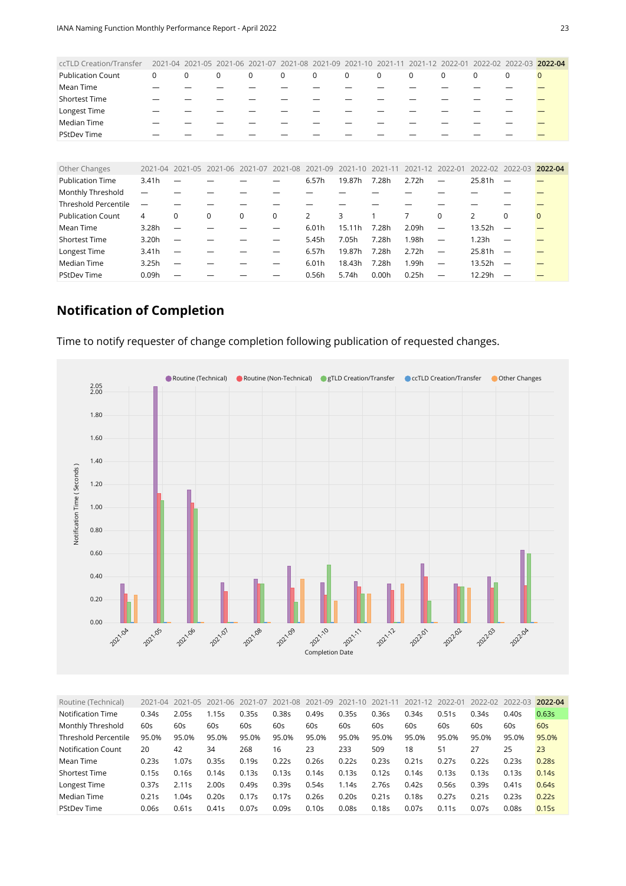| ccTLD Creation/Transfer | 2021-04 | 2021-05 | 2021-06 | 2021-07 | 2021-08 | 2021-09 | 2021-10 | 2021-11 | 2021-12 | 2022-01 | 2022-02 | 2022-03 | 2022-04 |
|---|---|---|---|---|---|---|---|---|---|---|---|---|---|
| Publication Count | 0 | 0 | 0 | 0 | 0 | 0 | 0 | 0 | 0 | 0 | 0 | 0 | 0 |
| Mean Time | — | — | — | — | — | — | — | — | — | — | — | — | — |
| Shortest Time | — | — | — | — | — | — | — | — | — | — | — | — | — |
| Longest Time | — | — | — | — | — | — | — | — | — | — | — | — | — |
| Median Time | — | — | — | — | — | — | — | — | — | — | — | — | — |
| PStDev Time | — | — | — | — | — | — | — | — | — | — | — | — | — |

| Other Changes | 2021-04 | 2021-05 | 2021-06 | 2021-07 | 2021-08 | 2021-09 | 2021-10 | 2021-11 | 2021-12 | 2022-01 | 2022-02 | 2022-03 | 2022-04 |
|---|---|---|---|---|---|---|---|---|---|---|---|---|---|
| Publication Time | 3.41h | — | — | — | — | 6.57h | 19.87h | 7.28h | 2.72h | — | 25.81h | — | — |
| Monthly Threshold | — | — | — | — | — | — | — | — | — | — | — | — | — |
| Threshold Percentile | — | — | — | — | — | — | — | — | — | — | — | — | — |
| Publication Count | 4 | 0 | 0 | 0 | 0 | 2 | 3 | 1 | 7 | 0 | 2 | 0 | 0 |
| Mean Time | 3.28h | — | — | — | — | 6.01h | 15.11h | 7.28h | 2.09h | — | 13.52h | — | — |
| Shortest Time | 3.20h | — | — | — | — | 5.45h | 7.05h | 7.28h | 1.98h | — | 1.23h | — | — |
| Longest Time | 3.41h | — | — | — | — | 6.57h | 19.87h | 7.28h | 2.72h | — | 25.81h | — | — |
| Median Time | 3.25h | — | — | — | — | 6.01h | 18.43h | 7.28h | 1.99h | — | 13.52h | — | — |
| PStDev Time | 0.09h | — | — | — | — | 0.56h | 5.74h | 0.00h | 0.25h | — | 12.29h | — | — |

## Notification of Completion

Time to notify requester of change completion following publication of requested changes.

| Routine (Technical) | 2021-04 | 2021-05 | 2021-06 | 2021-07 | 2021-08 | 2021-09 | 2021-10 | 2021-11 | 2021-12 | 2022-01 | 2022-02 | 2022-03 | 2022-04 |
|---|---|---|---|---|---|---|---|---|---|---|---|---|---|
| Notification Time | 0.34s | 2.05s | 1.15s | 0.35s | 0.38s | 0.49s | 0.35s | 0.36s | 0.34s | 0.51s | 0.34s | 0.40s | 0.63s |
| Monthly Threshold | 60s | 60s | 60s | 60s | 60s | 60s | 60s | 60s | 60s | 60s | 60s | 60s | 60s |
| Threshold Percentile | 95.0% | 95.0% | 95.0% | 95.0% | 95.0% | 95.0% | 95.0% | 95.0% | 95.0% | 95.0% | 95.0% | 95.0% | 95.0% |
| Notification Count | 20 | 42 | 34 | 268 | 16 | 23 | 233 | 509 | 18 | 51 | 27 | 25 | 23 |
| Mean Time | 0.23s | 1.07s | 0.35s | 0.19s | 0.22s | 0.26s | 0.22s | 0.23s | 0.21s | 0.27s | 0.22s | 0.23s | 0.28s |
| Shortest Time | 0.15s | 0.16s | 0.14s | 0.13s | 0.13s | 0.14s | 0.13s | 0.12s | 0.14s | 0.13s | 0.13s | 0.13s | 0.14s |
| Longest Time | 0.37s | 2.11s | 2.00s | 0.49s | 0.39s | 0.54s | 1.14s | 2.76s | 0.42s | 0.56s | 0.39s | 0.41s | 0.64s |
| Median Time | 0.21s | 1.04s | 0.20s | 0.17s | 0.17s | 0.26s | 0.20s | 0.21s | 0.18s | 0.27s | 0.21s | 0.23s | 0.22s |
| PStDev Time | 0.06s | 0.61s | 0.41s | 0.07s | 0.09s | 0.10s | 0.08s | 0.18s | 0.07s | 0.11s | 0.07s | 0.08s | 0.15s |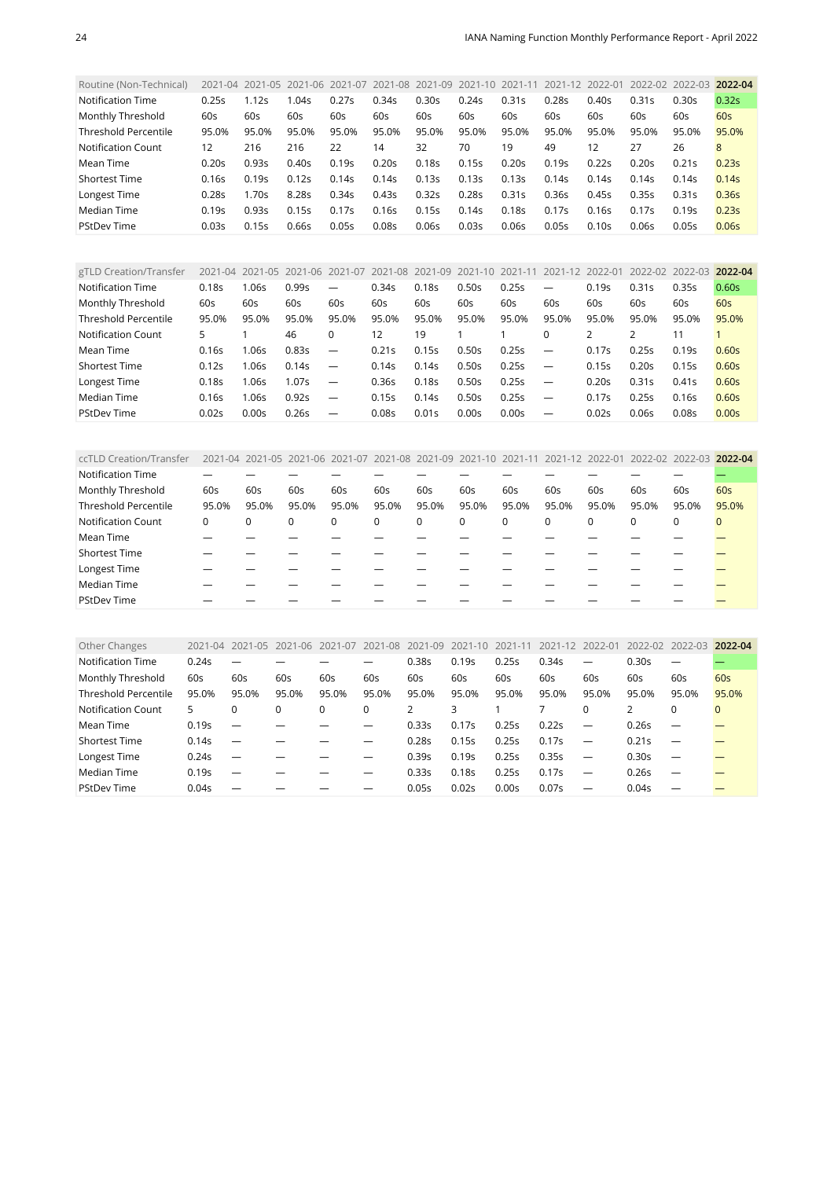| Routine (Non-Technical) | 2021-04 | 2021-05 | 2021-06 | 2021-07 | 2021-08 | 2021-09 | 2021-10 | 2021-11 | 2021-12 | 2022-01 | 2022-02 | 2022-03 | **2022-04** |
|---|---|---|---|---|---|---|---|---|---|---|---|---|---|
| Notification Time | 0.25s | 1.12s | 1.04s | 0.27s | 0.34s | 0.30s | 0.24s | 0.31s | 0.28s | 0.40s | 0.31s | 0.30s | 0.32s |
| Monthly Threshold | 60s | 60s | 60s | 60s | 60s | 60s | 60s | 60s | 60s | 60s | 60s | 60s | 60s |
| Threshold Percentile | 95.0% | 95.0% | 95.0% | 95.0% | 95.0% | 95.0% | 95.0% | 95.0% | 95.0% | 95.0% | 95.0% | 95.0% | 95.0% |
| Notification Count | 12 | 216 | 216 | 22 | 14 | 32 | 70 | 19 | 49 | 12 | 27 | 26 | 8 |
| Mean Time | 0.20s | 0.93s | 0.40s | 0.19s | 0.20s | 0.18s | 0.15s | 0.20s | 0.19s | 0.22s | 0.20s | 0.21s | 0.23s |
| Shortest Time | 0.16s | 0.19s | 0.12s | 0.14s | 0.14s | 0.13s | 0.13s | 0.13s | 0.14s | 0.14s | 0.14s | 0.14s | 0.14s |
| Longest Time | 0.28s | 1.70s | 8.28s | 0.34s | 0.43s | 0.32s | 0.28s | 0.31s | 0.36s | 0.45s | 0.35s | 0.31s | 0.36s |
| Median Time | 0.19s | 0.93s | 0.15s | 0.17s | 0.16s | 0.15s | 0.14s | 0.18s | 0.17s | 0.16s | 0.17s | 0.19s | 0.23s |
| PStDev Time | 0.03s | 0.15s | 0.66s | 0.05s | 0.08s | 0.06s | 0.03s | 0.06s | 0.05s | 0.10s | 0.06s | 0.05s | 0.06s |

| gTLD Creation/Transfer | 2021-04 | 2021-05 | 2021-06 | 2021-07 | 2021-08 | 2021-09 | 2021-10 | 2021-11 | 2021-12 | 2022-01 | 2022-02 | 2022-03 | **2022-04** |
|---|---|---|---|---|---|---|---|---|---|---|---|---|---|
| Notification Time | 0.18s | 1.06s | 0.99s | — | 0.34s | 0.18s | 0.50s | 0.25s | — | 0.19s | 0.31s | 0.35s | 0.60s |
| Monthly Threshold | 60s | 60s | 60s | 60s | 60s | 60s | 60s | 60s | 60s | 60s | 60s | 60s | 60s |
| Threshold Percentile | 95.0% | 95.0% | 95.0% | 95.0% | 95.0% | 95.0% | 95.0% | 95.0% | 95.0% | 95.0% | 95.0% | 95.0% | 95.0% |
| Notification Count | 5 | 1 | 46 | 0 | 12 | 19 | 1 | 1 | 0 | 2 | 2 | 11 | 1 |
| Mean Time | 0.16s | 1.06s | 0.83s | — | 0.21s | 0.15s | 0.50s | 0.25s | — | 0.17s | 0.25s | 0.19s | 0.60s |
| Shortest Time | 0.12s | 1.06s | 0.14s | — | 0.14s | 0.14s | 0.50s | 0.25s | — | 0.15s | 0.20s | 0.15s | 0.60s |
| Longest Time | 0.18s | 1.06s | 1.07s | — | 0.36s | 0.18s | 0.50s | 0.25s | — | 0.20s | 0.31s | 0.41s | 0.60s |
| Median Time | 0.16s | 1.06s | 0.92s | — | 0.15s | 0.14s | 0.50s | 0.25s | — | 0.17s | 0.25s | 0.16s | 0.60s |
| PStDev Time | 0.02s | 0.00s | 0.26s | — | 0.08s | 0.01s | 0.00s | 0.00s | — | 0.02s | 0.06s | 0.08s | 0.00s |

| ccTLD Creation/Transfer | 2021-04 | 2021-05 | 2021-06 | 2021-07 | 2021-08 | 2021-09 | 2021-10 | 2021-11 | 2021-12 | 2022-01 | 2022-02 | 2022-03 | **2022-04** |
|---|---|---|---|---|---|---|---|---|---|---|---|---|---|
| Notification Time | — | — | — | — | — | — | — | — | — | — | — | — | — |
| Monthly Threshold | 60s | 60s | 60s | 60s | 60s | 60s | 60s | 60s | 60s | 60s | 60s | 60s | 60s |
| Threshold Percentile | 95.0% | 95.0% | 95.0% | 95.0% | 95.0% | 95.0% | 95.0% | 95.0% | 95.0% | 95.0% | 95.0% | 95.0% | 95.0% |
| Notification Count | 0 | 0 | 0 | 0 | 0 | 0 | 0 | 0 | 0 | 0 | 0 | 0 | 0 |
| Mean Time | — | — | — | — | — | — | — | — | — | — | — | — | — |
| Shortest Time | — | — | — | — | — | — | — | — | — | — | — | — | — |
| Longest Time | — | — | — | — | — | — | — | — | — | — | — | — | — |
| Median Time | — | — | — | — | — | — | — | — | — | — | — | — | — |
| PStDev Time | — | — | — | — | — | — | — | — | — | — | — | — | — |

| Other Changes | 2021-04 | 2021-05 | 2021-06 | 2021-07 | 2021-08 | 2021-09 | 2021-10 | 2021-11 | 2021-12 | 2022-01 | 2022-02 | 2022-03 | **2022-04** |
|---|---|---|---|---|---|---|---|---|---|---|---|---|---|
| Notification Time | 0.24s | — | — | — | — | 0.38s | 0.19s | 0.25s | 0.34s | — | 0.30s | — | — |
| Monthly Threshold | 60s | 60s | 60s | 60s | 60s | 60s | 60s | 60s | 60s | 60s | 60s | 60s | 60s |
| Threshold Percentile | 95.0% | 95.0% | 95.0% | 95.0% | 95.0% | 95.0% | 95.0% | 95.0% | 95.0% | 95.0% | 95.0% | 95.0% | 95.0% |
| Notification Count | 5 | 0 | 0 | 0 | 0 | 2 | 3 | 1 | 7 | 0 | 2 | 0 | 0 |
| Mean Time | 0.19s | — | — | — | — | 0.33s | 0.17s | 0.25s | 0.22s | — | 0.26s | — | — |
| Shortest Time | 0.14s | — | — | — | — | 0.28s | 0.15s | 0.25s | 0.17s | — | 0.21s | — | — |
| Longest Time | 0.24s | — | — | — | — | 0.39s | 0.19s | 0.25s | 0.35s | — | 0.30s | — | — |
| Median Time | 0.19s | — | — | — | — | 0.33s | 0.18s | 0.25s | 0.17s | — | 0.26s | — | — |
| PStDev Time | 0.04s | — | — | — | — | 0.05s | 0.02s | 0.00s | 0.07s | — | 0.04s | — | — |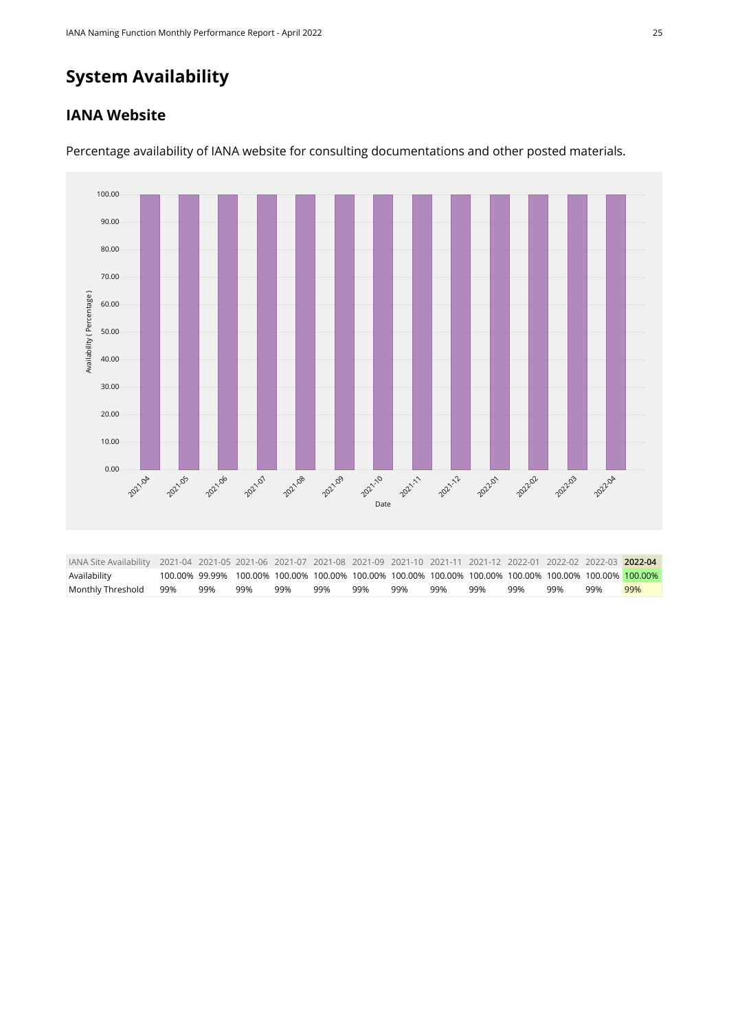# System Availability

## IANA Website

Percentage availability of IANA website for consulting documentations and other posted materials.

| IANA Site Availability | 2021-04 | 2021-05 | 2021-06 | 2021-07 | 2021-08 | 2021-09 | 2021-10 | 2021-11 | 2021-12 | 2022-01 | 2022-02 | 2022-03 | **2022-04** |
|---|---|---|---|---|---|---|---|---|---|---|---|---|---|
| Availability | 100.00% | 99.99% | 100.00% | 100.00% | 100.00% | 100.00% | 100.00% | 100.00% | 100.00% | 100.00% | 100.00% | 100.00% | 100.00% |
| Monthly Threshold | 99% | 99% | 99% | 99% | 99% | 99% | 99% | 99% | 99% | 99% | 99% | 99% | 99% |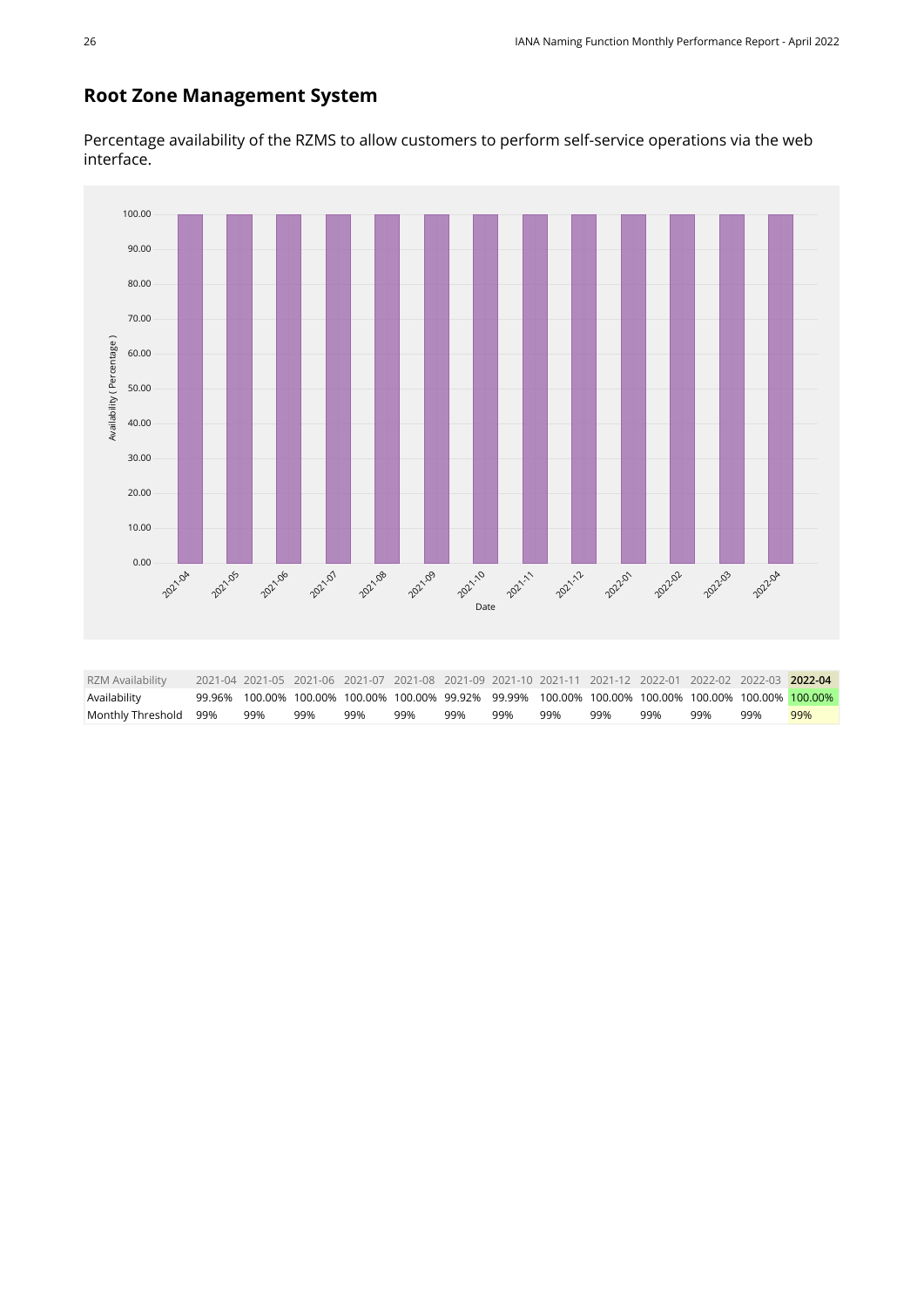## Root Zone Management System

Percentage availability of the RZMS to allow customers to perform self-service operations via the web interface.

| RZM Availability | 2021-04 | 2021-05 | 2021-06 | 2021-07 | 2021-08 | 2021-09 | 2021-10 | 2021-11 | 2021-12 | 2022-01 | 2022-02 | 2022-03 | **2022-04** |
|---|---|---|---|---|---|---|---|---|---|---|---|---|---|
| Availability | 99.96% | 100.00% | 100.00% | 100.00% | 100.00% | 99.92% | 99.99% | 100.00% | 100.00% | 100.00% | 100.00% | 100.00% | 100.00% |
| Monthly Threshold | 99% | 99% | 99% | 99% | 99% | 99% | 99% | 99% | 99% | 99% | 99% | 99% | 99% |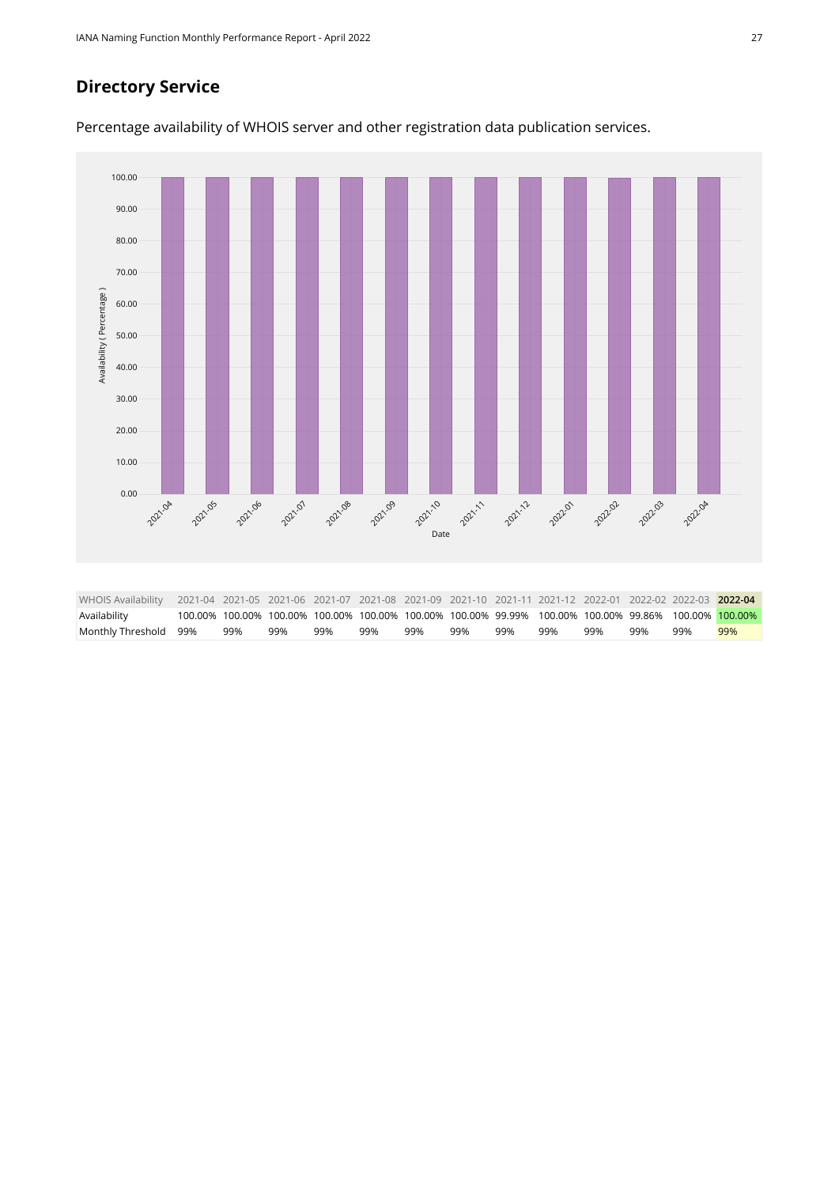## Directory Service

Percentage availability of WHOIS server and other registration data publication services.

| WHOIS Availability | 2021-04 | 2021-05 | 2021-06 | 2021-07 | 2021-08 | 2021-09 | 2021-10 | 2021-11 | 2021-12 | 2022-01 | 2022-02 | 2022-03 | **2022-04** |
|---|---|---|---|---|---|---|---|---|---|---|---|---|---|
| Availability | 100.00% | 100.00% | 100.00% | 100.00% | 100.00% | 100.00% | 100.00% | 99.99% | 100.00% | 100.00% | 99.86% | 100.00% | 100.00% |
| Monthly Threshold | 99% | 99% | 99% | 99% | 99% | 99% | 99% | 99% | 99% | 99% | 99% | 99% | 99% |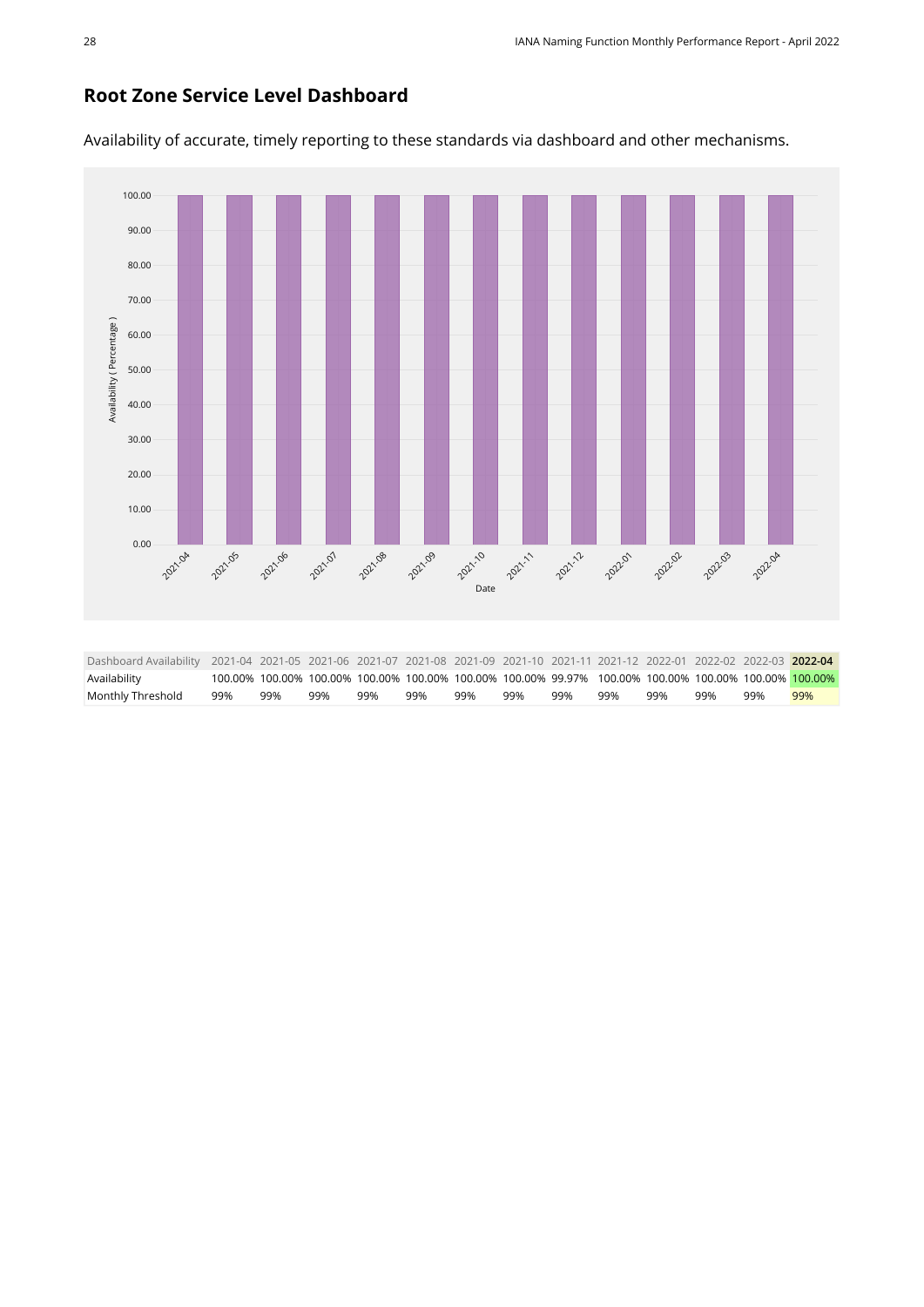## Root Zone Service Level Dashboard

Availability of accurate, timely reporting to these standards via dashboard and other mechanisms.

| Dashboard Availability | 2021-04 | 2021-05 | 2021-06 | 2021-07 | 2021-08 | 2021-09 | 2021-10 | 2021-11 | 2021-12 | 2022-01 | 2022-02 | 2022-03 | **2022-04** |
|---|---|---|---|---|---|---|---|---|---|---|---|---|---|
| Availability | 100.00% | 100.00% | 100.00% | 100.00% | 100.00% | 100.00% | 100.00% | 99.97% | 100.00% | 100.00% | 100.00% | 100.00% | 100.00% |
| Monthly Threshold | 99% | 99% | 99% | 99% | 99% | 99% | 99% | 99% | 99% | 99% | 99% | 99% | 99% |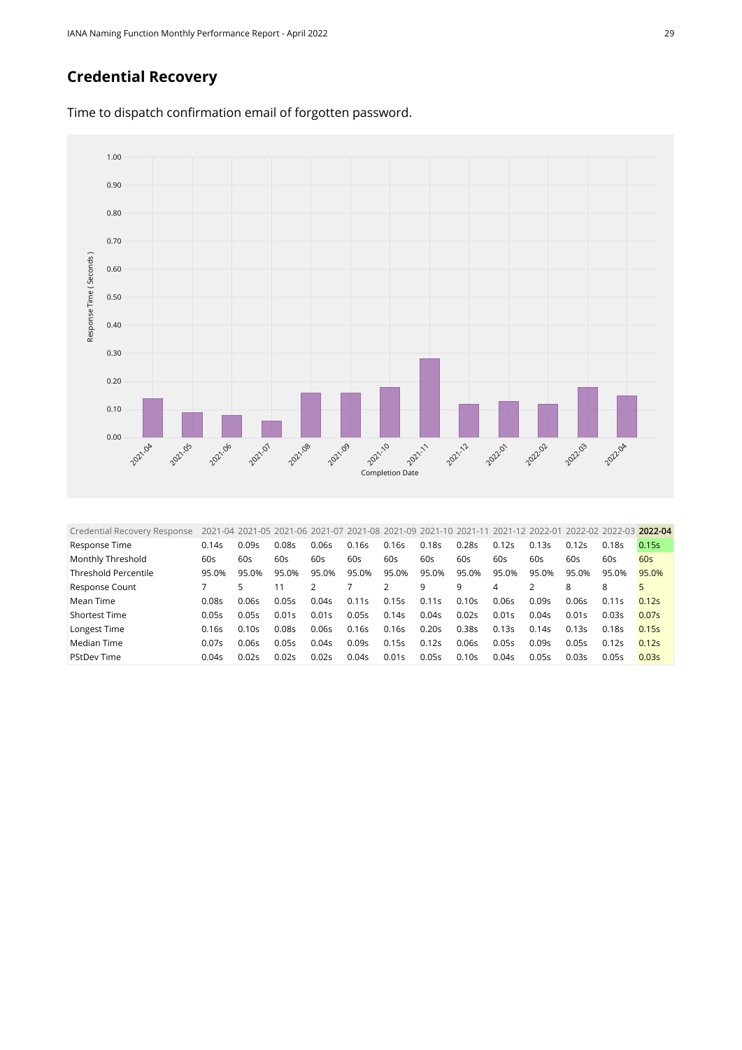## Credential Recovery

Time to dispatch confirmation email of forgotten password.

| Credential Recovery Response | 2021-04 | 2021-05 | 2021-06 | 2021-07 | 2021-08 | 2021-09 | 2021-10 | 2021-11 | 2021-12 | 2022-01 | 2022-02 | 2022-03 | **2022-04** |
|---|---|---|---|---|---|---|---|---|---|---|---|---|---|
| Response Time | 0.14s | 0.09s | 0.08s | 0.06s | 0.16s | 0.16s | 0.18s | 0.28s | 0.12s | 0.13s | 0.12s | 0.18s | 0.15s |
| Monthly Threshold | 60s | 60s | 60s | 60s | 60s | 60s | 60s | 60s | 60s | 60s | 60s | 60s | 60s |
| Threshold Percentile | 95.0% | 95.0% | 95.0% | 95.0% | 95.0% | 95.0% | 95.0% | 95.0% | 95.0% | 95.0% | 95.0% | 95.0% | 95.0% |
| Response Count | 7 | 5 | 11 | 2 | 7 | 2 | 9 | 9 | 4 | 2 | 8 | 8 | 5 |
| Mean Time | 0.08s | 0.06s | 0.05s | 0.04s | 0.11s | 0.15s | 0.11s | 0.10s | 0.06s | 0.09s | 0.06s | 0.11s | 0.12s |
| Shortest Time | 0.05s | 0.05s | 0.01s | 0.01s | 0.05s | 0.14s | 0.04s | 0.02s | 0.01s | 0.04s | 0.01s | 0.03s | 0.07s |
| Longest Time | 0.16s | 0.10s | 0.08s | 0.06s | 0.16s | 0.16s | 0.20s | 0.38s | 0.13s | 0.14s | 0.13s | 0.18s | 0.15s |
| Median Time | 0.07s | 0.06s | 0.05s | 0.04s | 0.09s | 0.15s | 0.12s | 0.06s | 0.05s | 0.09s | 0.05s | 0.12s | 0.12s |
| PStDev Time | 0.04s | 0.02s | 0.02s | 0.02s | 0.04s | 0.01s | 0.05s | 0.10s | 0.04s | 0.05s | 0.03s | 0.05s | 0.03s |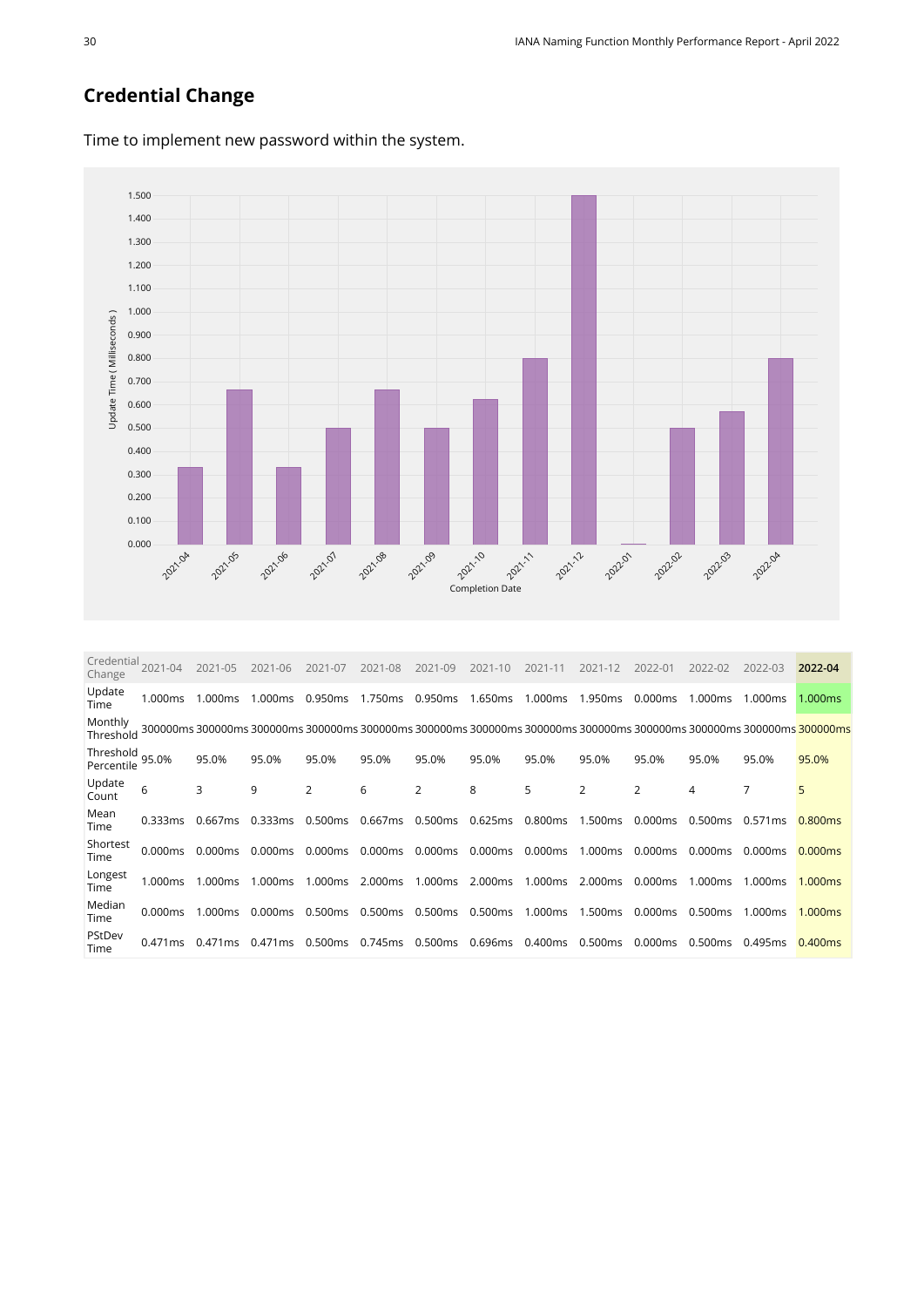## Credential Change

Time to implement new password within the system.

| Credential Change | 2021-04 | 2021-05 | 2021-06 | 2021-07 | 2021-08 | 2021-09 | 2021-10 | 2021-11 | 2021-12 | 2022-01 | 2022-02 | 2022-03 | **2022-04** |
|---|---|---|---|---|---|---|---|---|---|---|---|---|---|
| Update Time | 1.000ms | 1.000ms | 1.000ms | 0.950ms | 1.750ms | 0.950ms | 1.650ms | 1.000ms | 1.950ms | 0.000ms | 1.000ms | 1.000ms | 1.000ms |
| Monthly Threshold | 300000ms | 300000ms | 300000ms | 300000ms | 300000ms | 300000ms | 300000ms | 300000ms | 300000ms | 300000ms | 300000ms | 300000ms | 300000ms |
| Threshold Percentile | 95.0% | 95.0% | 95.0% | 95.0% | 95.0% | 95.0% | 95.0% | 95.0% | 95.0% | 95.0% | 95.0% | 95.0% | 95.0% |
| Update Count | 6 | 3 | 9 | 2 | 6 | 2 | 8 | 5 | 2 | 2 | 4 | 7 | 5 |
| Mean Time | 0.333ms | 0.667ms | 0.333ms | 0.500ms | 0.667ms | 0.500ms | 0.625ms | 0.800ms | 1.500ms | 0.000ms | 0.500ms | 0.571ms | 0.800ms |
| Shortest Time | 0.000ms | 0.000ms | 0.000ms | 0.000ms | 0.000ms | 0.000ms | 0.000ms | 0.000ms | 1.000ms | 0.000ms | 0.000ms | 0.000ms | 0.000ms |
| Longest Time | 1.000ms | 1.000ms | 1.000ms | 1.000ms | 2.000ms | 1.000ms | 2.000ms | 1.000ms | 2.000ms | 0.000ms | 1.000ms | 1.000ms | 1.000ms |
| Median Time | 0.000ms | 1.000ms | 0.000ms | 0.500ms | 0.500ms | 0.500ms | 0.500ms | 1.000ms | 1.500ms | 0.000ms | 0.500ms | 1.000ms | 1.000ms |
| PStDev Time | 0.471ms | 0.471ms | 0.471ms | 0.500ms | 0.745ms | 0.500ms | 0.696ms | 0.400ms | 0.500ms | 0.000ms | 0.500ms | 0.495ms | 0.400ms |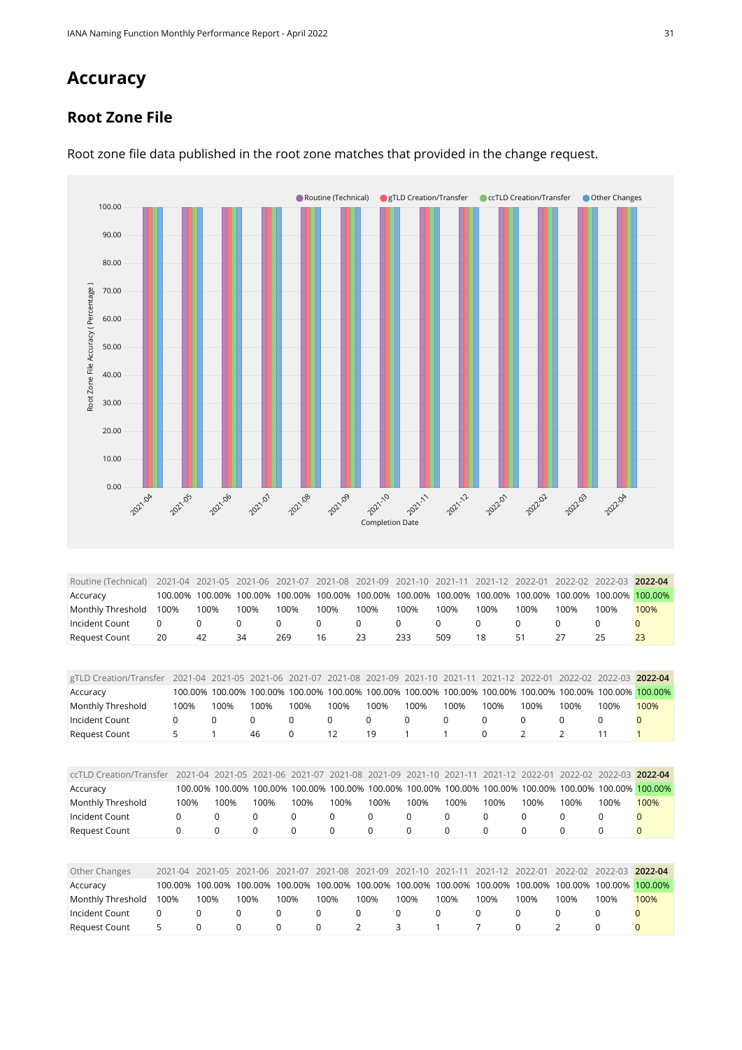# Accuracy

## Root Zone File

Root zone file data published in the root zone matches that provided in the change request.

| Routine (Technical) | 2021-04 | 2021-05 | 2021-06 | 2021-07 | 2021-08 | 2021-09 | 2021-10 | 2021-11 | 2021-12 | 2022-01 | 2022-02 | 2022-03 | **2022-04** |
|---|---|---|---|---|---|---|---|---|---|---|---|---|---|
| Accuracy | 100.00% | 100.00% | 100.00% | 100.00% | 100.00% | 100.00% | 100.00% | 100.00% | 100.00% | 100.00% | 100.00% | 100.00% | 100.00% |
| Monthly Threshold | 100% | 100% | 100% | 100% | 100% | 100% | 100% | 100% | 100% | 100% | 100% | 100% | 100% |
| Incident Count | 0 | 0 | 0 | 0 | 0 | 0 | 0 | 0 | 0 | 0 | 0 | 0 | 0 |
| Request Count | 20 | 42 | 34 | 269 | 16 | 23 | 233 | 509 | 18 | 51 | 27 | 25 | 23 |

| gTLD Creation/Transfer | 2021-04 | 2021-05 | 2021-06 | 2021-07 | 2021-08 | 2021-09 | 2021-10 | 2021-11 | 2021-12 | 2022-01 | 2022-02 | 2022-03 | **2022-04** |
|---|---|---|---|---|---|---|---|---|---|---|---|---|---|
| Accuracy | 100.00% | 100.00% | 100.00% | 100.00% | 100.00% | 100.00% | 100.00% | 100.00% | 100.00% | 100.00% | 100.00% | 100.00% | 100.00% |
| Monthly Threshold | 100% | 100% | 100% | 100% | 100% | 100% | 100% | 100% | 100% | 100% | 100% | 100% | 100% |
| Incident Count | 0 | 0 | 0 | 0 | 0 | 0 | 0 | 0 | 0 | 0 | 0 | 0 | 0 |
| Request Count | 5 | 1 | 46 | 0 | 12 | 19 | 1 | 1 | 0 | 2 | 2 | 11 | 1 |

| ccTLD Creation/Transfer | 2021-04 | 2021-05 | 2021-06 | 2021-07 | 2021-08 | 2021-09 | 2021-10 | 2021-11 | 2021-12 | 2022-01 | 2022-02 | 2022-03 | **2022-04** |
|---|---|---|---|---|---|---|---|---|---|---|---|---|---|
| Accuracy | 100.00% | 100.00% | 100.00% | 100.00% | 100.00% | 100.00% | 100.00% | 100.00% | 100.00% | 100.00% | 100.00% | 100.00% | 100.00% |
| Monthly Threshold | 100% | 100% | 100% | 100% | 100% | 100% | 100% | 100% | 100% | 100% | 100% | 100% | 100% |
| Incident Count | 0 | 0 | 0 | 0 | 0 | 0 | 0 | 0 | 0 | 0 | 0 | 0 | 0 |
| Request Count | 0 | 0 | 0 | 0 | 0 | 0 | 0 | 0 | 0 | 0 | 0 | 0 | 0 |

| Other Changes | 2021-04 | 2021-05 | 2021-06 | 2021-07 | 2021-08 | 2021-09 | 2021-10 | 2021-11 | 2021-12 | 2022-01 | 2022-02 | 2022-03 | **2022-04** |
|---|---|---|---|---|---|---|---|---|---|---|---|---|---|
| Accuracy | 100.00% | 100.00% | 100.00% | 100.00% | 100.00% | 100.00% | 100.00% | 100.00% | 100.00% | 100.00% | 100.00% | 100.00% | 100.00% |
| Monthly Threshold | 100% | 100% | 100% | 100% | 100% | 100% | 100% | 100% | 100% | 100% | 100% | 100% | 100% |
| Incident Count | 0 | 0 | 0 | 0 | 0 | 0 | 0 | 0 | 0 | 0 | 0 | 0 | 0 |
| Request Count | 5 | 0 | 0 | 0 | 0 | 2 | 3 | 1 | 7 | 0 | 2 | 0 | 0 |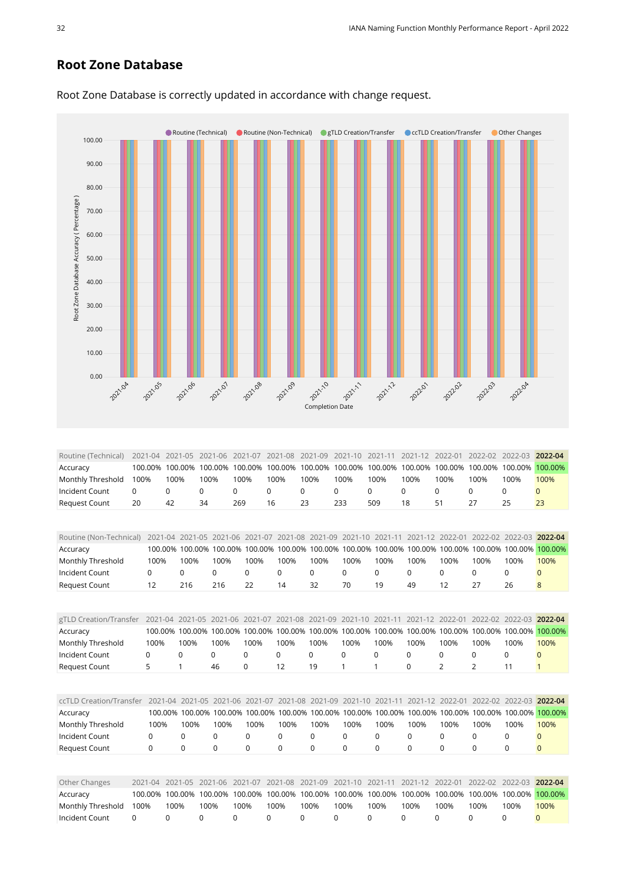## Root Zone Database

Root Zone Database is correctly updated in accordance with change request.

| Routine (Technical) | 2021-04 | 2021-05 | 2021-06 | 2021-07 | 2021-08 | 2021-09 | 2021-10 | 2021-11 | 2021-12 | 2022-01 | 2022-02 | 2022-03 | **2022-04** |
|---|---|---|---|---|---|---|---|---|---|---|---|---|---|
| Accuracy | 100.00% | 100.00% | 100.00% | 100.00% | 100.00% | 100.00% | 100.00% | 100.00% | 100.00% | 100.00% | 100.00% | 100.00% | 100.00% |
| Monthly Threshold | 100% | 100% | 100% | 100% | 100% | 100% | 100% | 100% | 100% | 100% | 100% | 100% | 100% |
| Incident Count | 0 | 0 | 0 | 0 | 0 | 0 | 0 | 0 | 0 | 0 | 0 | 0 | 0 |
| Request Count | 20 | 42 | 34 | 269 | 16 | 23 | 233 | 509 | 18 | 51 | 27 | 25 | 23 |

| Routine (Non-Technical) | 2021-04 | 2021-05 | 2021-06 | 2021-07 | 2021-08 | 2021-09 | 2021-10 | 2021-11 | 2021-12 | 2022-01 | 2022-02 | 2022-03 | **2022-04** |
|---|---|---|---|---|---|---|---|---|---|---|---|---|---|
| Accuracy | 100.00% | 100.00% | 100.00% | 100.00% | 100.00% | 100.00% | 100.00% | 100.00% | 100.00% | 100.00% | 100.00% | 100.00% | 100.00% |
| Monthly Threshold | 100% | 100% | 100% | 100% | 100% | 100% | 100% | 100% | 100% | 100% | 100% | 100% | 100% |
| Incident Count | 0 | 0 | 0 | 0 | 0 | 0 | 0 | 0 | 0 | 0 | 0 | 0 | 0 |
| Request Count | 12 | 216 | 216 | 22 | 14 | 32 | 70 | 19 | 49 | 12 | 27 | 26 | 8 |

| gTLD Creation/Transfer | 2021-04 | 2021-05 | 2021-06 | 2021-07 | 2021-08 | 2021-09 | 2021-10 | 2021-11 | 2021-12 | 2022-01 | 2022-02 | 2022-03 | **2022-04** |
|---|---|---|---|---|---|---|---|---|---|---|---|---|---|
| Accuracy | 100.00% | 100.00% | 100.00% | 100.00% | 100.00% | 100.00% | 100.00% | 100.00% | 100.00% | 100.00% | 100.00% | 100.00% | 100.00% |
| Monthly Threshold | 100% | 100% | 100% | 100% | 100% | 100% | 100% | 100% | 100% | 100% | 100% | 100% | 100% |
| Incident Count | 0 | 0 | 0 | 0 | 0 | 0 | 0 | 0 | 0 | 0 | 0 | 0 | 0 |
| Request Count | 5 | 1 | 46 | 0 | 12 | 19 | 1 | 1 | 0 | 2 | 2 | 11 | 1 |

| ccTLD Creation/Transfer | 2021-04 | 2021-05 | 2021-06 | 2021-07 | 2021-08 | 2021-09 | 2021-10 | 2021-11 | 2021-12 | 2022-01 | 2022-02 | 2022-03 | **2022-04** |
|---|---|---|---|---|---|---|---|---|---|---|---|---|---|
| Accuracy | 100.00% | 100.00% | 100.00% | 100.00% | 100.00% | 100.00% | 100.00% | 100.00% | 100.00% | 100.00% | 100.00% | 100.00% | 100.00% |
| Monthly Threshold | 100% | 100% | 100% | 100% | 100% | 100% | 100% | 100% | 100% | 100% | 100% | 100% | 100% |
| Incident Count | 0 | 0 | 0 | 0 | 0 | 0 | 0 | 0 | 0 | 0 | 0 | 0 | 0 |
| Request Count | 0 | 0 | 0 | 0 | 0 | 0 | 0 | 0 | 0 | 0 | 0 | 0 | 0 |

| Other Changes | 2021-04 | 2021-05 | 2021-06 | 2021-07 | 2021-08 | 2021-09 | 2021-10 | 2021-11 | 2021-12 | 2022-01 | 2022-02 | 2022-03 | **2022-04** |
|---|---|---|---|---|---|---|---|---|---|---|---|---|---|
| Accuracy | 100.00% | 100.00% | 100.00% | 100.00% | 100.00% | 100.00% | 100.00% | 100.00% | 100.00% | 100.00% | 100.00% | 100.00% | 100.00% |
| Monthly Threshold | 100% | 100% | 100% | 100% | 100% | 100% | 100% | 100% | 100% | 100% | 100% | 100% | 100% |
| Incident Count | 0 | 0 | 0 | 0 | 0 | 0 | 0 | 0 | 0 | 0 | 0 | 0 | 0 |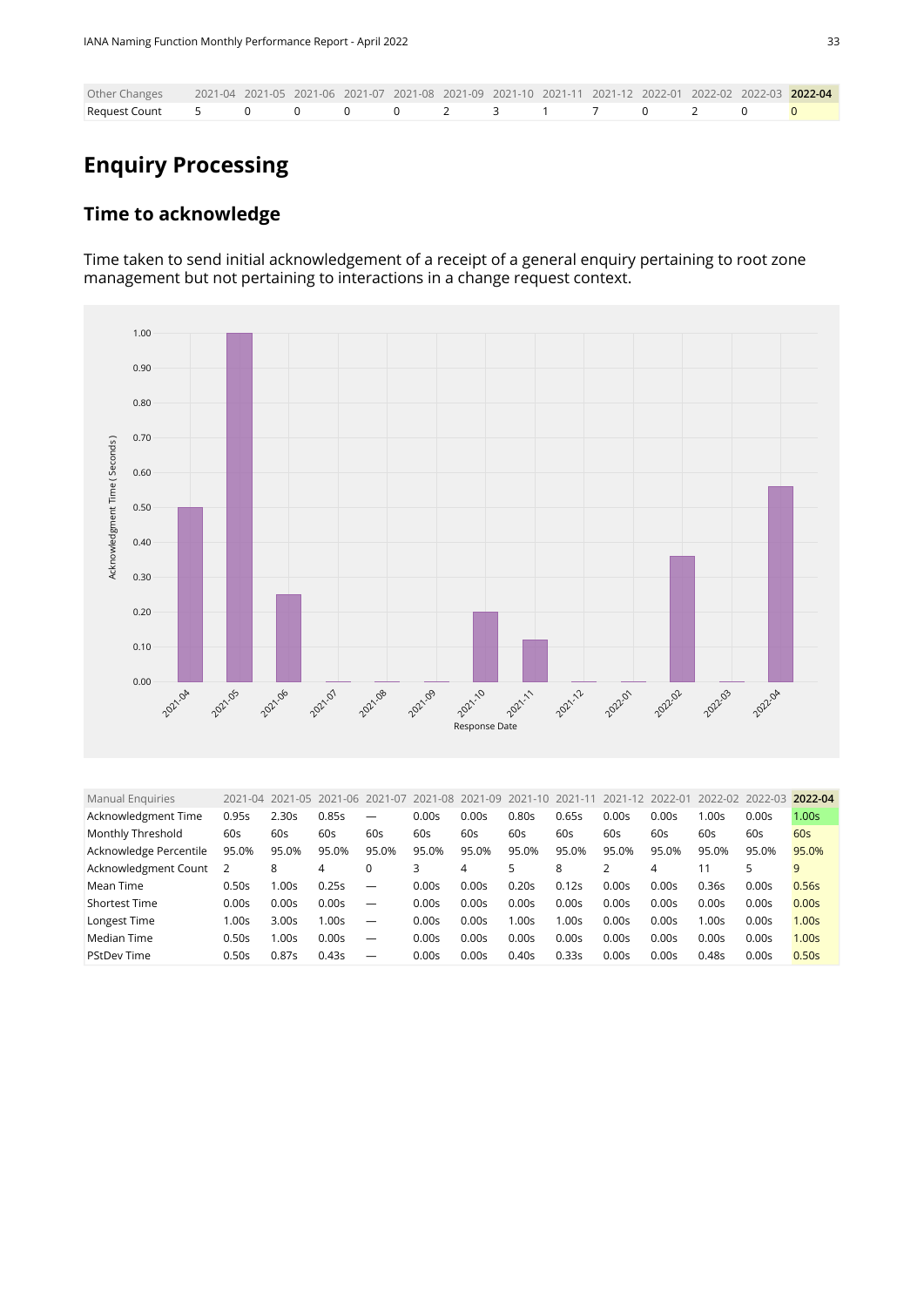| Other Changes | 2021-04 | 2021-05 | 2021-06 | 2021-07 | 2021-08 | 2021-09 | 2021-10 | 2021-11 | 2021-12 | 2022-01 | 2022-02 | 2022-03 | **2022-04** |
|---|---|---|---|---|---|---|---|---|---|---|---|---|---|
| Request Count | 5 | 0 | 0 | 0 | 0 | 2 | 3 | 1 | 7 | 0 | 2 | 0 | 0 |

# Enquiry Processing

## Time to acknowledge

Time taken to send initial acknowledgement of a receipt of a general enquiry pertaining to root zone management but not pertaining to interactions in a change request context.

| Manual Enquiries | 2021-04 | 2021-05 | 2021-06 | 2021-07 | 2021-08 | 2021-09 | 2021-10 | 2021-11 | 2021-12 | 2022-01 | 2022-02 | 2022-03 | **2022-04** |
|---|---|---|---|---|---|---|---|---|---|---|---|---|---|
| Acknowledgment Time | 0.95s | 2.30s | 0.85s | — | 0.00s | 0.00s | 0.80s | 0.65s | 0.00s | 0.00s | 1.00s | 0.00s | 1.00s |
| Monthly Threshold | 60s | 60s | 60s | 60s | 60s | 60s | 60s | 60s | 60s | 60s | 60s | 60s | 60s |
| Acknowledge Percentile | 95.0% | 95.0% | 95.0% | 95.0% | 95.0% | 95.0% | 95.0% | 95.0% | 95.0% | 95.0% | 95.0% | 95.0% | 95.0% |
| Acknowledgment Count | 2 | 8 | 4 | 0 | 3 | 4 | 5 | 8 | 2 | 4 | 11 | 5 | 9 |
| Mean Time | 0.50s | 1.00s | 0.25s | — | 0.00s | 0.00s | 0.20s | 0.12s | 0.00s | 0.00s | 0.36s | 0.00s | 0.56s |
| Shortest Time | 0.00s | 0.00s | 0.00s | — | 0.00s | 0.00s | 0.00s | 0.00s | 0.00s | 0.00s | 0.00s | 0.00s | 0.00s |
| Longest Time | 1.00s | 3.00s | 1.00s | — | 0.00s | 0.00s | 1.00s | 1.00s | 0.00s | 0.00s | 1.00s | 0.00s | 1.00s |
| Median Time | 0.50s | 1.00s | 0.00s | — | 0.00s | 0.00s | 0.00s | 0.00s | 0.00s | 0.00s | 0.00s | 0.00s | 1.00s |
| PStdDev Time | 0.50s | 0.87s | 0.43s | — | 0.00s | 0.00s | 0.40s | 0.33s | 0.00s | 0.00s | 0.48s | 0.00s | 0.50s |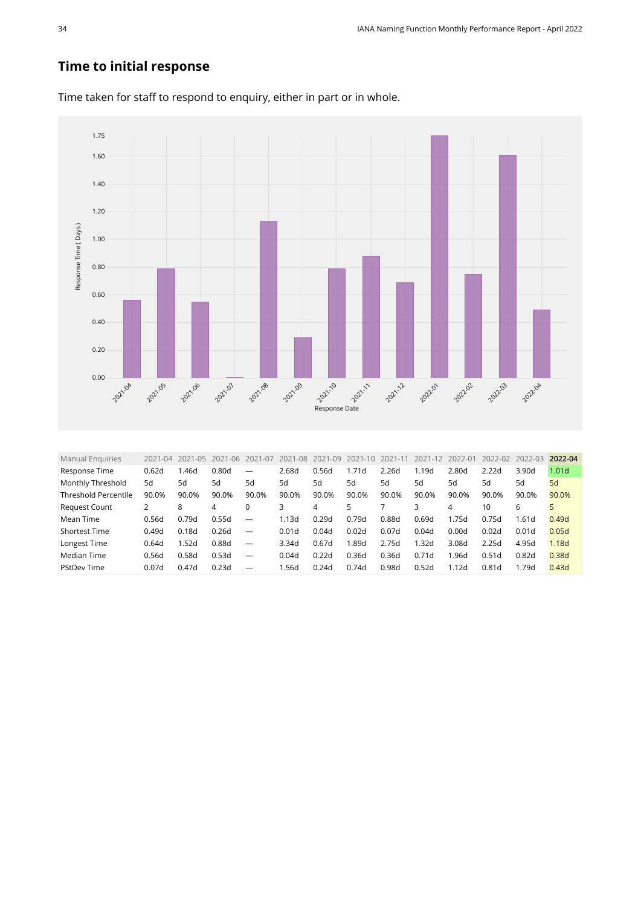## Time to initial response

Time taken for staff to respond to enquiry, either in part or in whole.

| Manual Enquiries | 2021-04 | 2021-05 | 2021-06 | 2021-07 | 2021-08 | 2021-09 | 2021-10 | 2021-11 | 2021-12 | 2022-01 | 2022-02 | 2022-03 | **2022-04** |
|---|---|---|---|---|---|---|---|---|---|---|---|---|---|
| Response Time | 0.62d | 1.46d | 0.80d | — | 2.68d | 0.56d | 1.71d | 2.26d | 1.19d | 2.80d | 2.22d | 3.90d | 1.01d |
| Monthly Threshold | 5d | 5d | 5d | 5d | 5d | 5d | 5d | 5d | 5d | 5d | 5d | 5d | 5d |
| Threshold Percentile | 90.0% | 90.0% | 90.0% | 90.0% | 90.0% | 90.0% | 90.0% | 90.0% | 90.0% | 90.0% | 90.0% | 90.0% | 90.0% |
| Request Count | 2 | 8 | 4 | 0 | 3 | 4 | 5 | 7 | 3 | 4 | 10 | 6 | 5 |
| Mean Time | 0.56d | 0.79d | 0.55d | — | 1.13d | 0.29d | 0.79d | 0.88d | 0.69d | 1.75d | 0.75d | 1.61d | 0.49d |
| Shortest Time | 0.49d | 0.18d | 0.26d | — | 0.01d | 0.04d | 0.02d | 0.07d | 0.04d | 0.00d | 0.02d | 0.01d | 0.05d |
| Longest Time | 0.64d | 1.52d | 0.88d | — | 3.34d | 0.67d | 1.89d | 2.75d | 1.32d | 3.08d | 2.25d | 4.95d | 1.18d |
| Median Time | 0.56d | 0.58d | 0.53d | — | 0.04d | 0.22d | 0.36d | 0.36d | 0.71d | 1.96d | 0.51d | 0.82d | 0.38d |
| PStDev Time | 0.07d | 0.47d | 0.23d | — | 1.56d | 0.24d | 0.74d | 0.98d | 0.52d | 1.12d | 0.81d | 1.79d | 0.43d |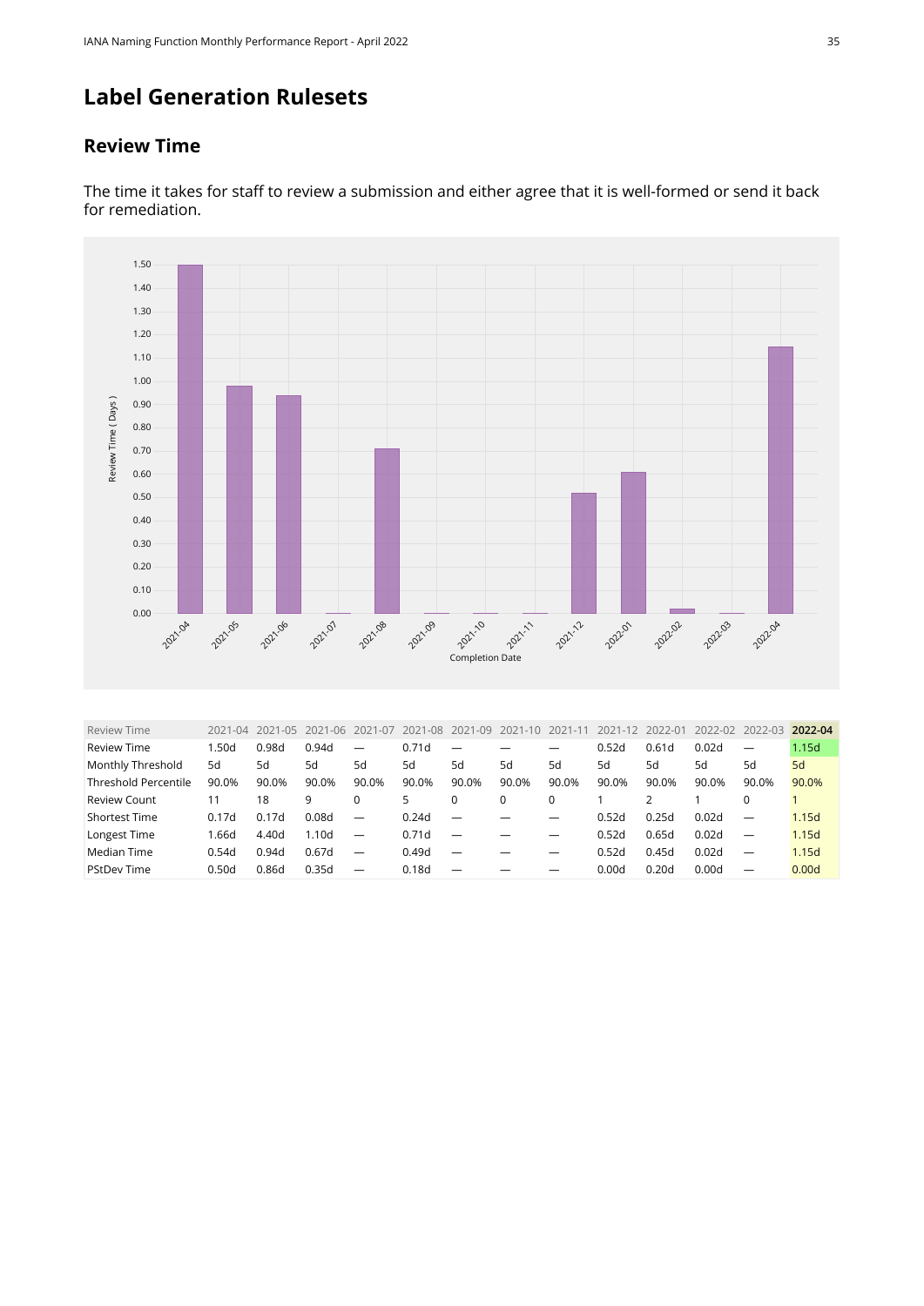# Label Generation Rulesets

## Review Time

The time it takes for staff to review a submission and either agree that it is well-formed or send it back for remediation.

| Review Time | 2021-04 | 2021-05 | 2021-06 | 2021-07 | 2021-08 | 2021-09 | 2021-10 | 2021-11 | 2021-12 | 2022-01 | 2022-02 | 2022-03 | **2022-04** |
|---|---|---|---|---|---|---|---|---|---|---|---|---|---|
| Review Time | 1.50d | 0.98d | 0.94d | — | 0.71d | — | — | — | 0.52d | 0.61d | 0.02d | — | 1.15d |
| Monthly Threshold | 5d | 5d | 5d | 5d | 5d | 5d | 5d | 5d | 5d | 5d | 5d | 5d | 5d |
| Threshold Percentile | 90.0% | 90.0% | 90.0% | 90.0% | 90.0% | 90.0% | 90.0% | 90.0% | 90.0% | 90.0% | 90.0% | 90.0% | 90.0% |
| Review Count | 11 | 18 | 9 | 0 | 5 | 0 | 0 | 0 | 1 | 2 | 1 | 0 | 1 |
| Shortest Time | 0.17d | 0.17d | 0.08d | — | 0.24d | — | — | — | 0.52d | 0.25d | 0.02d | — | 1.15d |
| Longest Time | 1.66d | 4.40d | 1.10d | — | 0.71d | — | — | — | 0.52d | 0.65d | 0.02d | — | 1.15d |
| Median Time | 0.54d | 0.94d | 0.67d | — | 0.49d | — | — | — | 0.52d | 0.45d | 0.02d | — | 1.15d |
| PStdDev Time | 0.50d | 0.86d | 0.35d | — | 0.18d | — | — | — | 0.00d | 0.20d | 0.00d | — | 0.00d |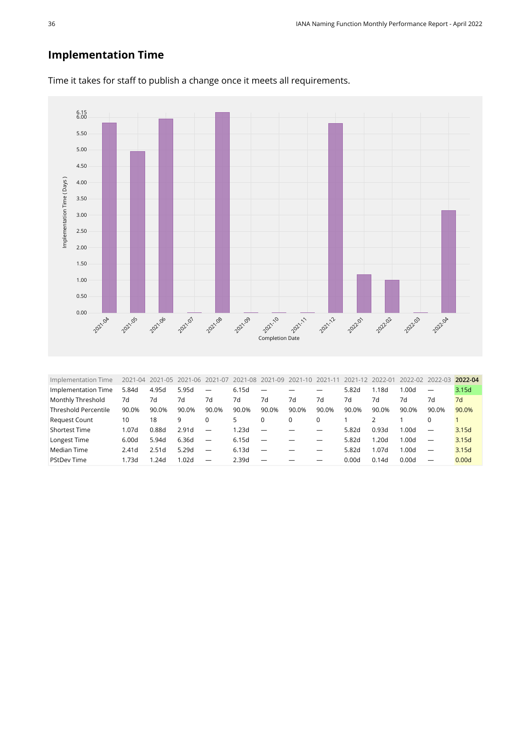## Implementation Time

Time it takes for staff to publish a change once it meets all requirements.

| Implementation Time | 2021-04 | 2021-05 | 2021-06 | 2021-07 | 2021-08 | 2021-09 | 2021-10 | 2021-11 | 2021-12 | 2022-01 | 2022-02 | 2022-03 | **2022-04** |
|---|---|---|---|---|---|---|---|---|---|---|---|---|---|
| Implementation Time | 5.84d | 4.95d | 5.95d | — | 6.15d | — | — | — | 5.82d | 1.18d | 1.00d | — | 3.15d |
| Monthly Threshold | 7d | 7d | 7d | 7d | 7d | 7d | 7d | 7d | 7d | 7d | 7d | 7d | 7d |
| Threshold Percentile | 90.0% | 90.0% | 90.0% | 90.0% | 90.0% | 90.0% | 90.0% | 90.0% | 90.0% | 90.0% | 90.0% | 90.0% | 90.0% |
| Request Count | 10 | 18 | 9 | 0 | 5 | 0 | 0 | 0 | 1 | 2 | 1 | 0 | 1 |
| Shortest Time | 1.07d | 0.88d | 2.91d | — | 1.23d | — | — | — | 5.82d | 0.93d | 1.00d | — | 3.15d |
| Longest Time | 6.00d | 5.94d | 6.36d | — | 6.15d | — | — | — | 5.82d | 1.20d | 1.00d | — | 3.15d |
| Median Time | 2.41d | 2.51d | 5.29d | — | 6.13d | — | — | — | 5.82d | 1.07d | 1.00d | — | 3.15d |
| PStDev Time | 1.73d | 1.24d | 1.02d | — | 2.39d | — | — | — | 0.00d | 0.14d | 0.00d | — | 0.00d |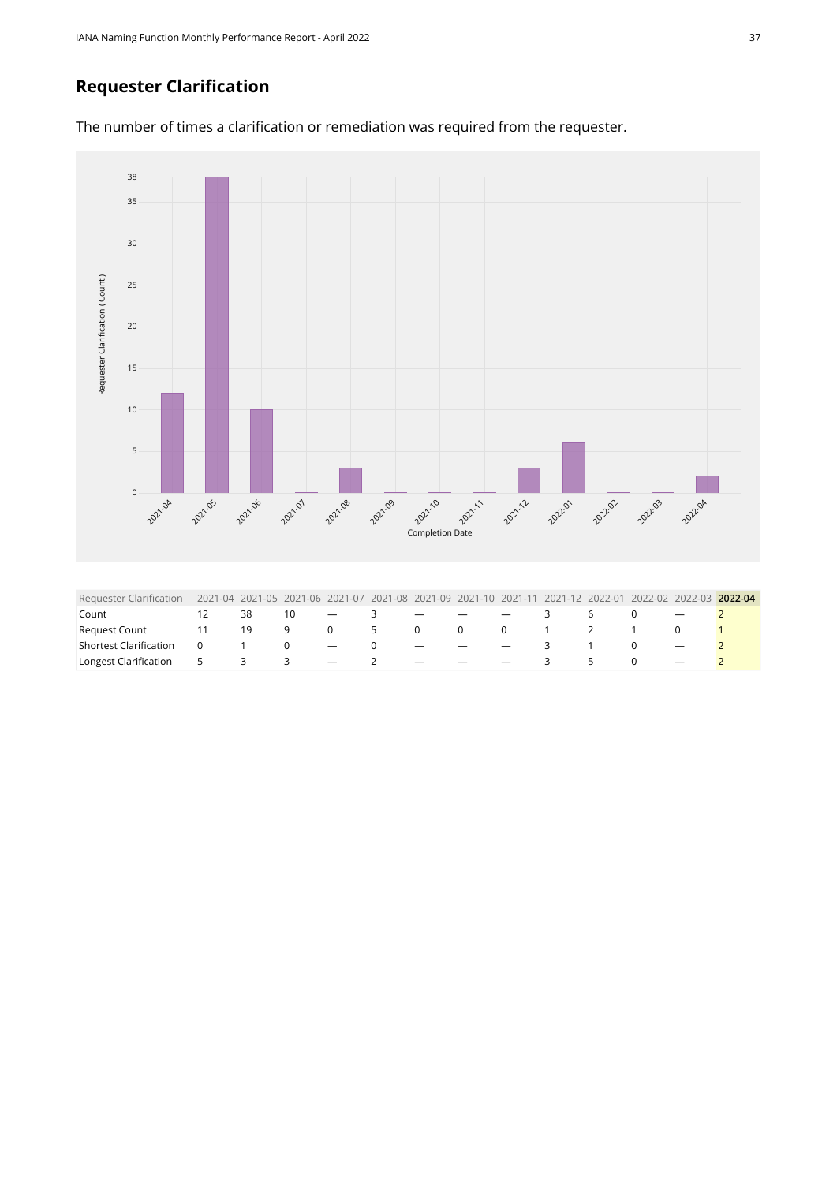## Requester Clarification

The number of times a clarification or remediation was required from the requester.

| Requester Clarification | 2021-04 | 2021-05 | 2021-06 | 2021-07 | 2021-08 | 2021-09 | 2021-10 | 2021-11 | 2021-12 | 2022-01 | 2022-02 | 2022-03 | **2022-04** |
|---|---|---|---|---|---|---|---|---|---|---|---|---|---|
| Count | 12 | 38 | 10 | — | 3 | — | — | — | 3 | 6 | 0 | — | 2 |
| Request Count | 11 | 19 | 9 | 0 | 5 | 0 | 0 | 0 | 1 | 2 | 1 | 0 | 1 |
| Shortest Clarification | 0 | 1 | 0 | — | 0 | — | — | — | 3 | 1 | 0 | — | 2 |
| Longest Clarification | 5 | 3 | 3 | — | 2 | — | — | — | 3 | 5 | 0 | — | 2 |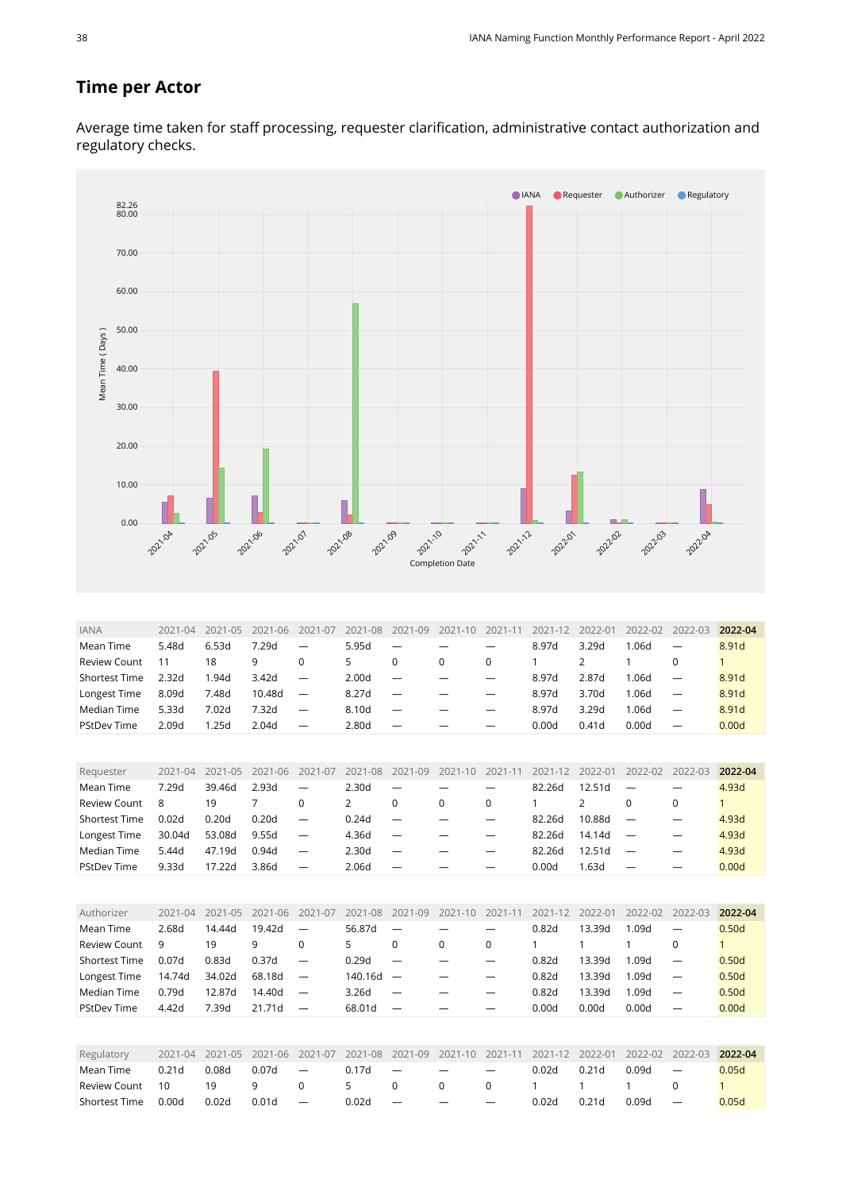## Time per Actor

Average time taken for staff processing, requester clarification, administrative contact authorization and regulatory checks.

| IANA | 2021-04 | 2021-05 | 2021-06 | 2021-07 | 2021-08 | 2021-09 | 2021-10 | 2021-11 | 2021-12 | 2022-01 | 2022-02 | 2022-03 | **2022-04** |
|---|---|---|---|---|---|---|---|---|---|---|---|---|---|
| Mean Time | 5.48d | 6.53d | 7.29d | — | 5.95d | — | — | — | 8.97d | 3.29d | 1.06d | — | 8.91d |
| Review Count | 11 | 18 | 9 | 0 | 5 | 0 | 0 | 0 | 1 | 2 | 1 | 0 | 1 |
| Shortest Time | 2.32d | 1.94d | 3.42d | — | 2.00d | — | — | — | 8.97d | 2.87d | 1.06d | — | 8.91d |
| Longest Time | 8.09d | 7.48d | 10.48d | — | 8.27d | — | — | — | 8.97d | 3.70d | 1.06d | — | 8.91d |
| Median Time | 5.33d | 7.02d | 7.32d | — | 8.10d | — | — | — | 8.97d | 3.29d | 1.06d | — | 8.91d |
| PStdDev Time | 2.09d | 1.25d | 2.04d | — | 2.80d | — | — | — | 0.00d | 0.41d | 0.00d | — | 0.00d |

| Requester | 2021-04 | 2021-05 | 2021-06 | 2021-07 | 2021-08 | 2021-09 | 2021-10 | 2021-11 | 2021-12 | 2022-01 | 2022-02 | 2022-03 | **2022-04** |
|---|---|---|---|---|---|---|---|---|---|---|---|---|---|
| Mean Time | 7.29d | 39.46d | 2.93d | — | 2.30d | — | — | — | 82.26d | 12.51d | — | — | 4.93d |
| Review Count | 8 | 19 | 7 | 0 | 2 | 0 | 0 | 0 | 1 | 2 | 0 | 0 | 1 |
| Shortest Time | 0.02d | 0.20d | 0.20d | — | 0.24d | — | — | — | 82.26d | 10.88d | — | — | 4.93d |
| Longest Time | 30.04d | 53.08d | 9.55d | — | 4.36d | — | — | — | 82.26d | 14.14d | — | — | 4.93d |
| Median Time | 5.44d | 47.19d | 0.94d | — | 2.30d | — | — | — | 82.26d | 12.51d | — | — | 4.93d |
| PStdDev Time | 9.33d | 17.22d | 3.86d | — | 2.06d | — | — | — | 0.00d | 1.63d | — | — | 0.00d |

| Authorizer | 2021-04 | 2021-05 | 2021-06 | 2021-07 | 2021-08 | 2021-09 | 2021-10 | 2021-11 | 2021-12 | 2022-01 | 2022-02 | 2022-03 | **2022-04** |
|---|---|---|---|---|---|---|---|---|---|---|---|---|---|
| Mean Time | 2.68d | 14.44d | 19.42d | — | 56.87d | — | — | — | 0.82d | 13.39d | 1.09d | — | 0.50d |
| Review Count | 9 | 19 | 9 | 0 | 5 | 0 | 0 | 0 | 1 | 1 | 1 | 0 | 1 |
| Shortest Time | 0.07d | 0.83d | 0.37d | — | 0.29d | — | — | — | 0.82d | 13.39d | 1.09d | — | 0.50d |
| Longest Time | 14.74d | 34.02d | 68.18d | — | 140.16d | — | — | — | 0.82d | 13.39d | 1.09d | — | 0.50d |
| Median Time | 0.79d | 12.87d | 14.40d | — | 3.26d | — | — | — | 0.82d | 13.39d | 1.09d | — | 0.50d |
| PStdDev Time | 4.42d | 7.39d | 21.71d | — | 68.01d | — | — | — | 0.00d | 0.00d | 0.00d | — | 0.00d |

| Regulatory | 2021-04 | 2021-05 | 2021-06 | 2021-07 | 2021-08 | 2021-09 | 2021-10 | 2021-11 | 2021-12 | 2022-01 | 2022-02 | 2022-03 | **2022-04** |
|---|---|---|---|---|---|---|---|---|---|---|---|---|---|
| Mean Time | 0.21d | 0.08d | 0.07d | — | 0.17d | — | — | — | 0.02d | 0.21d | 0.09d | — | 0.05d |
| Review Count | 10 | 19 | 9 | 0 | 5 | 0 | 0 | 0 | 1 | 1 | 1 | 0 | 1 |
| Shortest Time | 0.00d | 0.02d | 0.01d | — | 0.02d | — | — | — | 0.02d | 0.21d | 0.09d | — | 0.05d |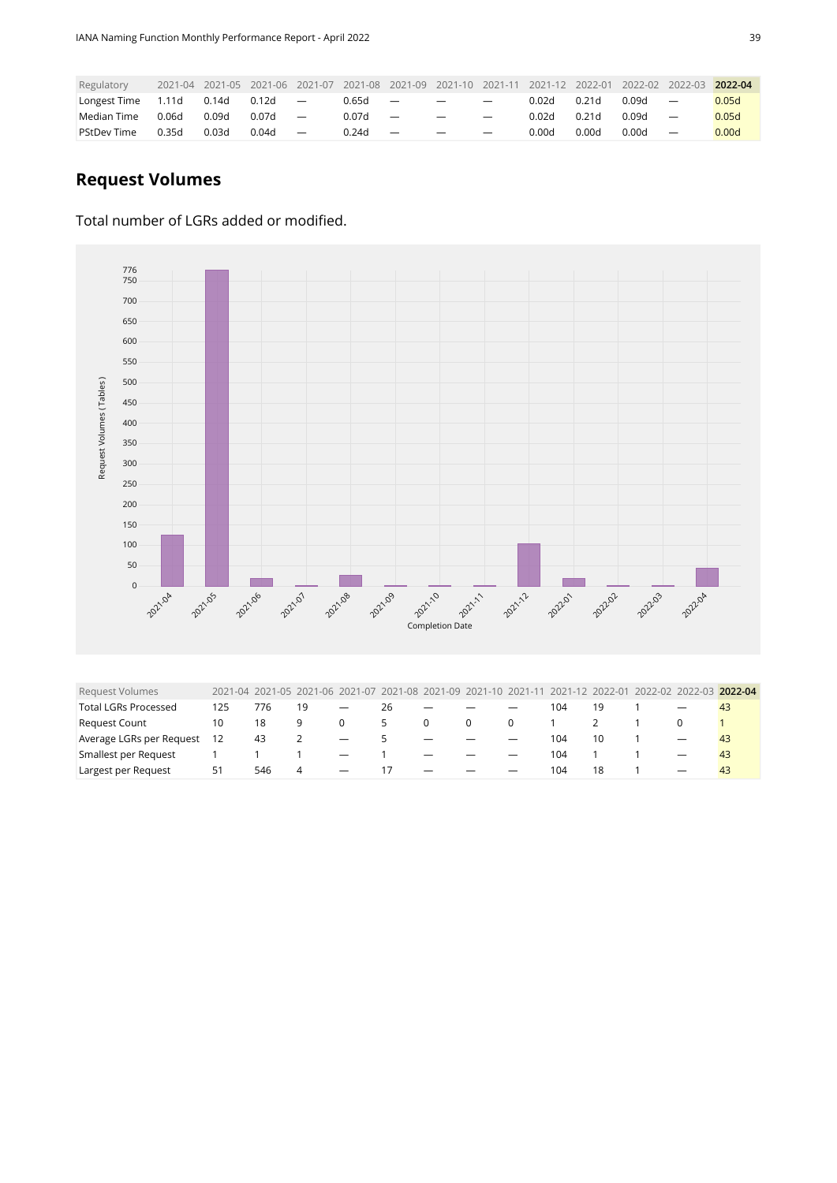| Regulatory | 2021-04 | 2021-05 | 2021-06 | 2021-07 | 2021-08 | 2021-09 | 2021-10 | 2021-11 | 2021-12 | 2022-01 | 2022-02 | 2022-03 | **2022-04** |
|---|---|---|---|---|---|---|---|---|---|---|---|---|---|
| Longest Time | 1.11d | 0.14d | 0.12d | — | 0.65d | — | — | — | 0.02d | 0.21d | 0.09d | — | 0.05d |
| Median Time | 0.06d | 0.09d | 0.07d | — | 0.07d | — | — | — | 0.02d | 0.21d | 0.09d | — | 0.05d |
| PStDev Time | 0.35d | 0.03d | 0.04d | — | 0.24d | — | — | — | 0.00d | 0.00d | 0.00d | — | 0.00d |

## Request Volumes

Total number of LGRs added or modified.

| Request Volumes | 2021-04 | 2021-05 | 2021-06 | 2021-07 | 2021-08 | 2021-09 | 2021-10 | 2021-11 | 2021-12 | 2022-01 | 2022-02 | 2022-03 | **2022-04** |
|---|---|---|---|---|---|---|---|---|---|---|---|---|---|
| Total LGRs Processed | 125 | 776 | 19 | — | 26 | — | — | — | 104 | 19 | 1 | — | 43 |
| Request Count | 10 | 18 | 9 | 0 | 5 | 0 | 0 | 0 | 1 | 2 | 1 | 0 | 1 |
| Average LGRs per Request | 12 | 43 | 2 | — | 5 | — | — | — | 104 | 10 | 1 | — | 43 |
| Smallest per Request | 1 | 1 | 1 | — | 1 | — | — | — | 104 | 1 | 1 | — | 43 |
| Largest per Request | 51 | 546 | 4 | — | 17 | — | — | — | 104 | 18 | 1 | — | 43 |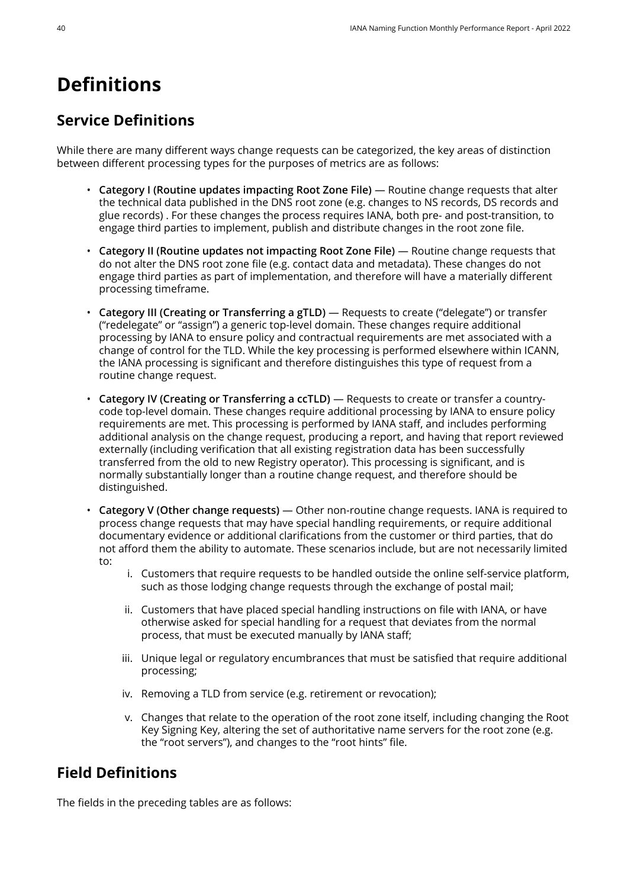# Definitions

## Service Definitions

While there are many different ways change requests can be categorized, the key areas of distinction between different processing types for the purposes of metrics are as follows:

- **Category I (Routine updates impacting Root Zone File)** — Routine change requests that alter the technical data published in the DNS root zone (e.g. changes to NS records, DS records and glue records) . For these changes the process requires IANA, both pre- and post-transition, to engage third parties to implement, publish and distribute changes in the root zone file.
- **Category II (Routine updates not impacting Root Zone File)** — Routine change requests that do not alter the DNS root zone file (e.g. contact data and metadata). These changes do not engage third parties as part of implementation, and therefore will have a materially different processing timeframe.
- **Category III (Creating or Transferring a gTLD)** — Requests to create ("delegate") or transfer ("redelegate" or "assign") a generic top-level domain. These changes require additional processing by IANA to ensure policy and contractual requirements are met associated with a change of control for the TLD. While the key processing is performed elsewhere within ICANN, the IANA processing is significant and therefore distinguishes this type of request from a routine change request.
- **Category IV (Creating or Transferring a ccTLD)** — Requests to create or transfer a country-code top-level domain. These changes require additional processing by IANA to ensure policy requirements are met. This processing is performed by IANA staff, and includes performing additional analysis on the change request, producing a report, and having that report reviewed externally (including verification that all existing registration data has been successfully transferred from the old to new Registry operator). This processing is significant, and is normally substantially longer than a routine change request, and therefore should be distinguished.
- **Category V (Other change requests)** — Other non-routine change requests. IANA is required to process change requests that may have special handling requirements, or require additional documentary evidence or additional clarifications from the customer or third parties, that do not afford them the ability to automate. These scenarios include, but are not necessarily limited to:
    1. Customers that require requests to be handled outside the online self-service platform, such as those lodging change requests through the exchange of postal mail;
    2. Customers that have placed special handling instructions on file with IANA, or have otherwise asked for special handling for a request that deviates from the normal process, that must be executed manually by IANA staff;
    3. Unique legal or regulatory encumbrances that must be satisfied that require additional processing;
    4. Removing a TLD from service (e.g. retirement or revocation);
    5. Changes that relate to the operation of the root zone itself, including changing the Root Key Signing Key, altering the set of authoritative name servers for the root zone (e.g. the "root servers"), and changes to the "root hints" file.

## Field Definitions

The fields in the preceding tables are as follows: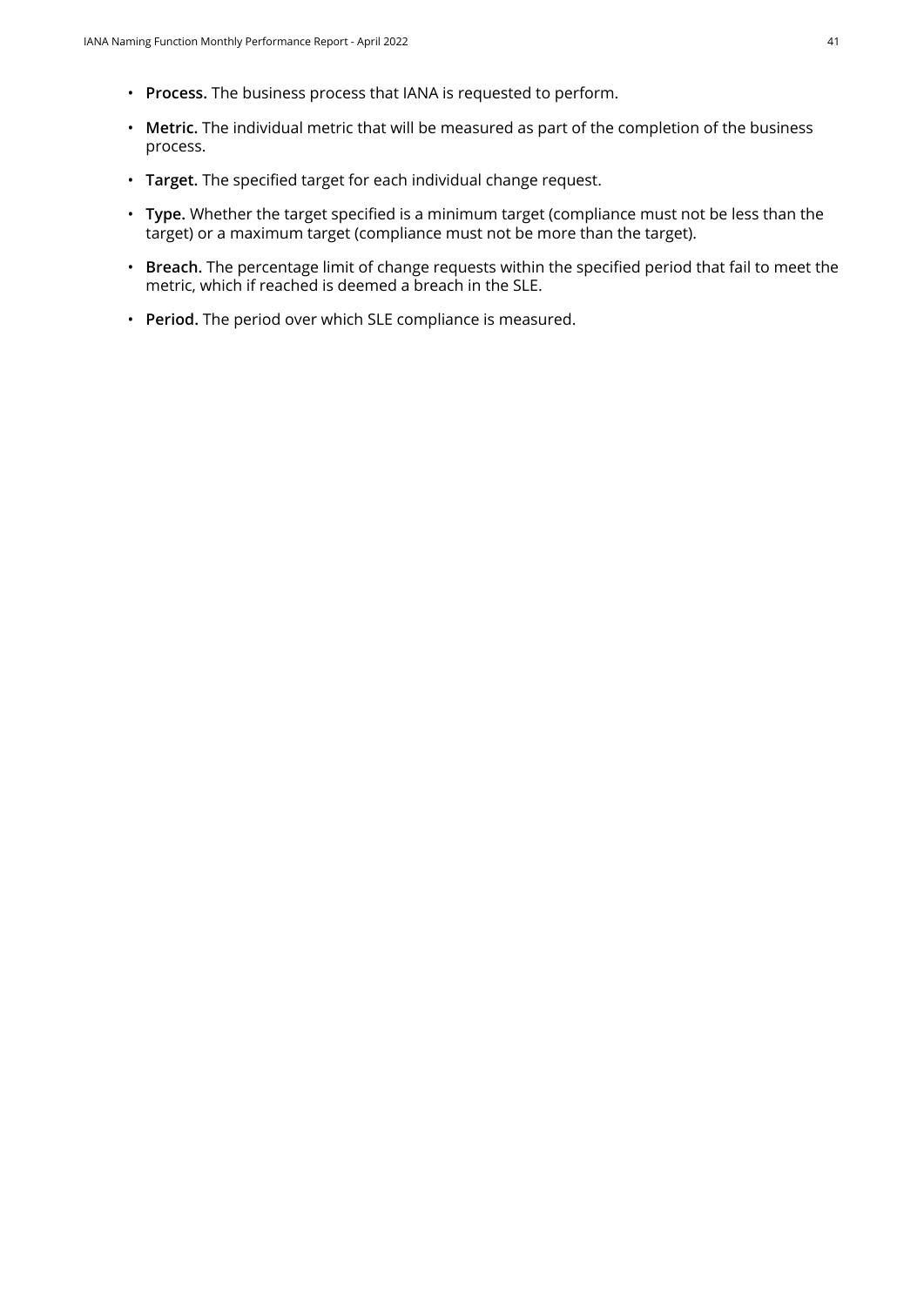- **Process.** The business process that IANA is requested to perform.
- **Metric.** The individual metric that will be measured as part of the completion of the business process.
- **Target.** The specified target for each individual change request.
- **Type.** Whether the target specified is a minimum target (compliance must not be less than the target) or a maximum target (compliance must not be more than the target).
- **Breach.** The percentage limit of change requests within the specified period that fail to meet the metric, which if reached is deemed a breach in the SLE.
- **Period.** The period over which SLE compliance is measured.